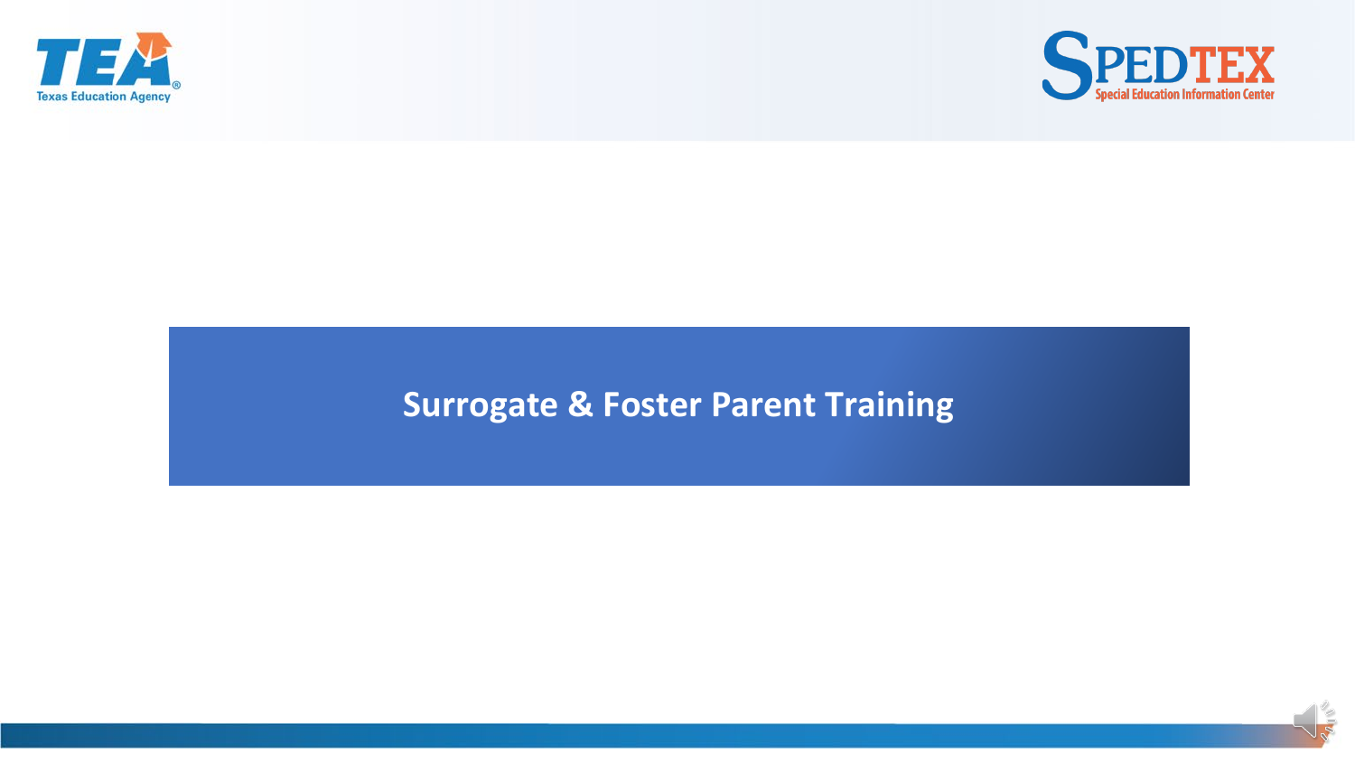# Surrogate & Foster Parent Training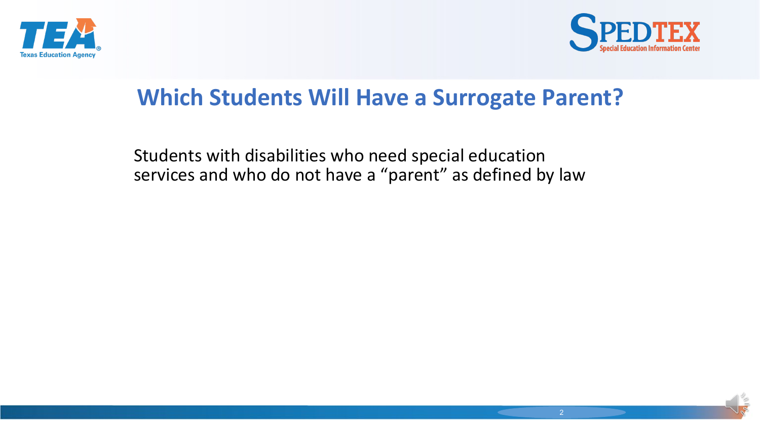# Which Students Will Have a Surrogate Parent?

Students with disabilities who need special education services and who do not have a "parent" as defined by law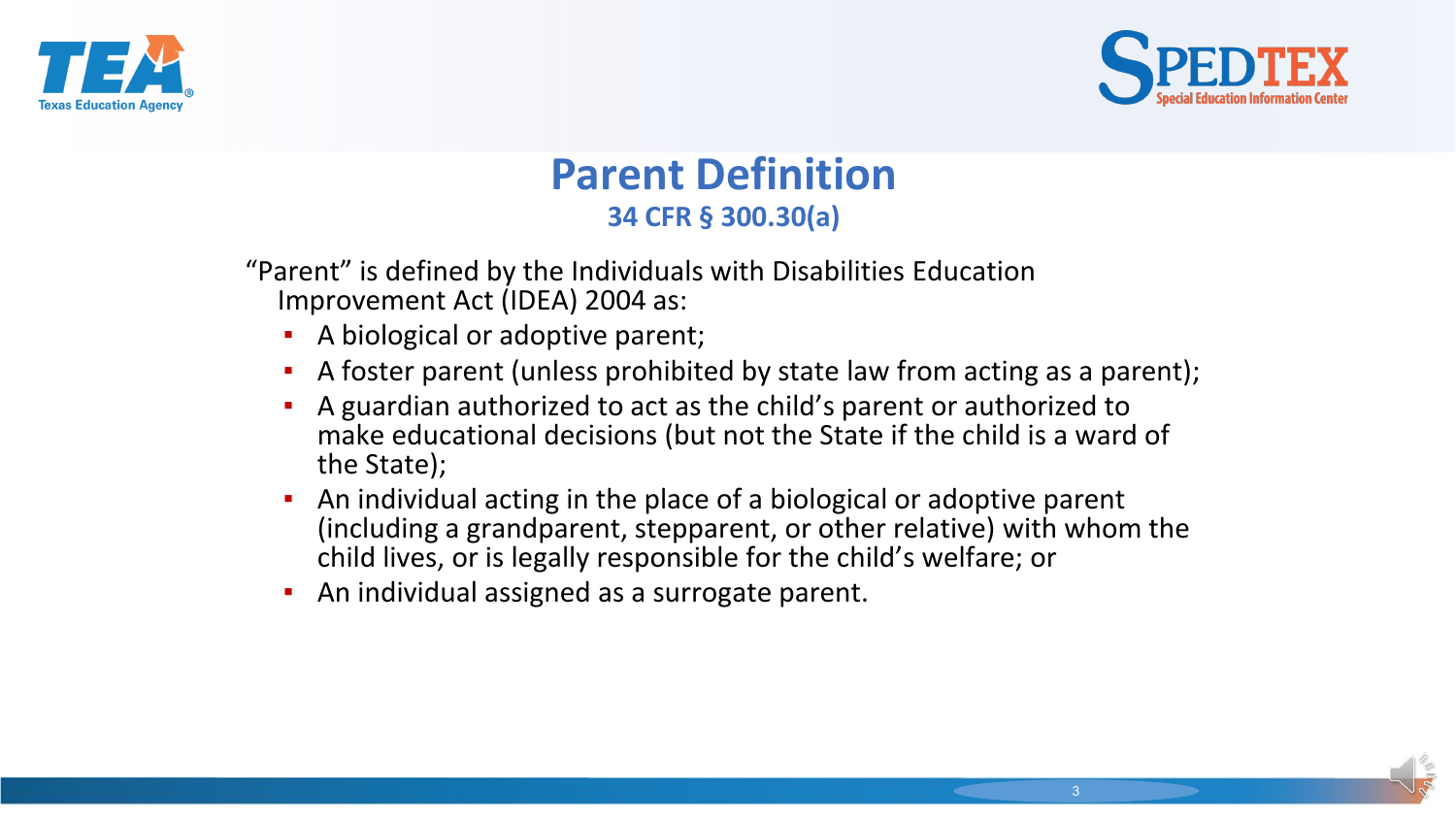# Parent Definition

## 34 CFR § 300.30(a)

“Parent” is defined by the Individuals with Disabilities Education Improvement Act (IDEA) 2004 as:

- A biological or adoptive parent;
- A foster parent (unless prohibited by state law from acting as a parent);
- A guardian authorized to act as the child’s parent or authorized to make educational decisions (but not the State if the child is a ward of the State);
- An individual acting in the place of a biological or adoptive parent (including a grandparent, stepparent, or other relative) with whom the child lives, or is legally responsible for the child’s welfare; or
- An individual assigned as a surrogate parent.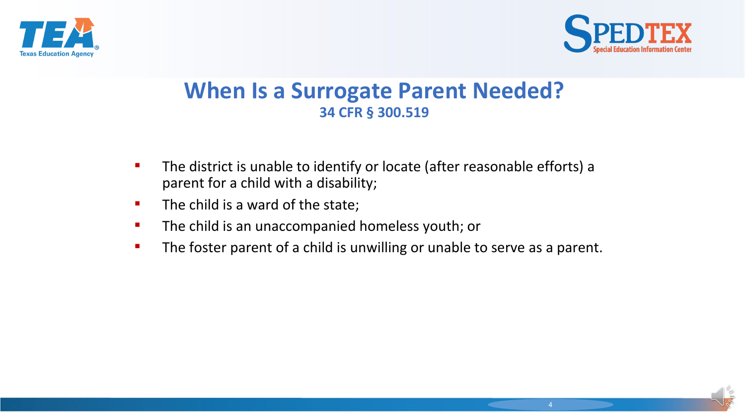# When Is a Surrogate Parent Needed?

**34 CFR § 300.519**

- The district is unable to identify or locate (after reasonable efforts) a parent for a child with a disability;
- The child is a ward of the state;
- The child is an unaccompanied homeless youth; or
- The foster parent of a child is unwilling or unable to serve as a parent.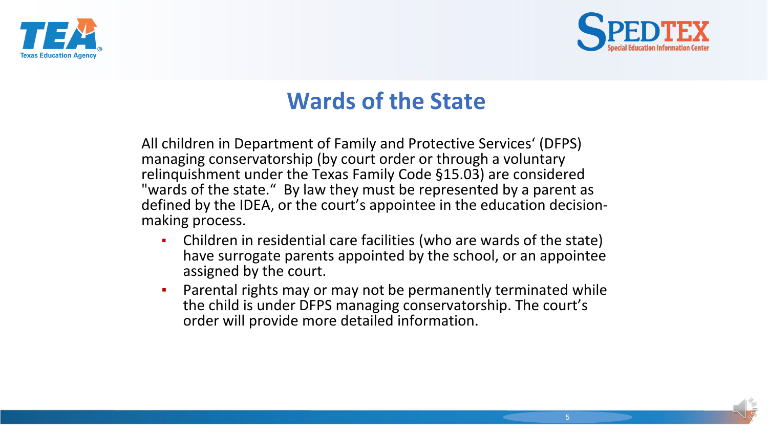# Wards of the State

All children in Department of Family and Protective Services' (DFPS) managing conservatorship (by court order or through a voluntary relinquishment under the Texas Family Code §15.03) are considered "wards of the state." By law they must be represented by a parent as defined by the IDEA, or the court's appointee in the education decision-making process.

- Children in residential care facilities (who are wards of the state) have surrogate parents appointed by the school, or an appointee assigned by the court.
- Parental rights may or may not be permanently terminated while the child is under DFPS managing conservatorship. The court's order will provide more detailed information.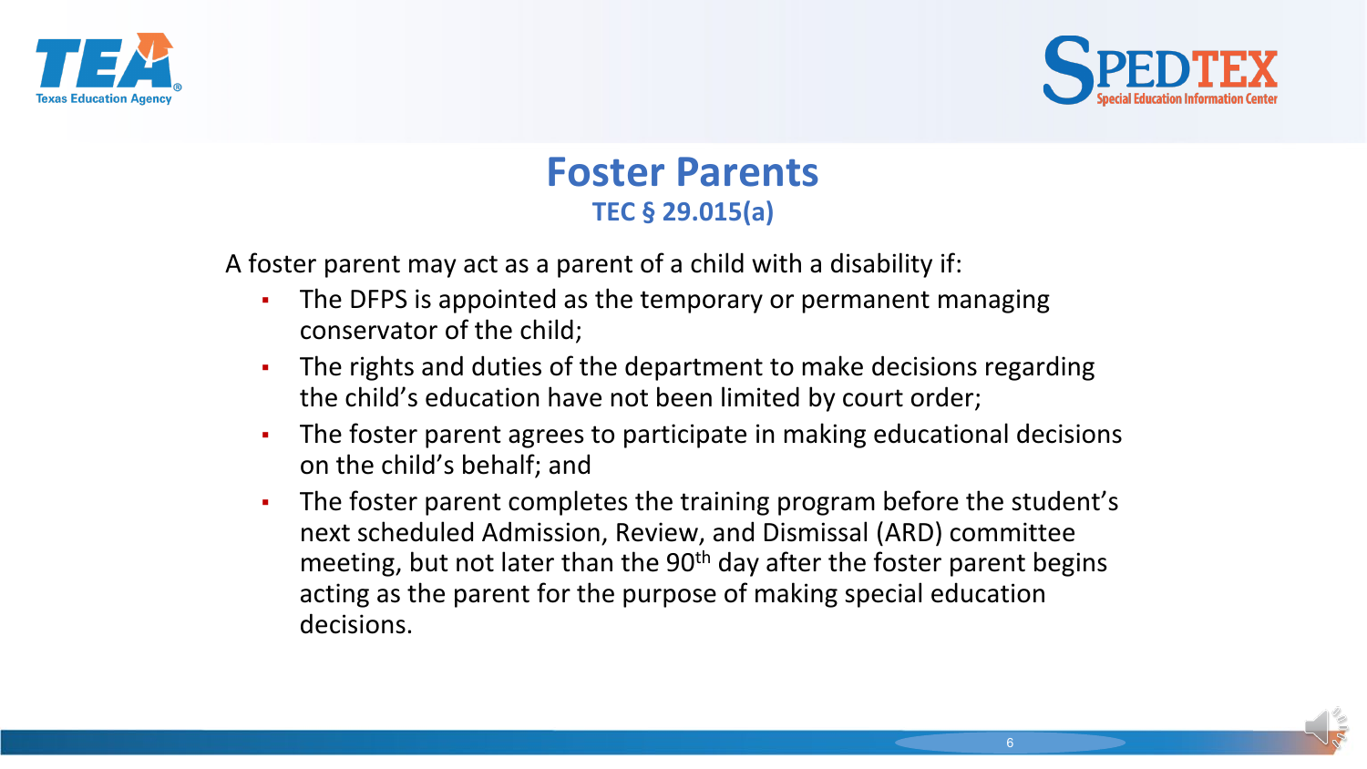# Foster Parents

### TEC § 29.015(a)

A foster parent may act as a parent of a child with a disability if:

- The DFPS is appointed as the temporary or permanent managing conservator of the child;
- The rights and duties of the department to make decisions regarding the child's education have not been limited by court order;
- The foster parent agrees to participate in making educational decisions on the child's behalf; and
- The foster parent completes the training program before the student's next scheduled Admission, Review, and Dismissal (ARD) committee meeting, but not later than the 90th day after the foster parent begins acting as the parent for the purpose of making special education decisions.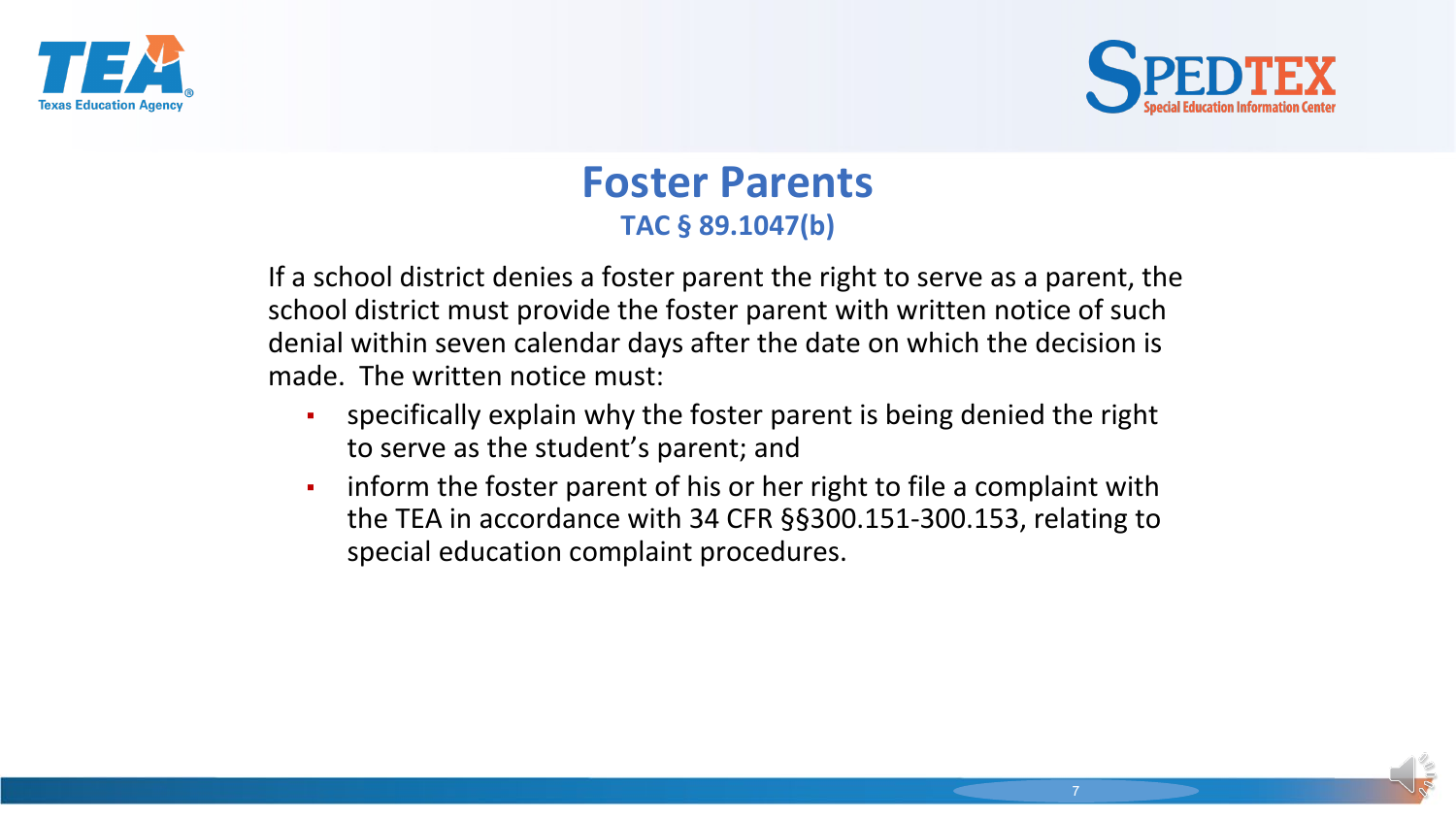# Foster Parents

### TAC § 89.1047(b)

If a school district denies a foster parent the right to serve as a parent, the school district must provide the foster parent with written notice of such denial within seven calendar days after the date on which the decision is made. The written notice must:

- specifically explain why the foster parent is being denied the right to serve as the student's parent; and
- inform the foster parent of his or her right to file a complaint with the TEA in accordance with 34 CFR §§300.151-300.153, relating to special education complaint procedures.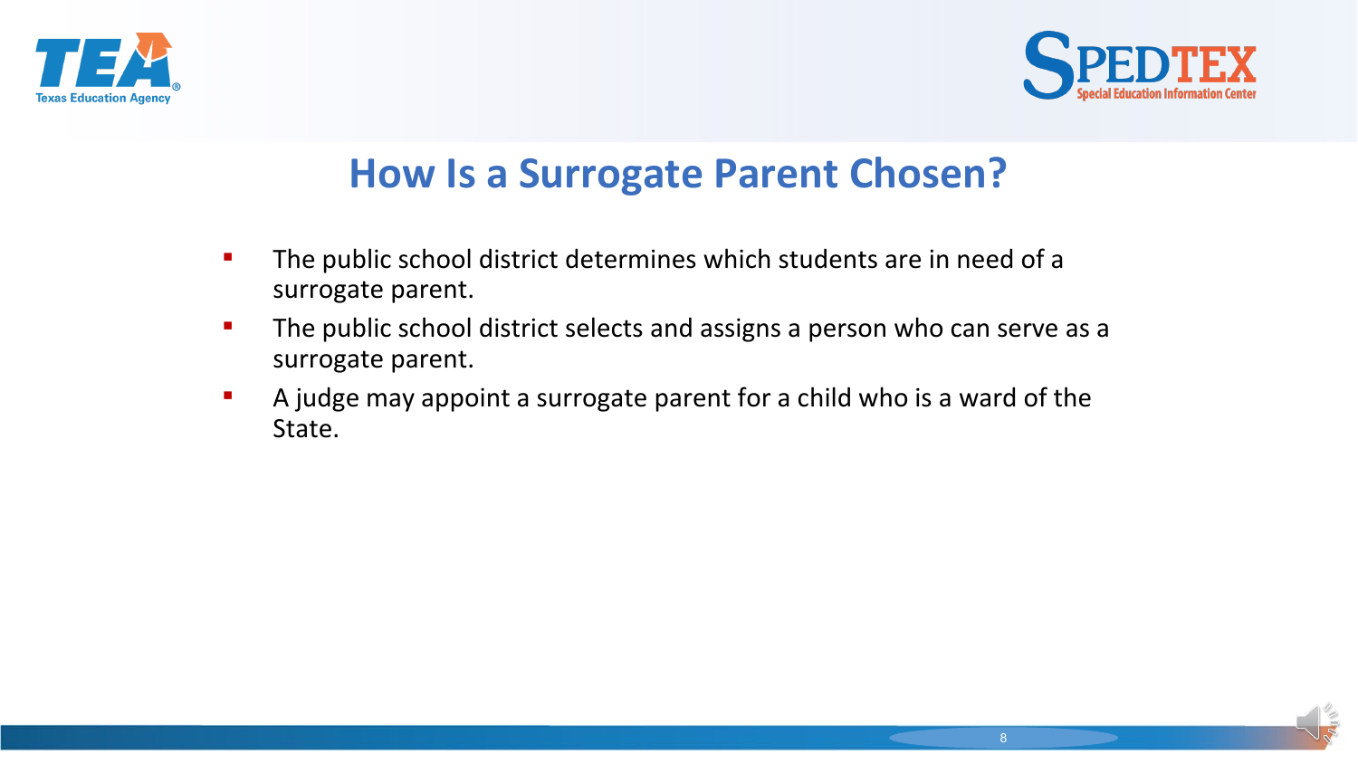# How Is a Surrogate Parent Chosen?

- The public school district determines which students are in need of a surrogate parent.
- The public school district selects and assigns a person who can serve as a surrogate parent.
- A judge may appoint a surrogate parent for a child who is a ward of the State.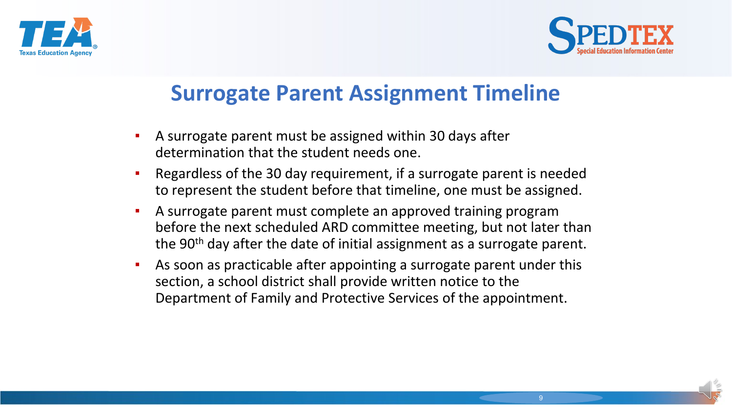# Surrogate Parent Assignment Timeline

- A surrogate parent must be assigned within 30 days after determination that the student needs one.
- Regardless of the 30 day requirement, if a surrogate parent is needed to represent the student before that timeline, one must be assigned.
- A surrogate parent must complete an approved training program before the next scheduled ARD committee meeting, but not later than the 90th day after the date of initial assignment as a surrogate parent.
- As soon as practicable after appointing a surrogate parent under this section, a school district shall provide written notice to the Department of Family and Protective Services of the appointment.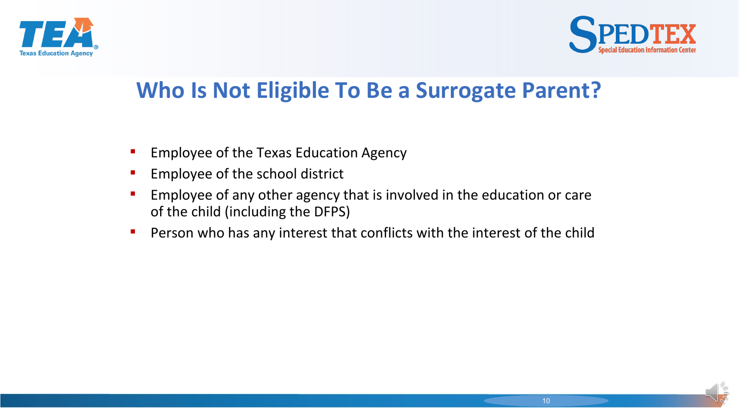# Who Is Not Eligible To Be a Surrogate Parent?

- Employee of the Texas Education Agency
- Employee of the school district
- Employee of any other agency that is involved in the education or care of the child (including the DFPS)
- Person who has any interest that conflicts with the interest of the child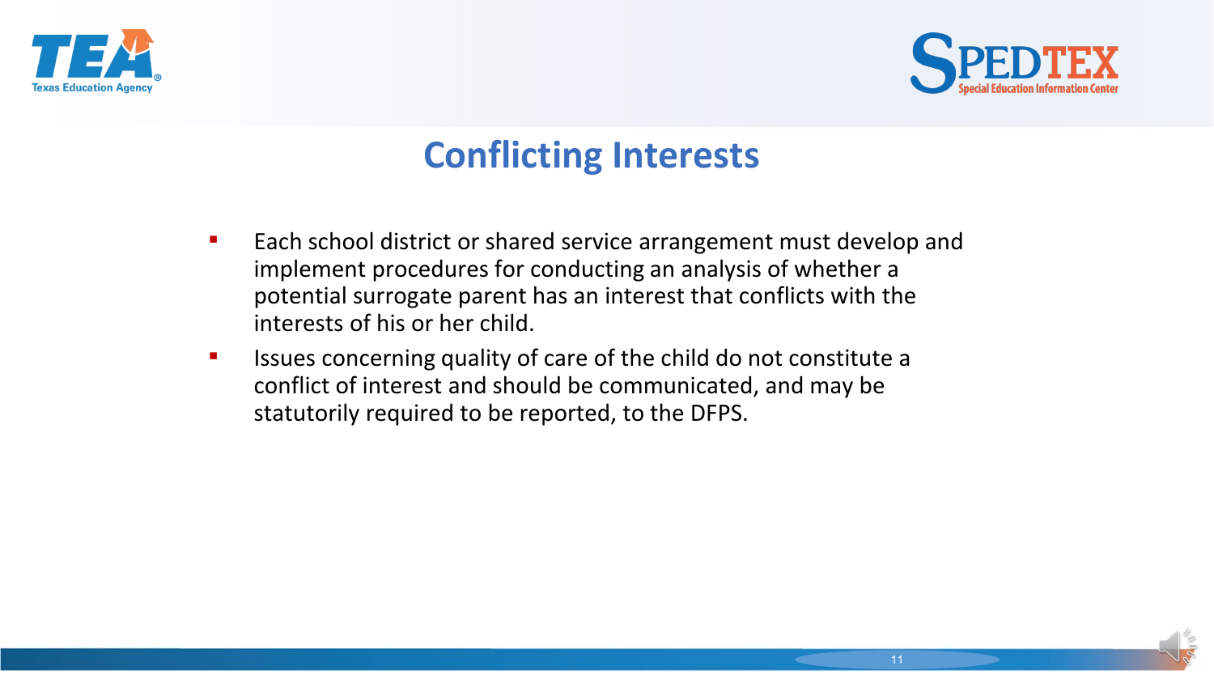# Conflicting Interests

- Each school district or shared service arrangement must develop and implement procedures for conducting an analysis of whether a potential surrogate parent has an interest that conflicts with the interests of his or her child.
- Issues concerning quality of care of the child do not constitute a conflict of interest and should be communicated, and may be statutorily required to be reported, to the DFPS.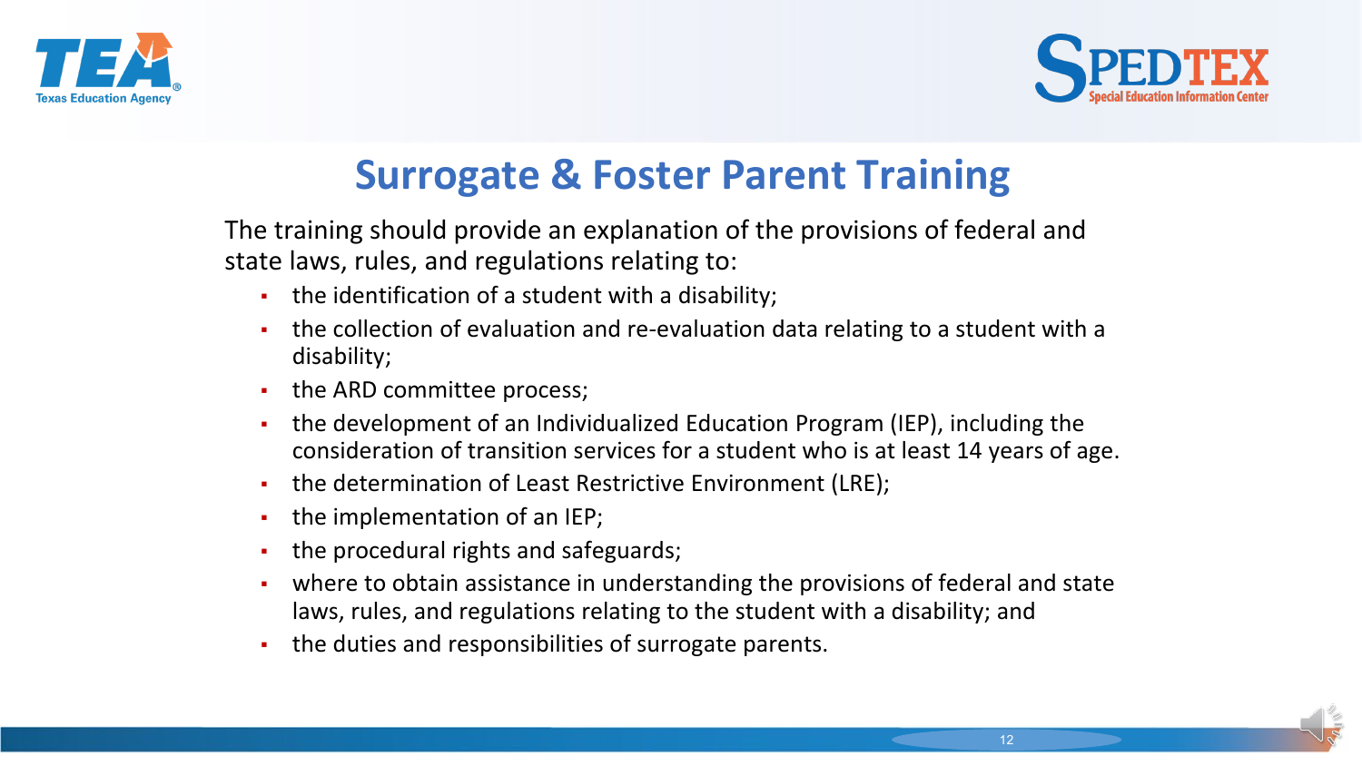# Surrogate & Foster Parent Training

The training should provide an explanation of the provisions of federal and state laws, rules, and regulations relating to:

- the identification of a student with a disability;
- the collection of evaluation and re-evaluation data relating to a student with a disability;
- the ARD committee process;
- the development of an Individualized Education Program (IEP), including the consideration of transition services for a student who is at least 14 years of age.
- the determination of Least Restrictive Environment (LRE);
- the implementation of an IEP;
- the procedural rights and safeguards;
- where to obtain assistance in understanding the provisions of federal and state laws, rules, and regulations relating to the student with a disability; and
- the duties and responsibilities of surrogate parents.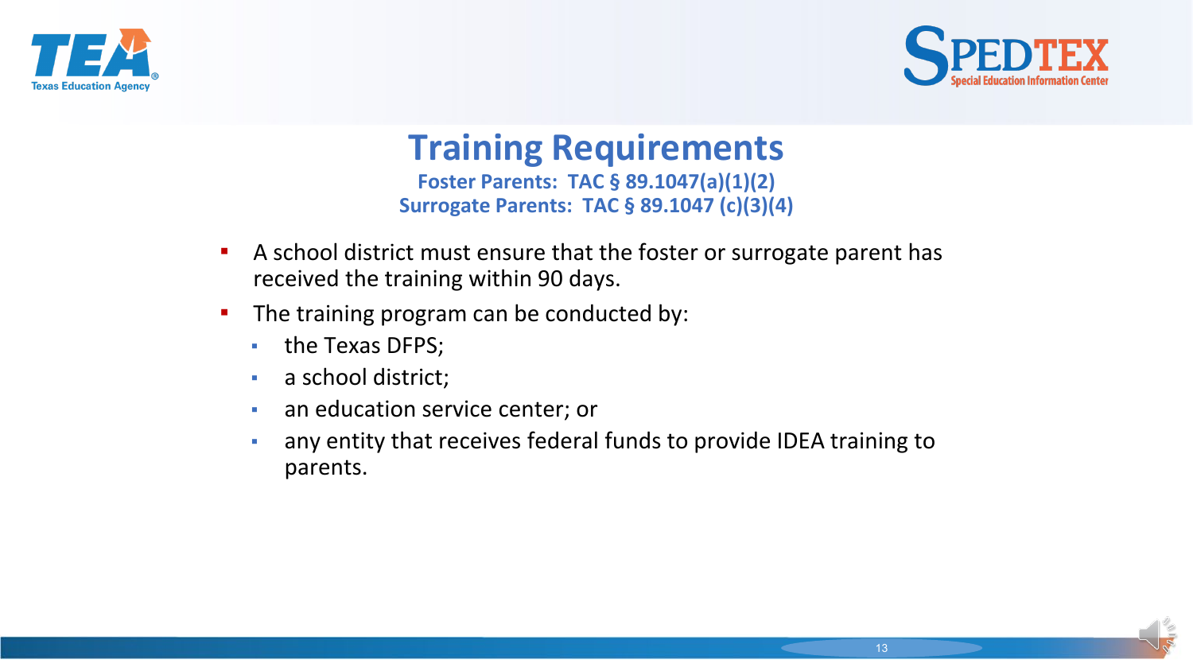# Training Requirements

**Foster Parents: TAC § 89.1047(a)(1)(2)**
**Surrogate Parents: TAC § 89.1047 (c)(3)(4)**

- A school district must ensure that the foster or surrogate parent has received the training within 90 days.
- The training program can be conducted by:
  - the Texas DFPS;
  - a school district;
  - an education service center; or
  - any entity that receives federal funds to provide IDEA training to parents.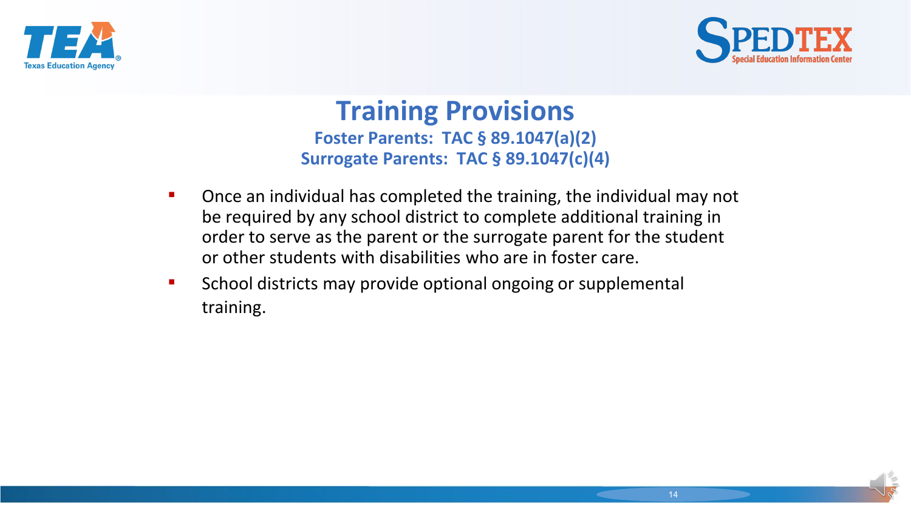# Training Provisions

**Foster Parents: TAC § 89.1047(a)(2)**

**Surrogate Parents: TAC § 89.1047(c)(4)**

- Once an individual has completed the training, the individual may not be required by any school district to complete additional training in order to serve as the parent or the surrogate parent for the student or other students with disabilities who are in foster care.
- School districts may provide optional ongoing or supplemental training.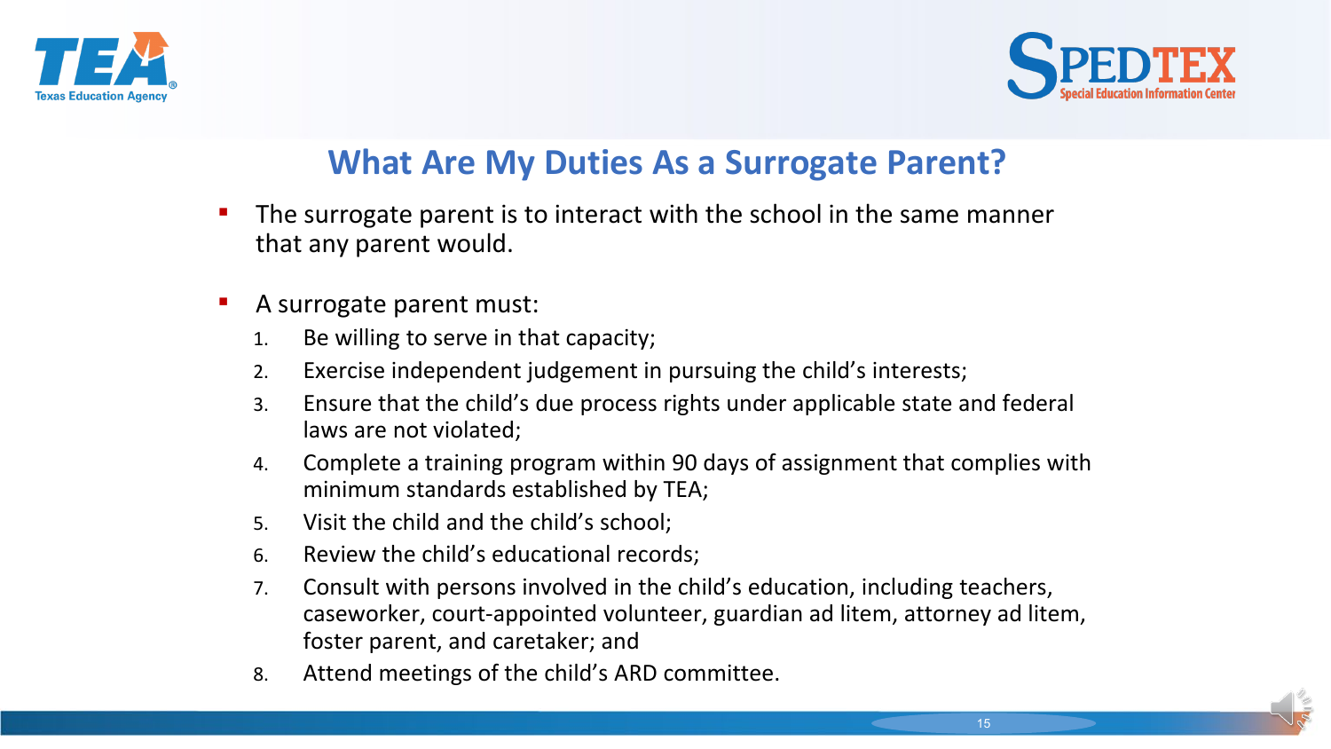## What Are My Duties As a Surrogate Parent?

- The surrogate parent is to interact with the school in the same manner that any parent would.
- A surrogate parent must:
  1. Be willing to serve in that capacity;
  2. Exercise independent judgement in pursuing the child's interests;
  3. Ensure that the child's due process rights under applicable state and federal laws are not violated;
  4. Complete a training program within 90 days of assignment that complies with minimum standards established by TEA;
  5. Visit the child and the child's school;
  6. Review the child's educational records;
  7. Consult with persons involved in the child's education, including teachers, caseworker, court-appointed volunteer, guardian ad litem, attorney ad litem, foster parent, and caretaker; and
  8. Attend meetings of the child's ARD committee.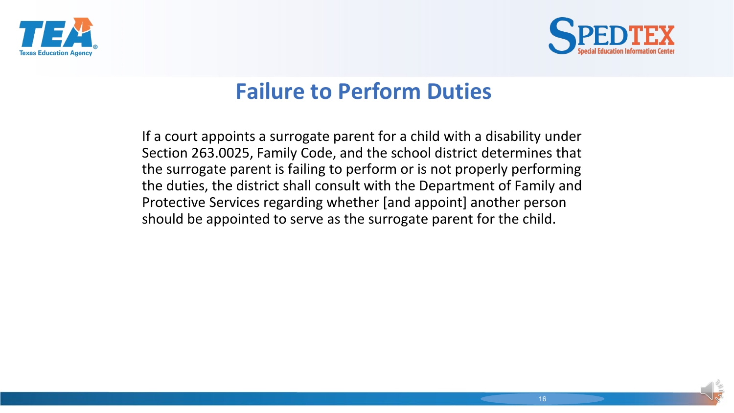# Failure to Perform Duties

If a court appoints a surrogate parent for a child with a disability under Section 263.0025, Family Code, and the school district determines that the surrogate parent is failing to perform or is not properly performing the duties, the district shall consult with the Department of Family and Protective Services regarding whether [and appoint] another person should be appointed to serve as the surrogate parent for the child.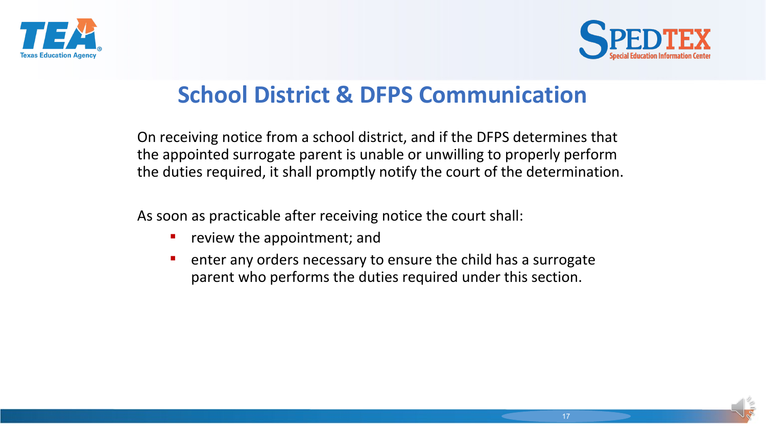# School District & DFPS Communication

On receiving notice from a school district, and if the DFPS determines that the appointed surrogate parent is unable or unwilling to properly perform the duties required, it shall promptly notify the court of the determination.

As soon as practicable after receiving notice the court shall:

- review the appointment; and
- enter any orders necessary to ensure the child has a surrogate parent who performs the duties required under this section.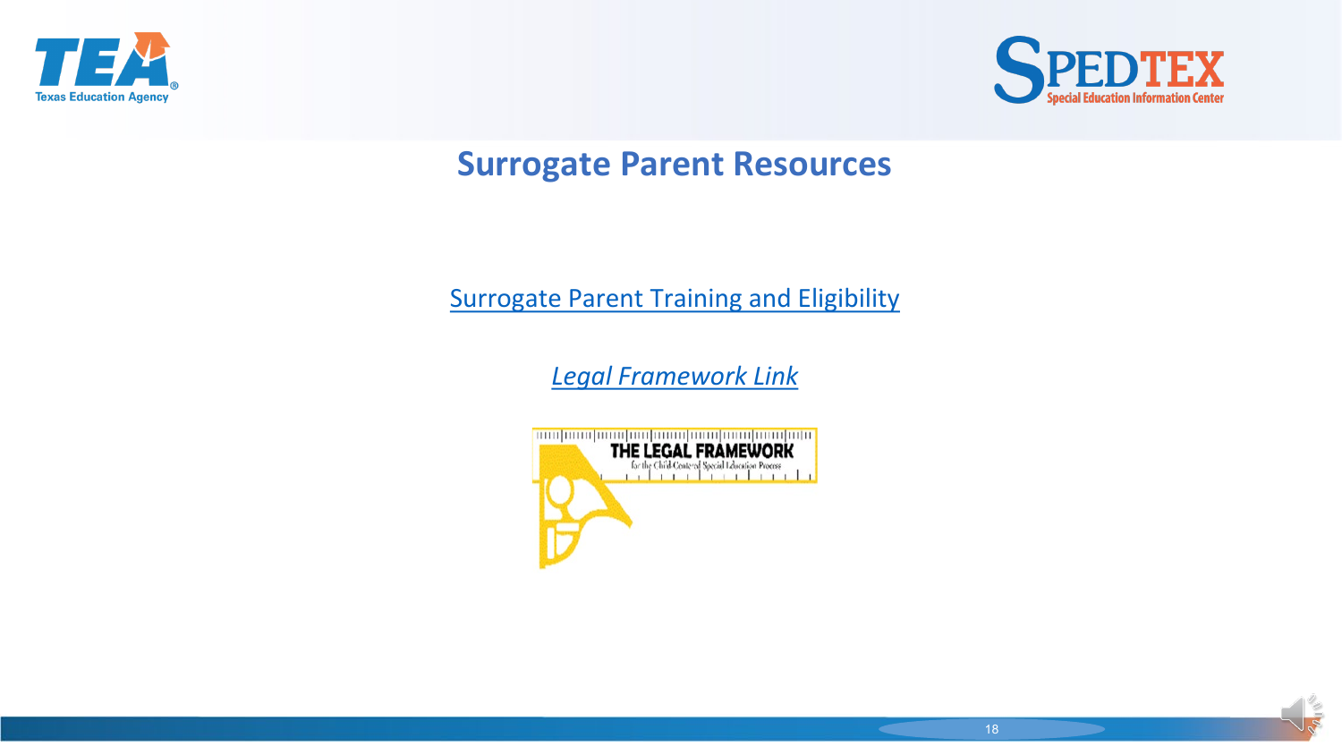# Surrogate Parent Resources

[Surrogate Parent Training and Eligibility]

*[Legal Framework Link]*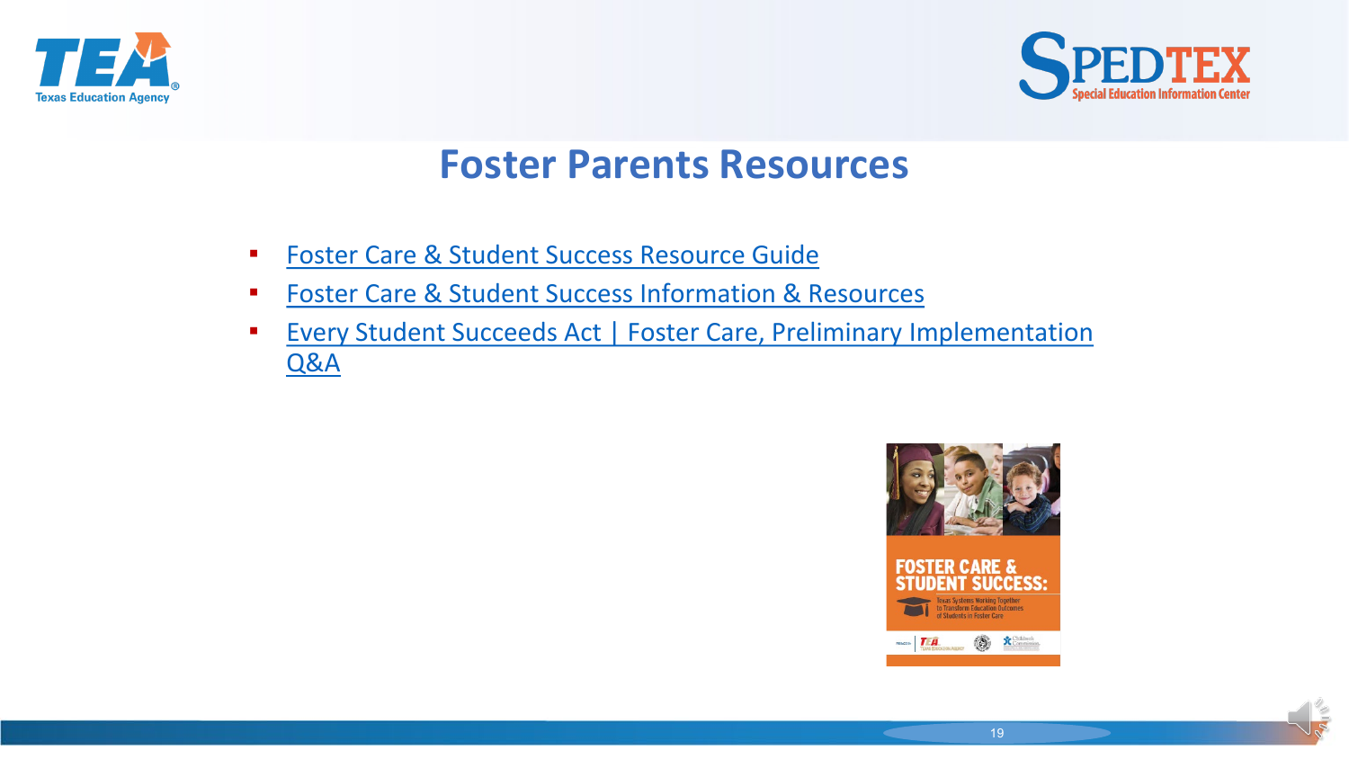# Foster Parents Resources

- Foster Care & Student Success Resource Guide
- Foster Care & Student Success Information & Resources
- Every Student Succeeds Act | Foster Care, Preliminary Implementation Q&A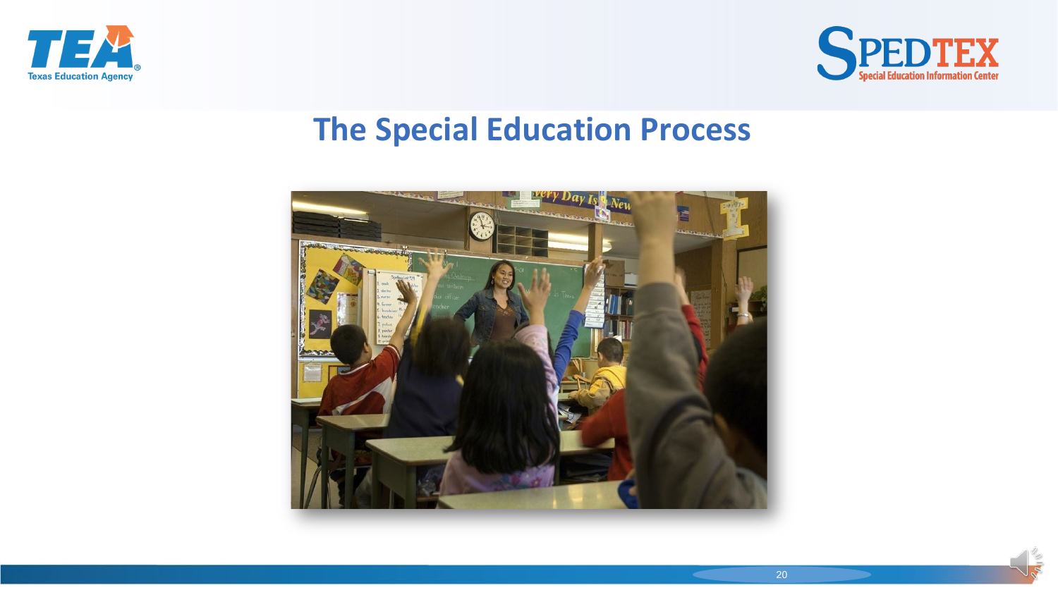# The Special Education Process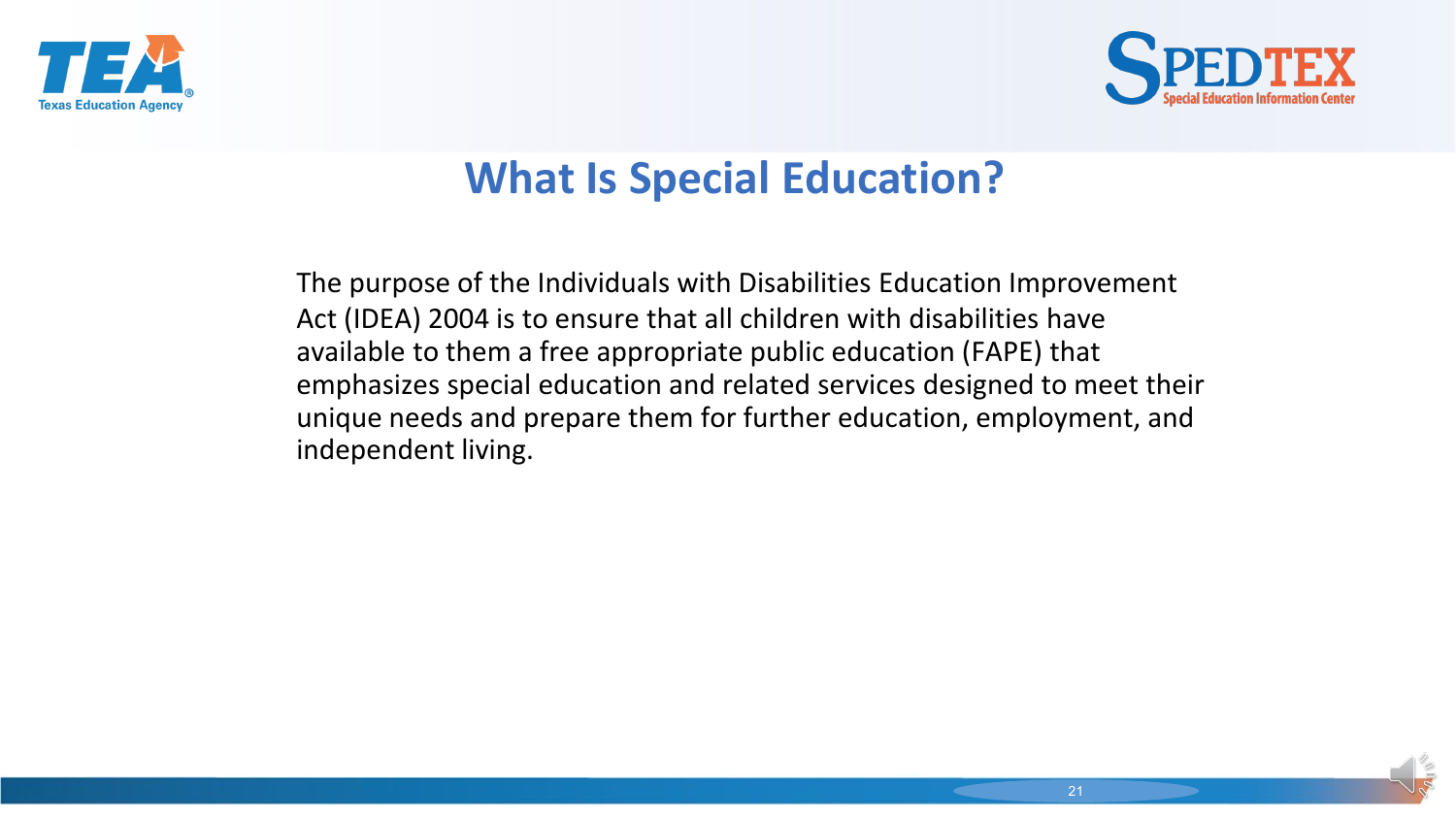# What Is Special Education?

The purpose of the Individuals with Disabilities Education Improvement Act (IDEA) 2004 is to ensure that all children with disabilities have available to them a free appropriate public education (FAPE) that emphasizes special education and related services designed to meet their unique needs and prepare them for further education, employment, and independent living.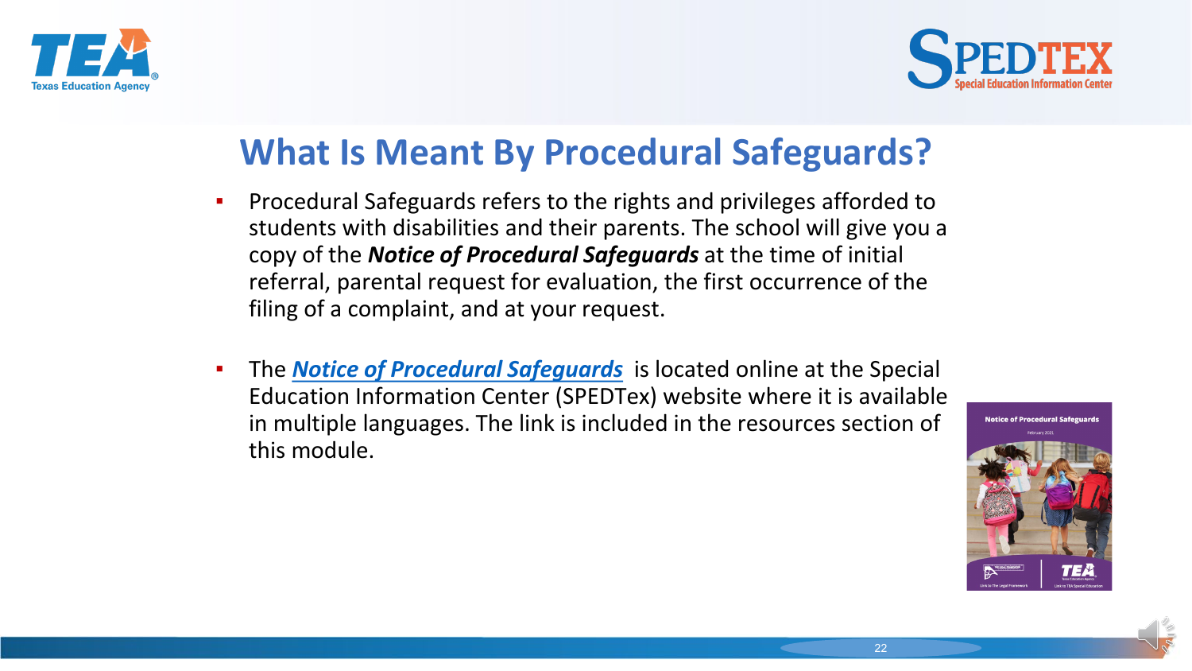# What Is Meant By Procedural Safeguards?

- Procedural Safeguards refers to the rights and privileges afforded to students with disabilities and their parents. The school will give you a copy of the ***Notice of Procedural Safeguards*** at the time of initial referral, parental request for evaluation, the first occurrence of the filing of a complaint, and at your request.

- The ***Notice of Procedural Safeguards*** is located online at the Special Education Information Center (SPEDTex) website where it is available in multiple languages. The link is included in the resources section of this module.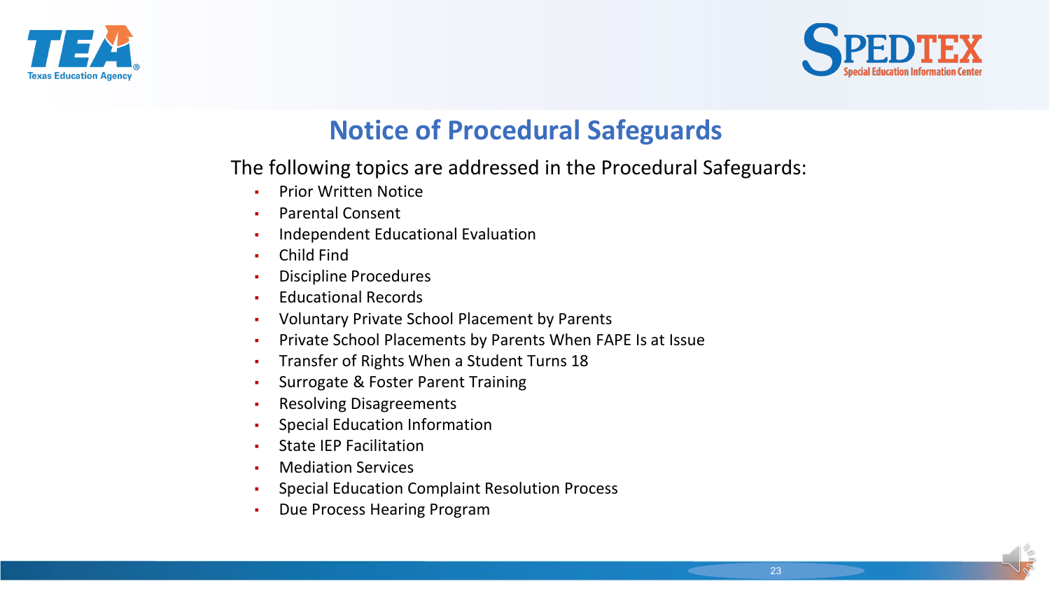# Notice of Procedural Safeguards

The following topics are addressed in the Procedural Safeguards:

- Prior Written Notice
- Parental Consent
- Independent Educational Evaluation
- Child Find
- Discipline Procedures
- Educational Records
- Voluntary Private School Placement by Parents
- Private School Placements by Parents When FAPE Is at Issue
- Transfer of Rights When a Student Turns 18
- Surrogate & Foster Parent Training
- Resolving Disagreements
- Special Education Information
- State IEP Facilitation
- Mediation Services
- Special Education Complaint Resolution Process
- Due Process Hearing Program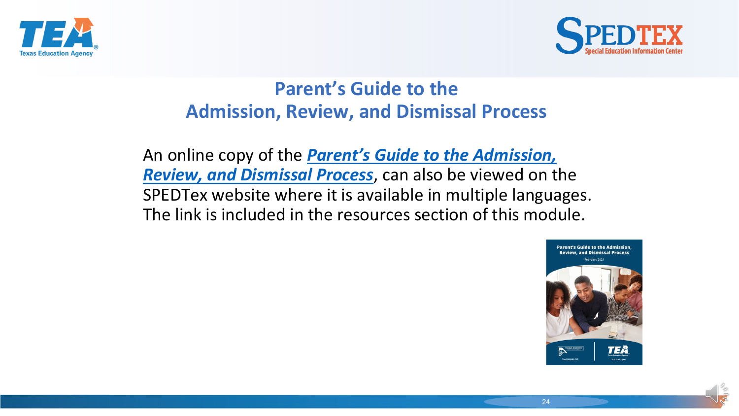## Parent's Guide to the Admission, Review, and Dismissal Process

An online copy of the ***Parent's Guide to the Admission, Review, and Dismissal Process***, can also be viewed on the SPEDTex website where it is available in multiple languages. The link is included in the resources section of this module.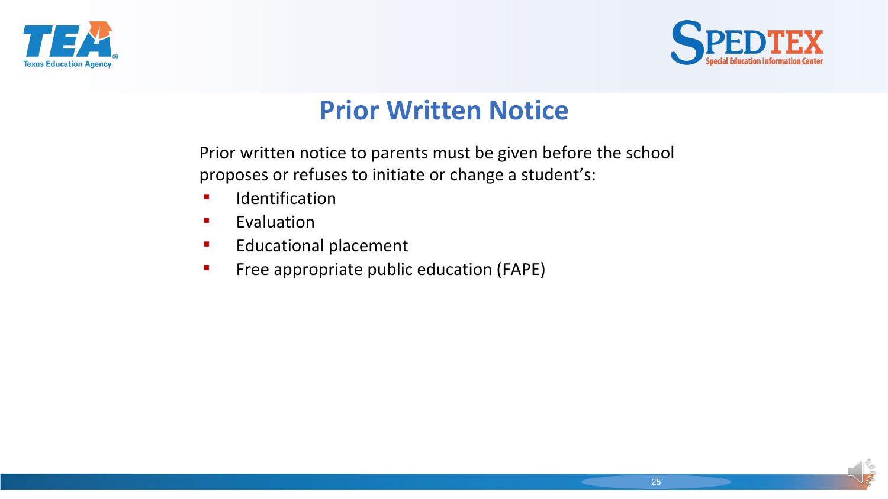# Prior Written Notice

Prior written notice to parents must be given before the school proposes or refuses to initiate or change a student's:

- Identification
- Evaluation
- Educational placement
- Free appropriate public education (FAPE)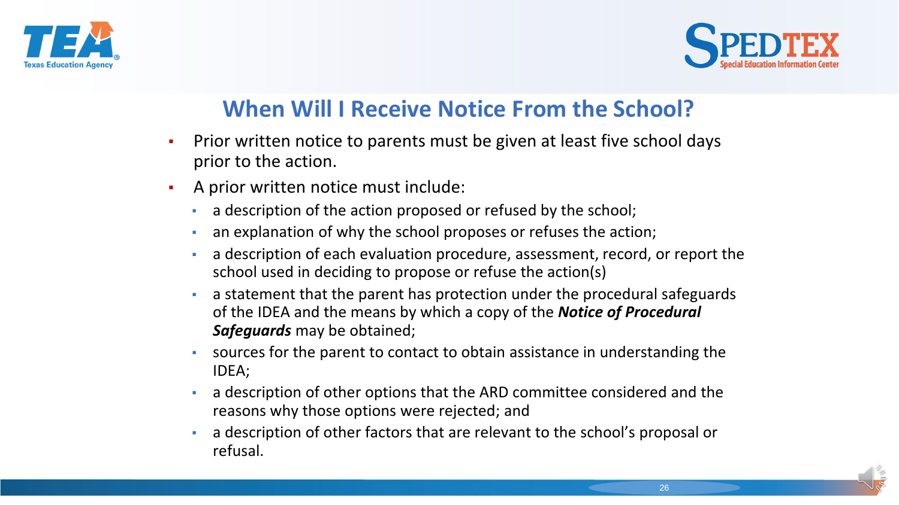## When Will I Receive Notice From the School?

- Prior written notice to parents must be given at least five school days prior to the action.
- A prior written notice must include:
  - a description of the action proposed or refused by the school;
  - an explanation of why the school proposes or refuses the action;
  - a description of each evaluation procedure, assessment, record, or report the school used in deciding to propose or refuse the action(s)
  - a statement that the parent has protection under the procedural safeguards of the IDEA and the means by which a copy of the ***Notice of Procedural Safeguards*** may be obtained;
  - sources for the parent to contact to obtain assistance in understanding the IDEA;
  - a description of other options that the ARD committee considered and the reasons why those options were rejected; and
  - a description of other factors that are relevant to the school's proposal or refusal.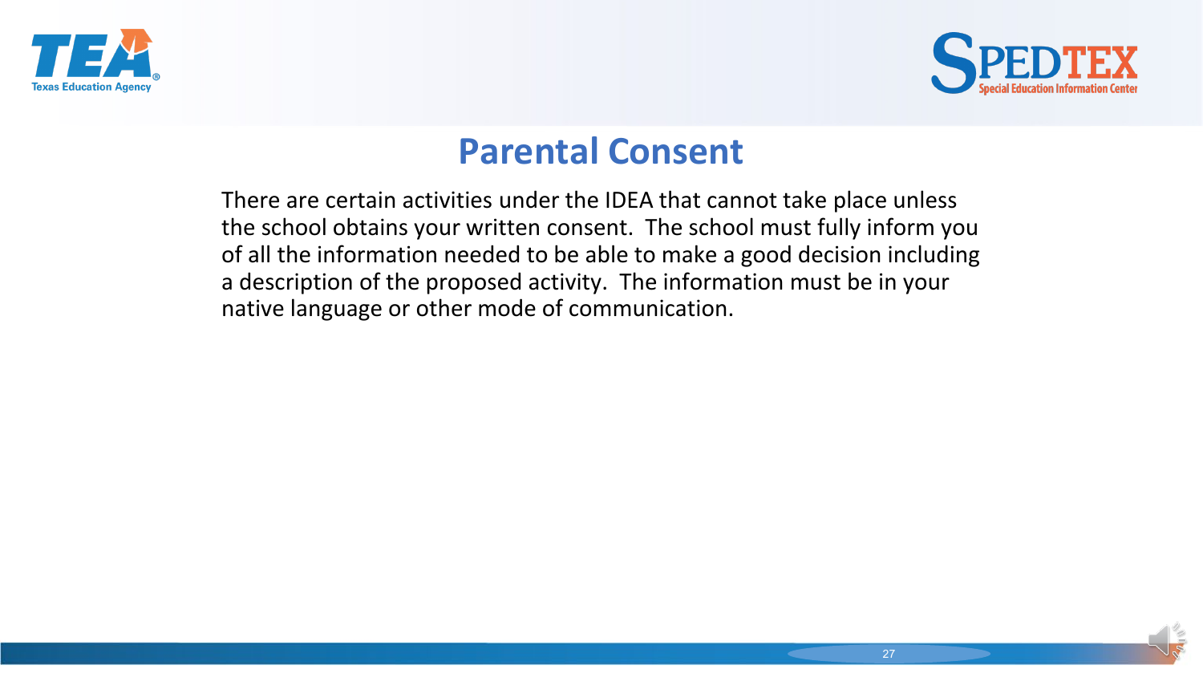# Parental Consent

There are certain activities under the IDEA that cannot take place unless the school obtains your written consent. The school must fully inform you of all the information needed to be able to make a good decision including a description of the proposed activity. The information must be in your native language or other mode of communication.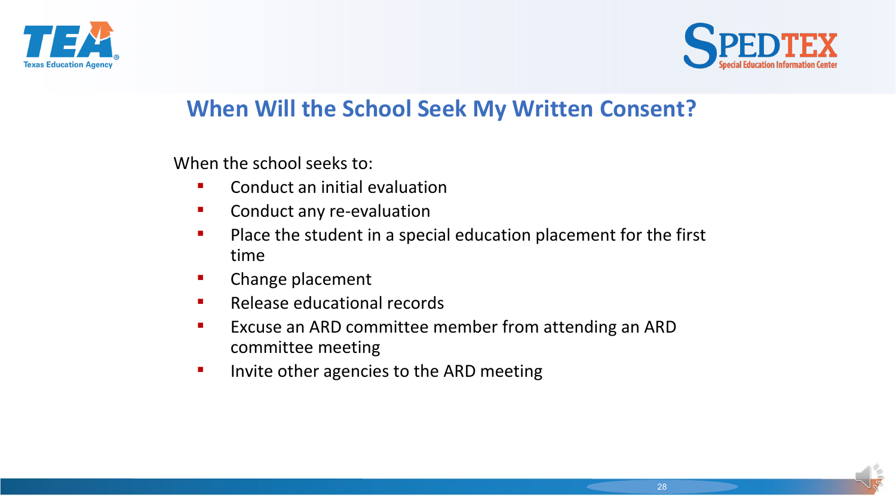## When Will the School Seek My Written Consent?

When the school seeks to:

- Conduct an initial evaluation
- Conduct any re-evaluation
- Place the student in a special education placement for the first time
- Change placement
- Release educational records
- Excuse an ARD committee member from attending an ARD committee meeting
- Invite other agencies to the ARD meeting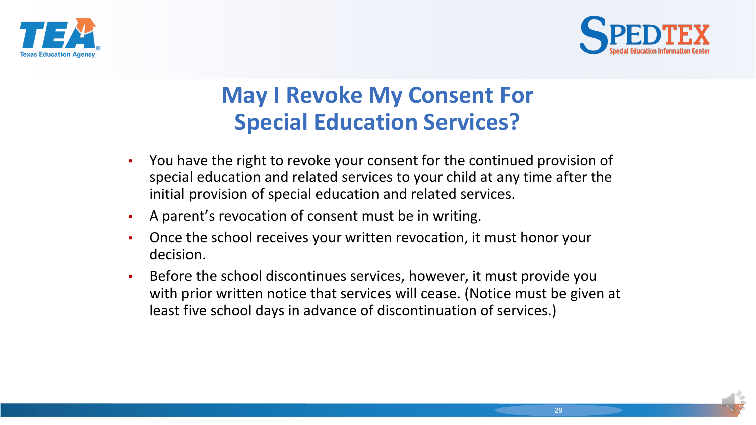# May I Revoke My Consent For Special Education Services?

- You have the right to revoke your consent for the continued provision of special education and related services to your child at any time after the initial provision of special education and related services.
- A parent's revocation of consent must be in writing.
- Once the school receives your written revocation, it must honor your decision.
- Before the school discontinues services, however, it must provide you with prior written notice that services will cease. (Notice must be given at least five school days in advance of discontinuation of services.)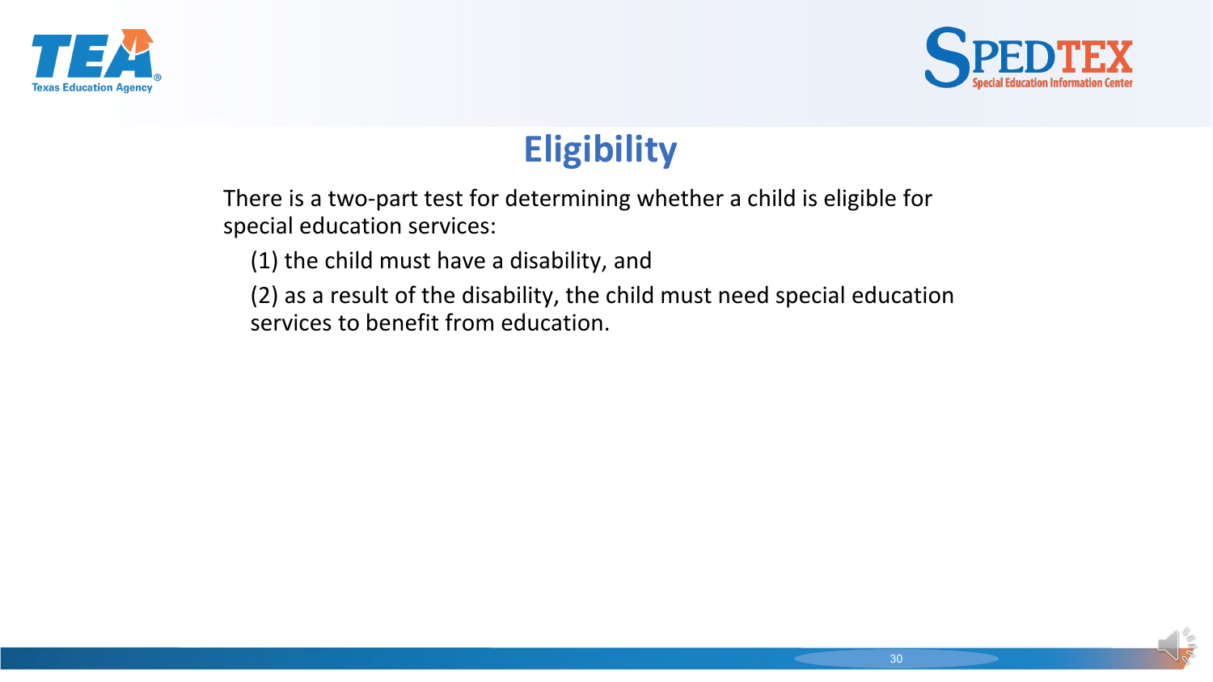# Eligibility

There is a two-part test for determining whether a child is eligible for special education services:

(1) the child must have a disability, and

(2) as a result of the disability, the child must need special education services to benefit from education.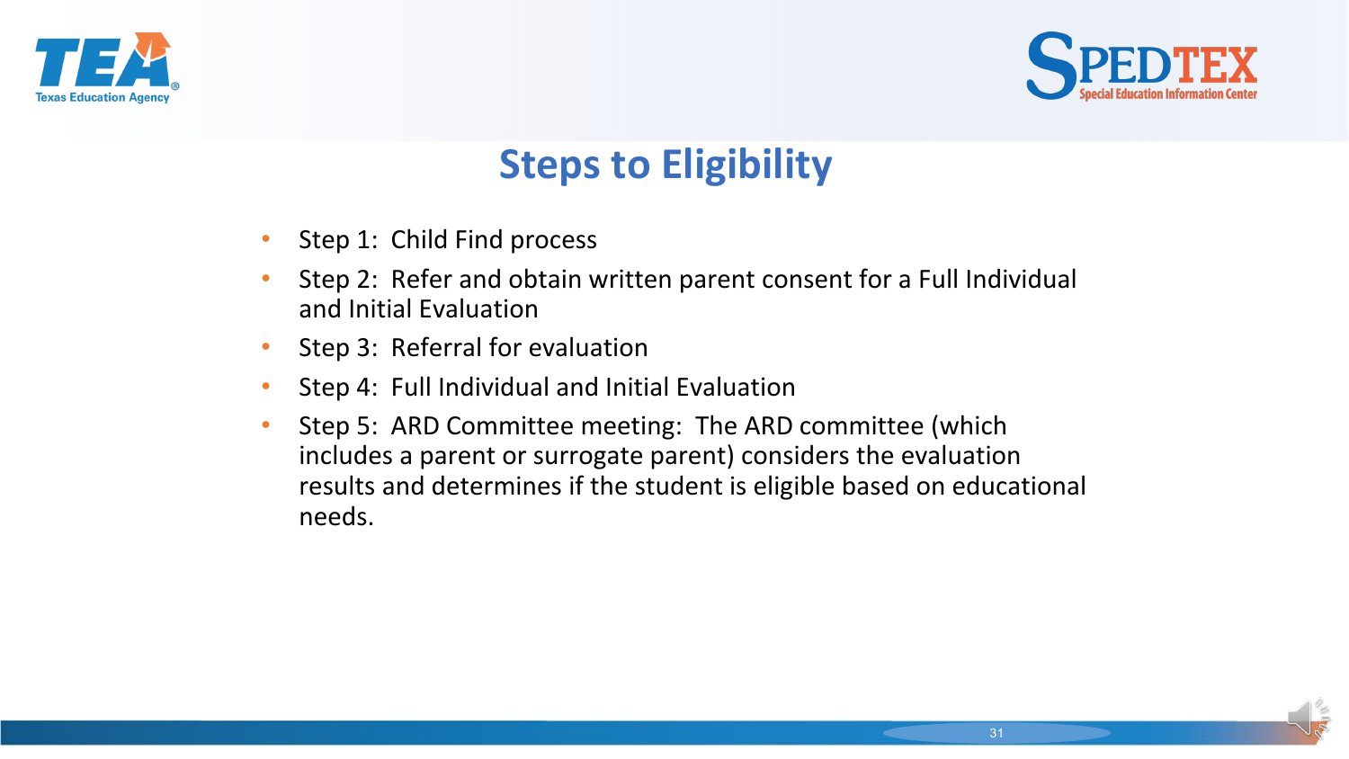# Steps to Eligibility

- Step 1: Child Find process
- Step 2: Refer and obtain written parent consent for a Full Individual and Initial Evaluation
- Step 3: Referral for evaluation
- Step 4: Full Individual and Initial Evaluation
- Step 5: ARD Committee meeting: The ARD committee (which includes a parent or surrogate parent) considers the evaluation results and determines if the student is eligible based on educational needs.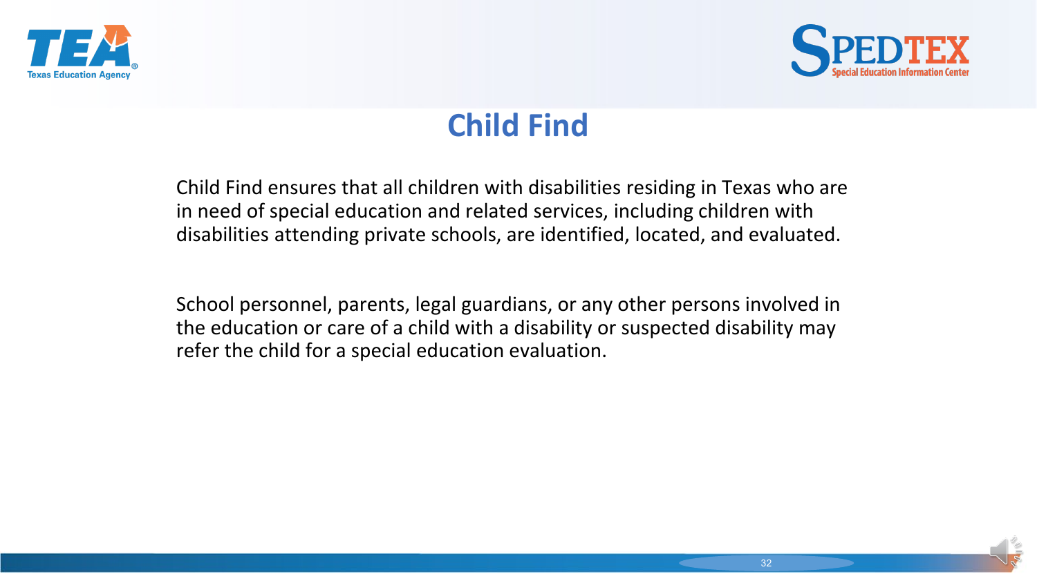# Child Find

Child Find ensures that all children with disabilities residing in Texas who are in need of special education and related services, including children with disabilities attending private schools, are identified, located, and evaluated.

School personnel, parents, legal guardians, or any other persons involved in the education or care of a child with a disability or suspected disability may refer the child for a special education evaluation.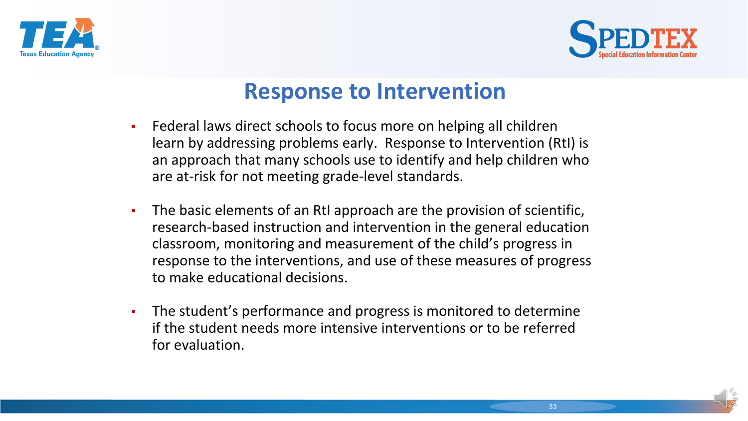# Response to Intervention

- Federal laws direct schools to focus more on helping all children learn by addressing problems early. Response to Intervention (RtI) is an approach that many schools use to identify and help children who are at-risk for not meeting grade-level standards.
- The basic elements of an RtI approach are the provision of scientific, research-based instruction and intervention in the general education classroom, monitoring and measurement of the child's progress in response to the interventions, and use of these measures of progress to make educational decisions.
- The student's performance and progress is monitored to determine if the student needs more intensive interventions or to be referred for evaluation.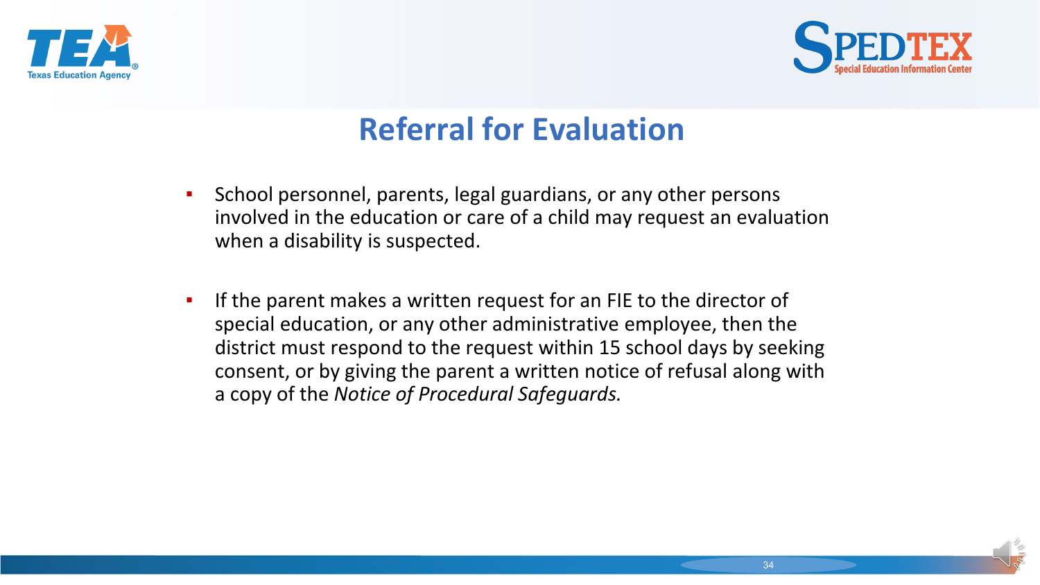# Referral for Evaluation

- School personnel, parents, legal guardians, or any other persons involved in the education or care of a child may request an evaluation when a disability is suspected.

- If the parent makes a written request for an FIE to the director of special education, or any other administrative employee, then the district must respond to the request within 15 school days by seeking consent, or by giving the parent a written notice of refusal along with a copy of the *Notice of Procedural Safeguards.*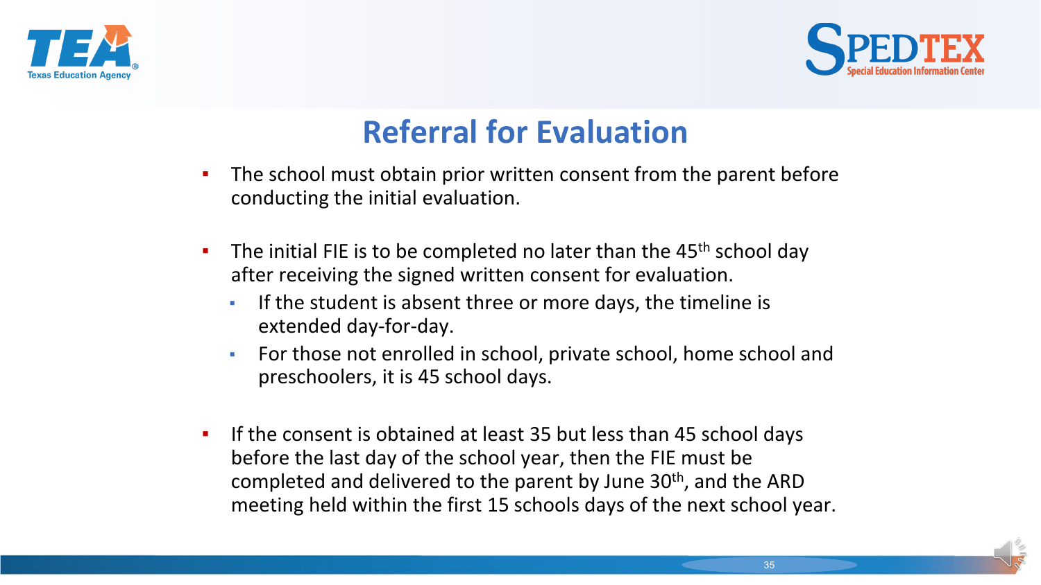# Referral for Evaluation

- The school must obtain prior written consent from the parent before conducting the initial evaluation.
- The initial FIE is to be completed no later than the 45th school day after receiving the signed written consent for evaluation.
  - If the student is absent three or more days, the timeline is extended day-for-day.
  - For those not enrolled in school, private school, home school and preschoolers, it is 45 school days.
- If the consent is obtained at least 35 but less than 45 school days before the last day of the school year, then the FIE must be completed and delivered to the parent by June 30th, and the ARD meeting held within the first 15 schools days of the next school year.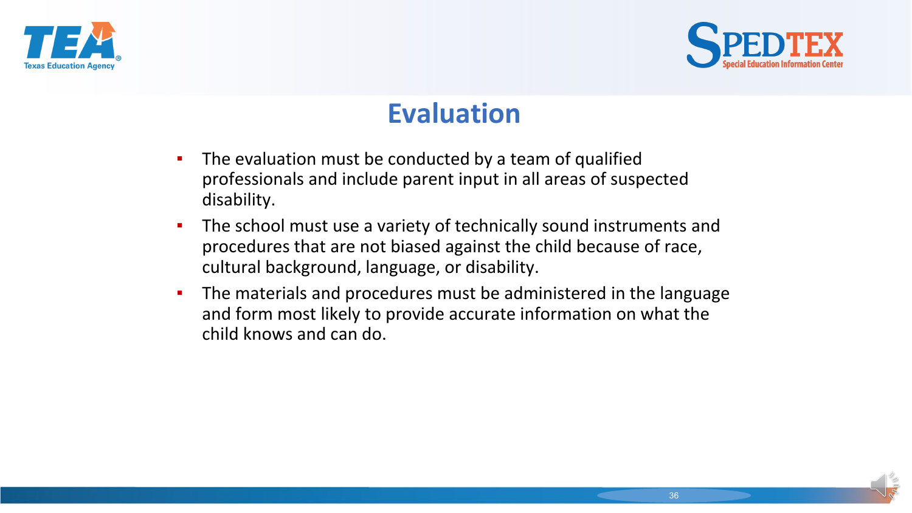# Evaluation

- The evaluation must be conducted by a team of qualified professionals and include parent input in all areas of suspected disability.
- The school must use a variety of technically sound instruments and procedures that are not biased against the child because of race, cultural background, language, or disability.
- The materials and procedures must be administered in the language and form most likely to provide accurate information on what the child knows and can do.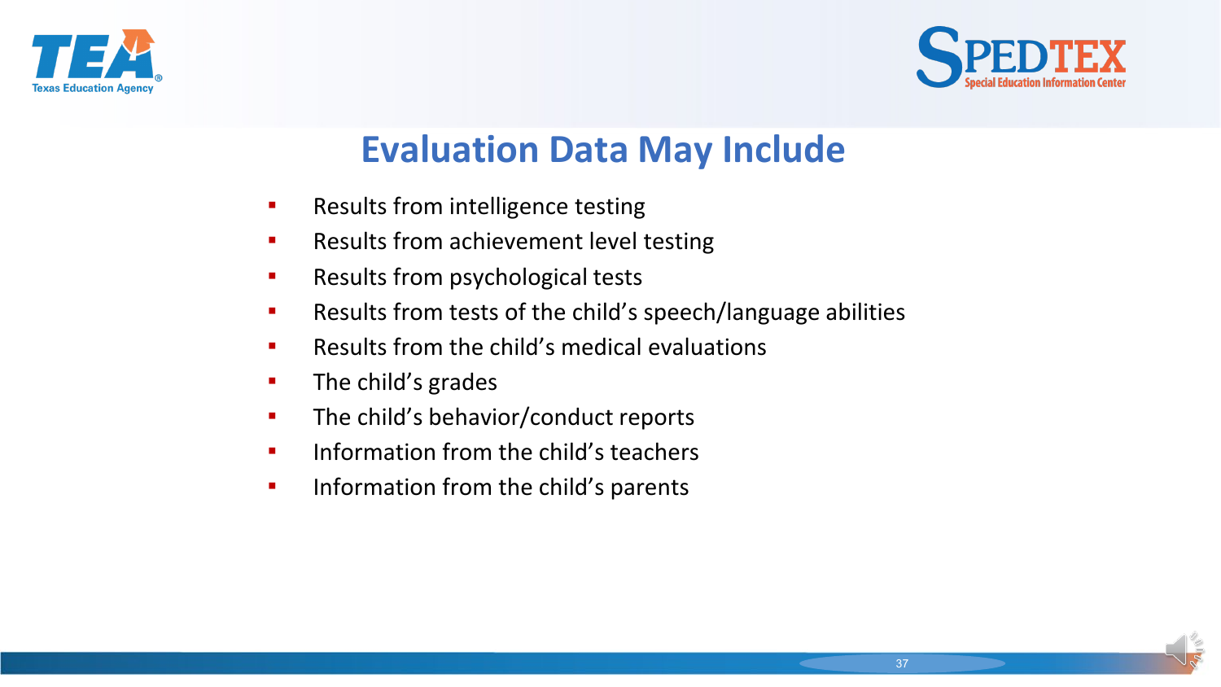# Evaluation Data May Include

- Results from intelligence testing
- Results from achievement level testing
- Results from psychological tests
- Results from tests of the child's speech/language abilities
- Results from the child's medical evaluations
- The child's grades
- The child's behavior/conduct reports
- Information from the child's teachers
- Information from the child's parents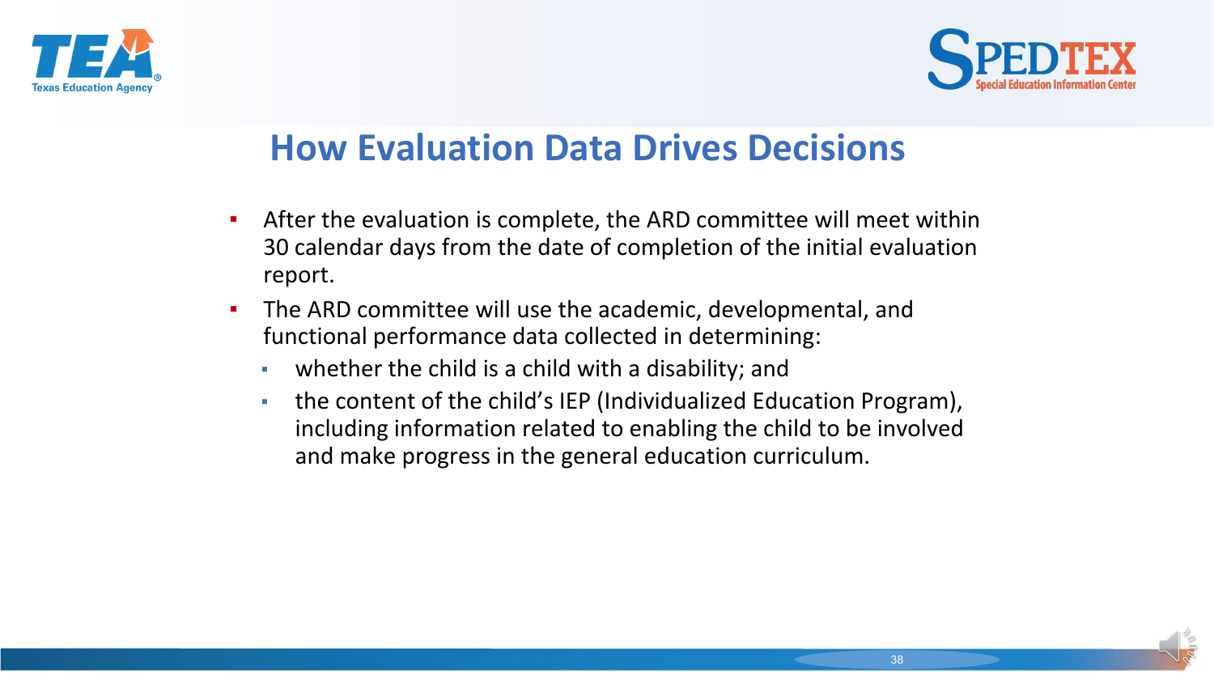# How Evaluation Data Drives Decisions

- After the evaluation is complete, the ARD committee will meet within 30 calendar days from the date of completion of the initial evaluation report.
- The ARD committee will use the academic, developmental, and functional performance data collected in determining:
  - whether the child is a child with a disability; and
  - the content of the child's IEP (Individualized Education Program), including information related to enabling the child to be involved and make progress in the general education curriculum.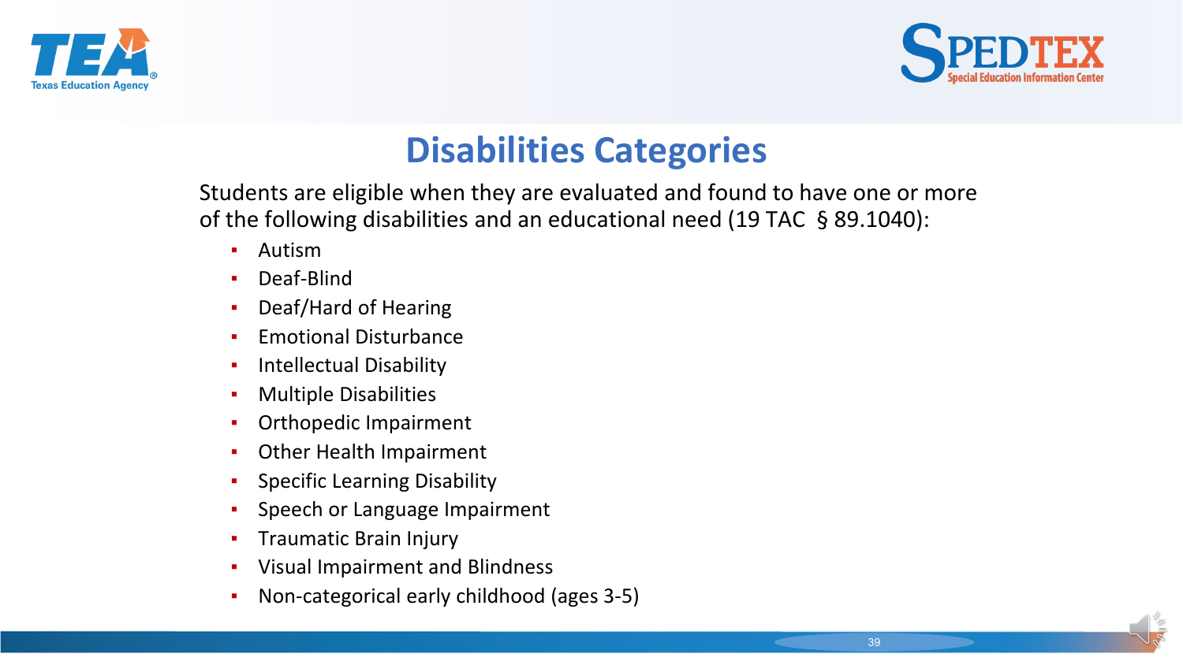# Disabilities Categories

Students are eligible when they are evaluated and found to have one or more of the following disabilities and an educational need (19 TAC § 89.1040):

- Autism
- Deaf-Blind
- Deaf/Hard of Hearing
- Emotional Disturbance
- Intellectual Disability
- Multiple Disabilities
- Orthopedic Impairment
- Other Health Impairment
- Specific Learning Disability
- Speech or Language Impairment
- Traumatic Brain Injury
- Visual Impairment and Blindness
- Non-categorical early childhood (ages 3-5)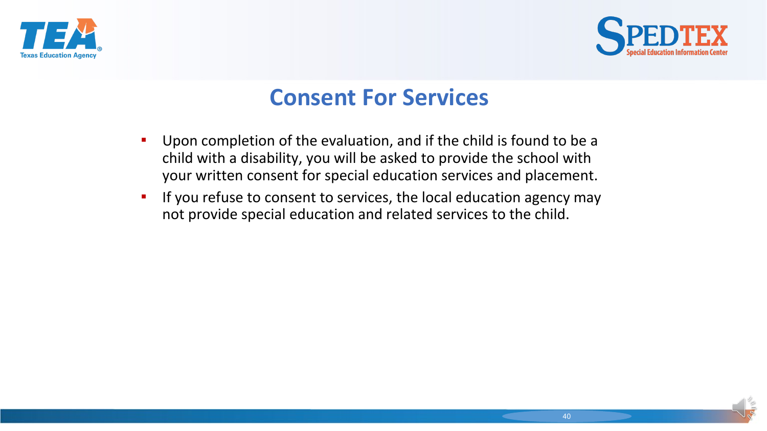# Consent For Services

- Upon completion of the evaluation, and if the child is found to be a child with a disability, you will be asked to provide the school with your written consent for special education services and placement.
- If you refuse to consent to services, the local education agency may not provide special education and related services to the child.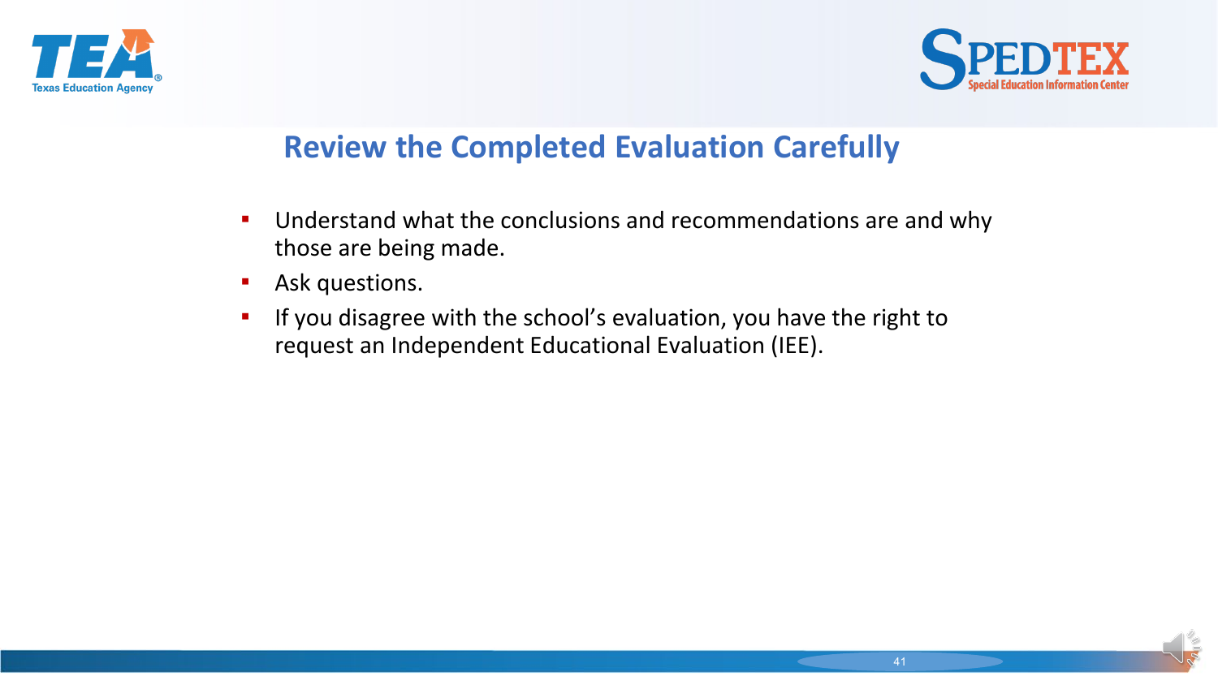## Review the Completed Evaluation Carefully

- Understand what the conclusions and recommendations are and why those are being made.
- Ask questions.
- If you disagree with the school's evaluation, you have the right to request an Independent Educational Evaluation (IEE).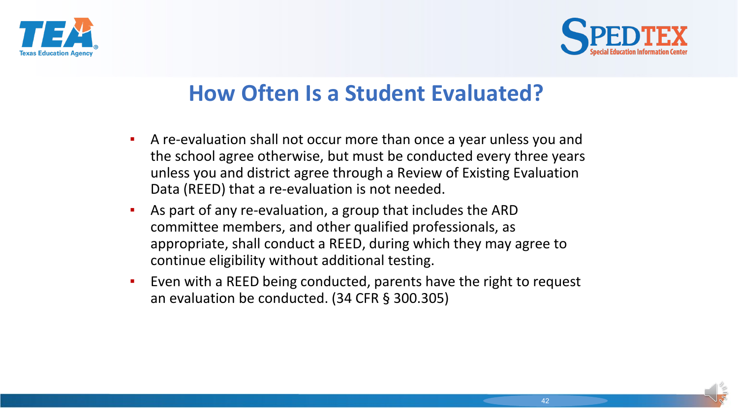# How Often Is a Student Evaluated?

- A re-evaluation shall not occur more than once a year unless you and the school agree otherwise, but must be conducted every three years unless you and district agree through a Review of Existing Evaluation Data (REED) that a re-evaluation is not needed.
- As part of any re-evaluation, a group that includes the ARD committee members, and other qualified professionals, as appropriate, shall conduct a REED, during which they may agree to continue eligibility without additional testing.
- Even with a REED being conducted, parents have the right to request an evaluation be conducted. (34 CFR § 300.305)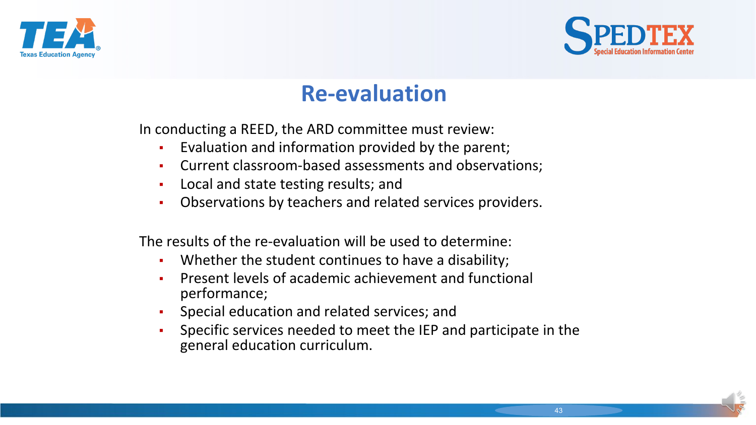# Re-evaluation

In conducting a REED, the ARD committee must review:

- Evaluation and information provided by the parent;
- Current classroom-based assessments and observations;
- Local and state testing results; and
- Observations by teachers and related services providers.

The results of the re-evaluation will be used to determine:

- Whether the student continues to have a disability;
- Present levels of academic achievement and functional performance;
- Special education and related services; and
- Specific services needed to meet the IEP and participate in the general education curriculum.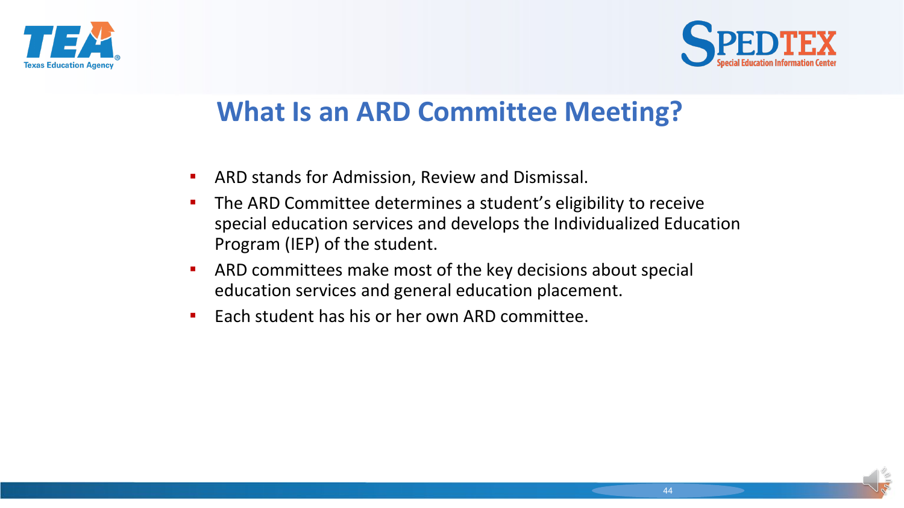# What Is an ARD Committee Meeting?

- ARD stands for Admission, Review and Dismissal.
- The ARD Committee determines a student's eligibility to receive special education services and develops the Individualized Education Program (IEP) of the student.
- ARD committees make most of the key decisions about special education services and general education placement.
- Each student has his or her own ARD committee.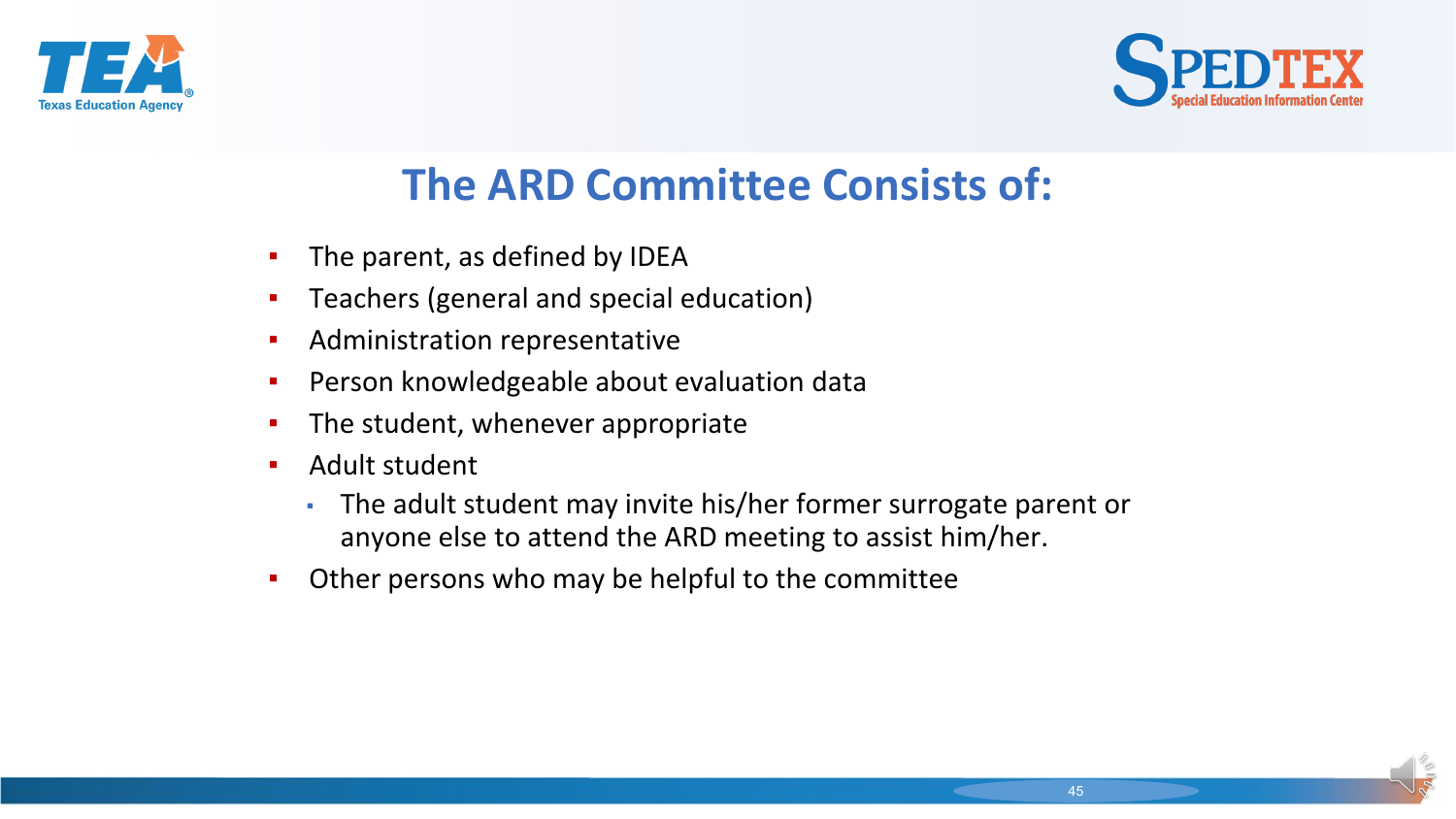# The ARD Committee Consists of:

- The parent, as defined by IDEA
- Teachers (general and special education)
- Administration representative
- Person knowledgeable about evaluation data
- The student, whenever appropriate
- Adult student
  - The adult student may invite his/her former surrogate parent or anyone else to attend the ARD meeting to assist him/her.
- Other persons who may be helpful to the committee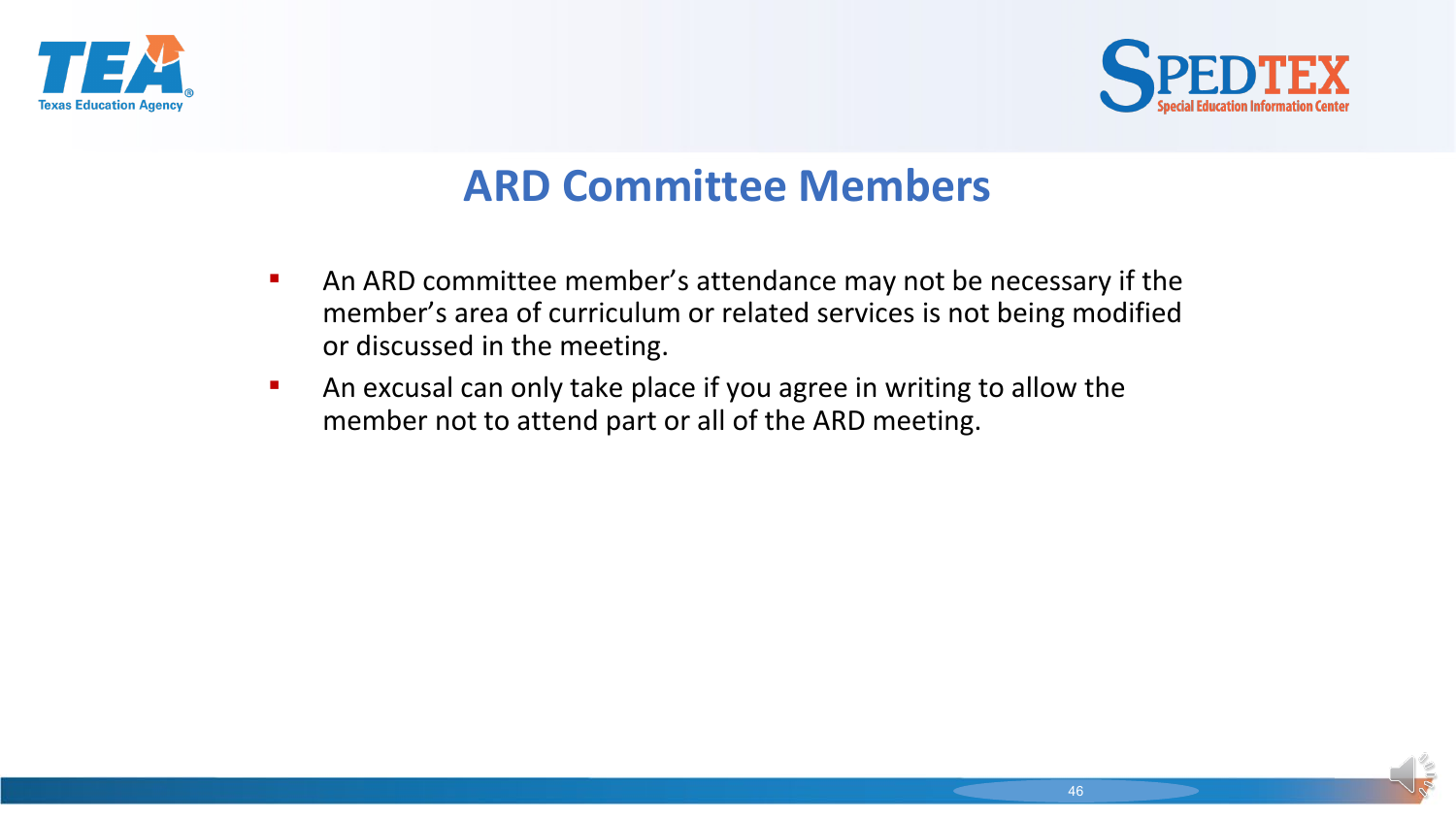# ARD Committee Members

- An ARD committee member's attendance may not be necessary if the member's area of curriculum or related services is not being modified or discussed in the meeting.
- An excusal can only take place if you agree in writing to allow the member not to attend part or all of the ARD meeting.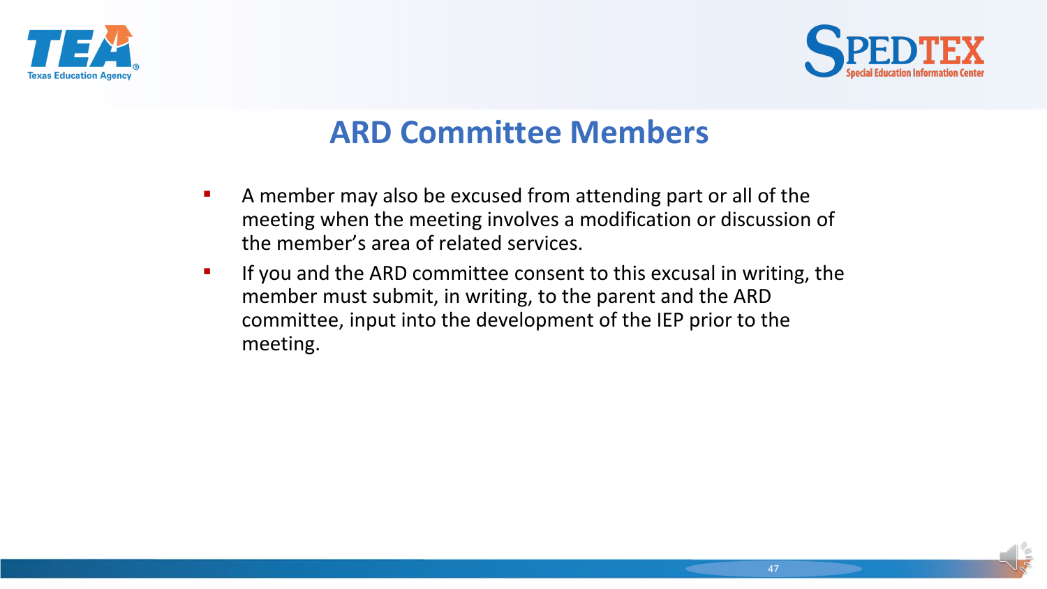# ARD Committee Members

- A member may also be excused from attending part or all of the meeting when the meeting involves a modification or discussion of the member's area of related services.
- If you and the ARD committee consent to this excusal in writing, the member must submit, in writing, to the parent and the ARD committee, input into the development of the IEP prior to the meeting.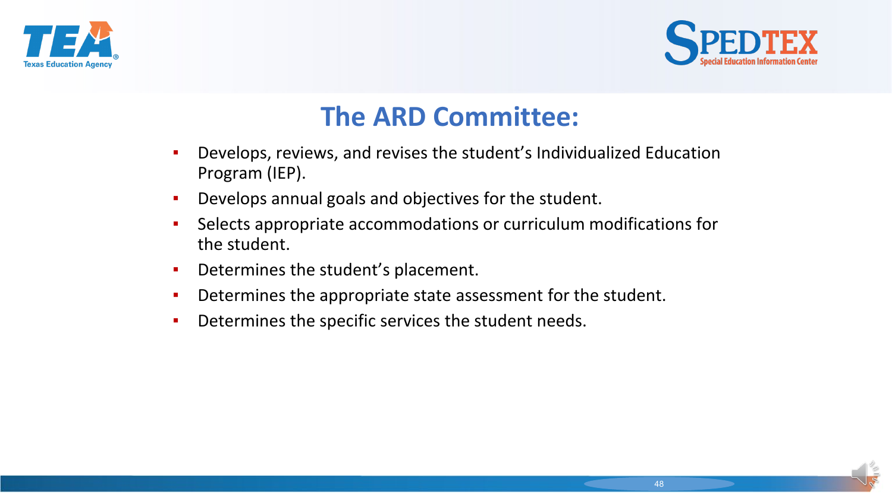# The ARD Committee:

- Develops, reviews, and revises the student's Individualized Education Program (IEP).
- Develops annual goals and objectives for the student.
- Selects appropriate accommodations or curriculum modifications for the student.
- Determines the student's placement.
- Determines the appropriate state assessment for the student.
- Determines the specific services the student needs.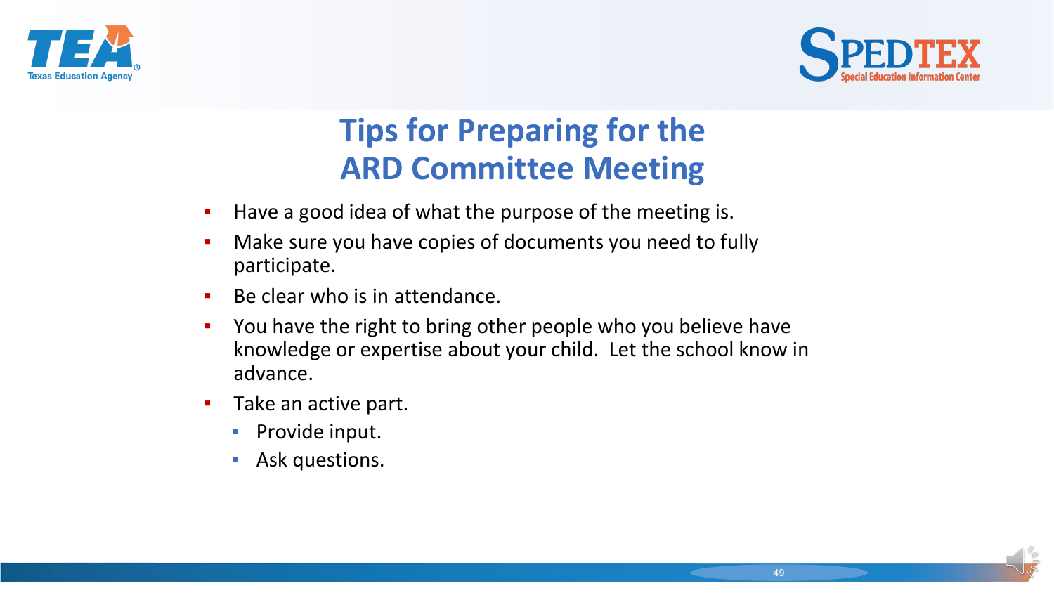# Tips for Preparing for the ARD Committee Meeting

- Have a good idea of what the purpose of the meeting is.
- Make sure you have copies of documents you need to fully participate.
- Be clear who is in attendance.
- You have the right to bring other people who you believe have knowledge or expertise about your child. Let the school know in advance.
- Take an active part.
  - Provide input.
  - Ask questions.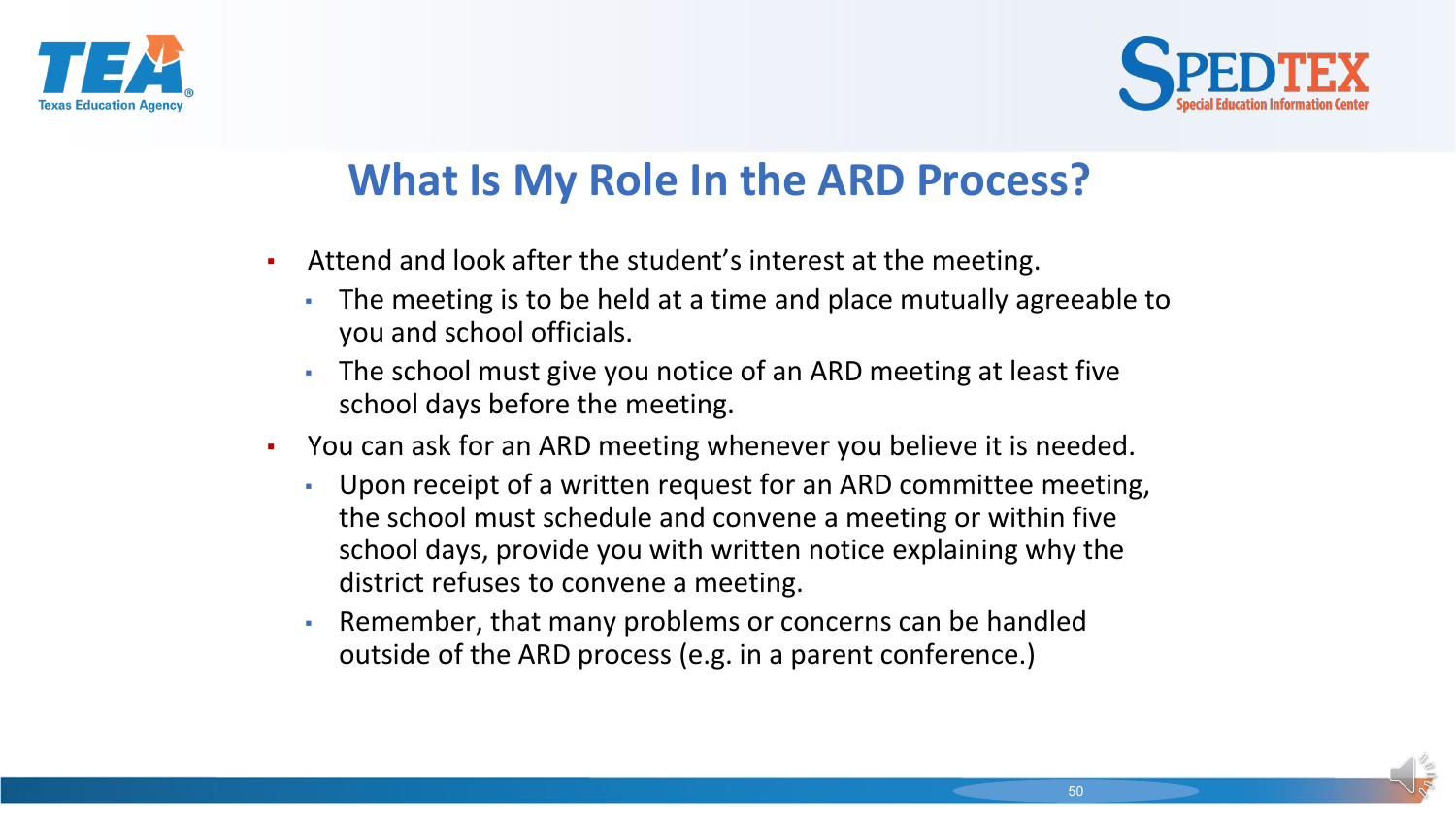# What Is My Role In the ARD Process?

- Attend and look after the student's interest at the meeting.
  - The meeting is to be held at a time and place mutually agreeable to you and school officials.
  - The school must give you notice of an ARD meeting at least five school days before the meeting.
- You can ask for an ARD meeting whenever you believe it is needed.
  - Upon receipt of a written request for an ARD committee meeting, the school must schedule and convene a meeting or within five school days, provide you with written notice explaining why the district refuses to convene a meeting.
  - Remember, that many problems or concerns can be handled outside of the ARD process (e.g. in a parent conference.)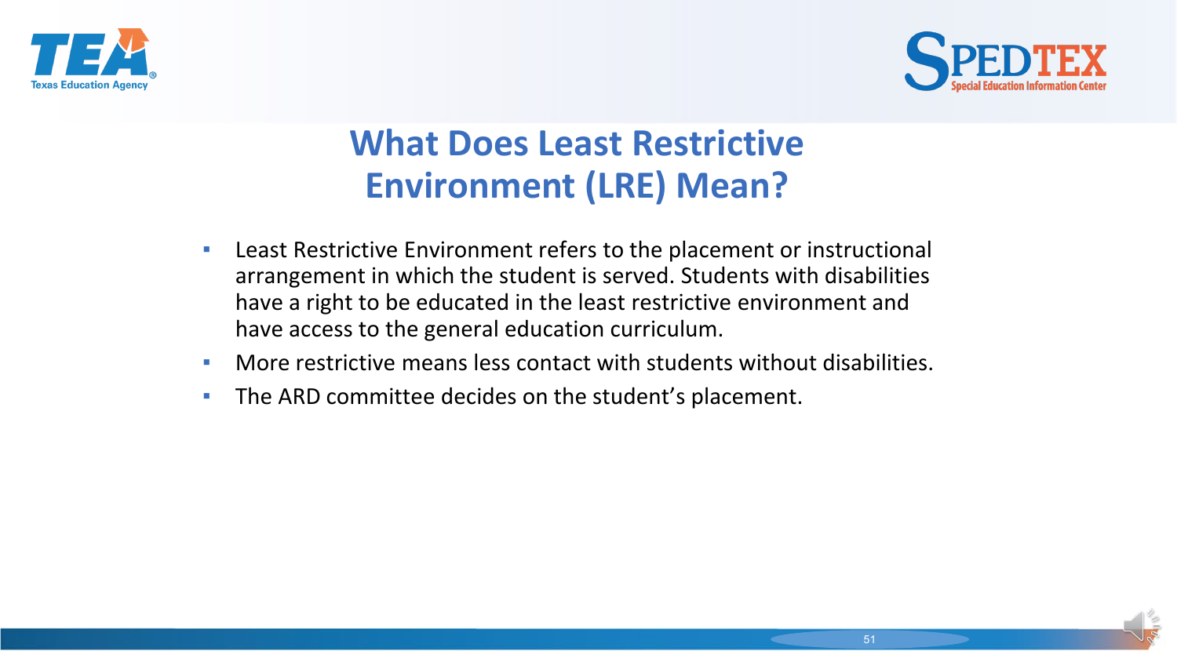# What Does Least Restrictive Environment (LRE) Mean?

- Least Restrictive Environment refers to the placement or instructional arrangement in which the student is served. Students with disabilities have a right to be educated in the least restrictive environment and have access to the general education curriculum.
- More restrictive means less contact with students without disabilities.
- The ARD committee decides on the student's placement.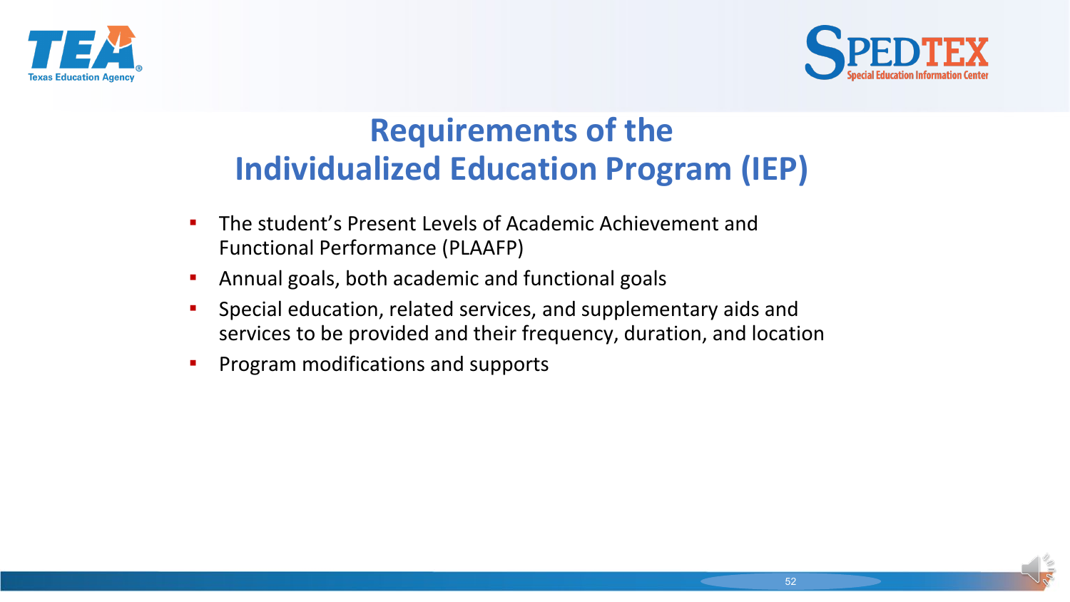# Requirements of the Individualized Education Program (IEP)

- The student's Present Levels of Academic Achievement and Functional Performance (PLAAFP)
- Annual goals, both academic and functional goals
- Special education, related services, and supplementary aids and services to be provided and their frequency, duration, and location
- Program modifications and supports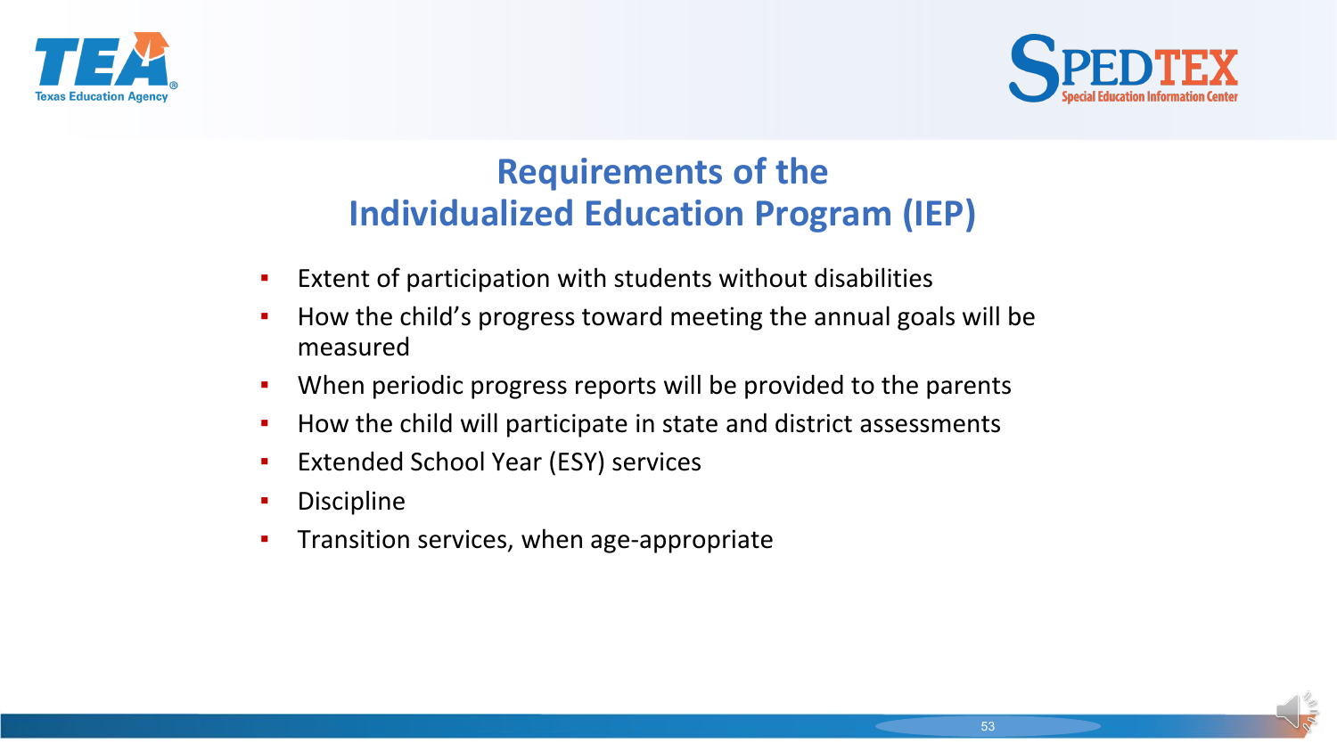# Requirements of the Individualized Education Program (IEP)

- Extent of participation with students without disabilities
- How the child's progress toward meeting the annual goals will be measured
- When periodic progress reports will be provided to the parents
- How the child will participate in state and district assessments
- Extended School Year (ESY) services
- Discipline
- Transition services, when age-appropriate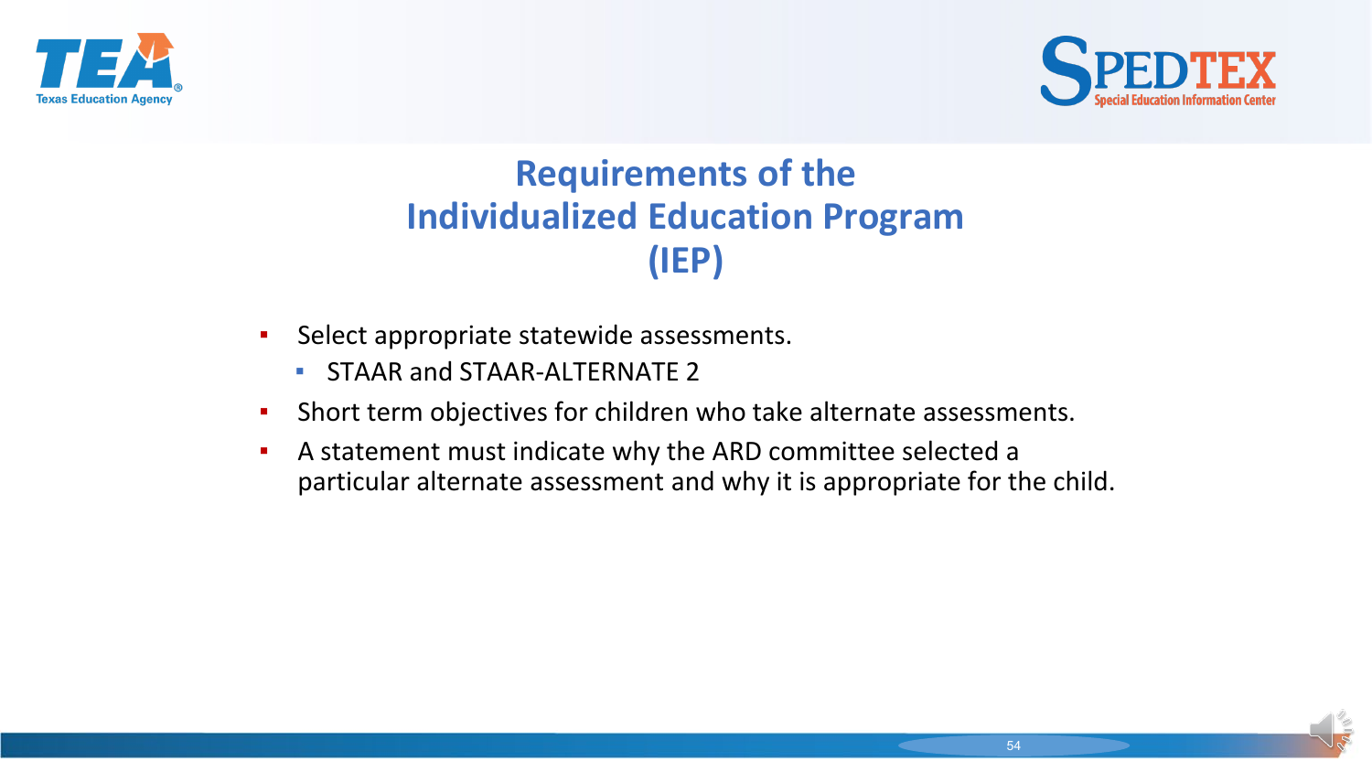# Requirements of the Individualized Education Program (IEP)

- Select appropriate statewide assessments.
  - STAAR and STAAR-ALTERNATE 2
- Short term objectives for children who take alternate assessments.
- A statement must indicate why the ARD committee selected a particular alternate assessment and why it is appropriate for the child.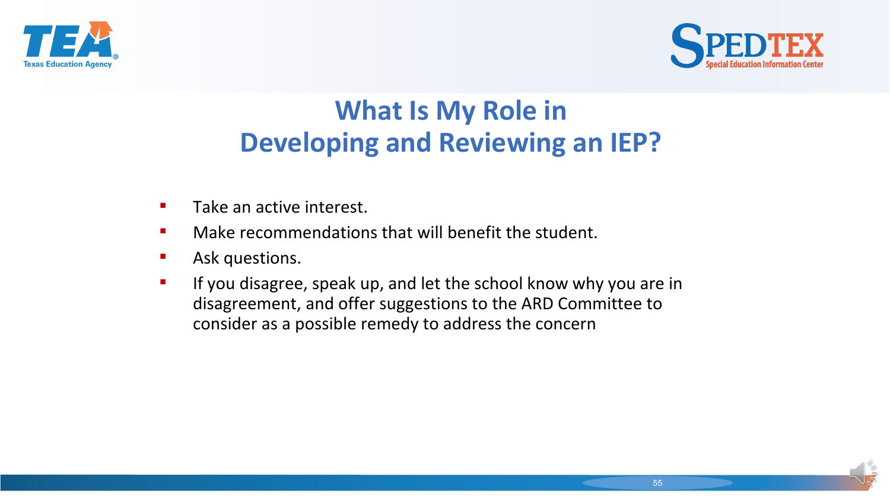# What Is My Role in Developing and Reviewing an IEP?

- Take an active interest.
- Make recommendations that will benefit the student.
- Ask questions.
- If you disagree, speak up, and let the school know why you are in disagreement, and offer suggestions to the ARD Committee to consider as a possible remedy to address the concern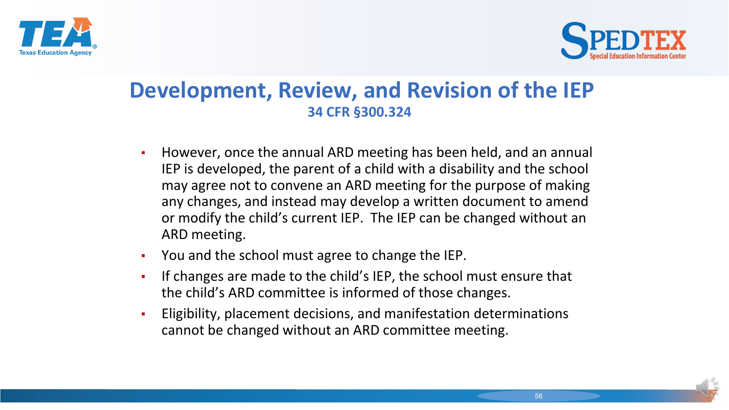# Development, Review, and Revision of the IEP

**34 CFR §300.324**

- However, once the annual ARD meeting has been held, and an annual IEP is developed, the parent of a child with a disability and the school may agree not to convene an ARD meeting for the purpose of making any changes, and instead may develop a written document to amend or modify the child's current IEP. The IEP can be changed without an ARD meeting.
- You and the school must agree to change the IEP.
- If changes are made to the child's IEP, the school must ensure that the child's ARD committee is informed of those changes.
- Eligibility, placement decisions, and manifestation determinations cannot be changed without an ARD committee meeting.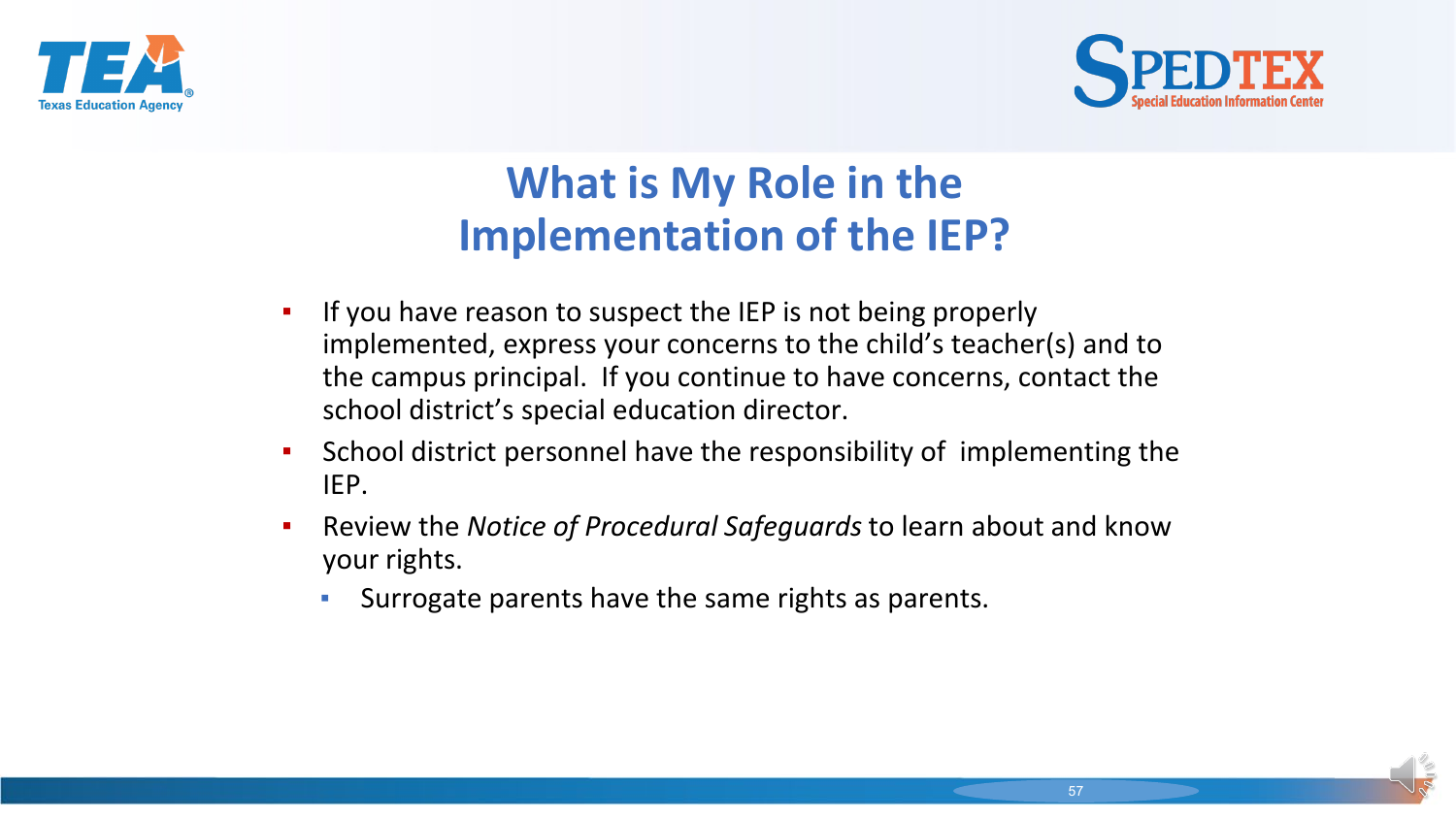# What is My Role in the Implementation of the IEP?

- If you have reason to suspect the IEP is not being properly implemented, express your concerns to the child's teacher(s) and to the campus principal.  If you continue to have concerns, contact the school district's special education director.
- School district personnel have the responsibility of  implementing the IEP.
- Review the *Notice of Procedural Safeguards* to learn about and know your rights.
  - Surrogate parents have the same rights as parents.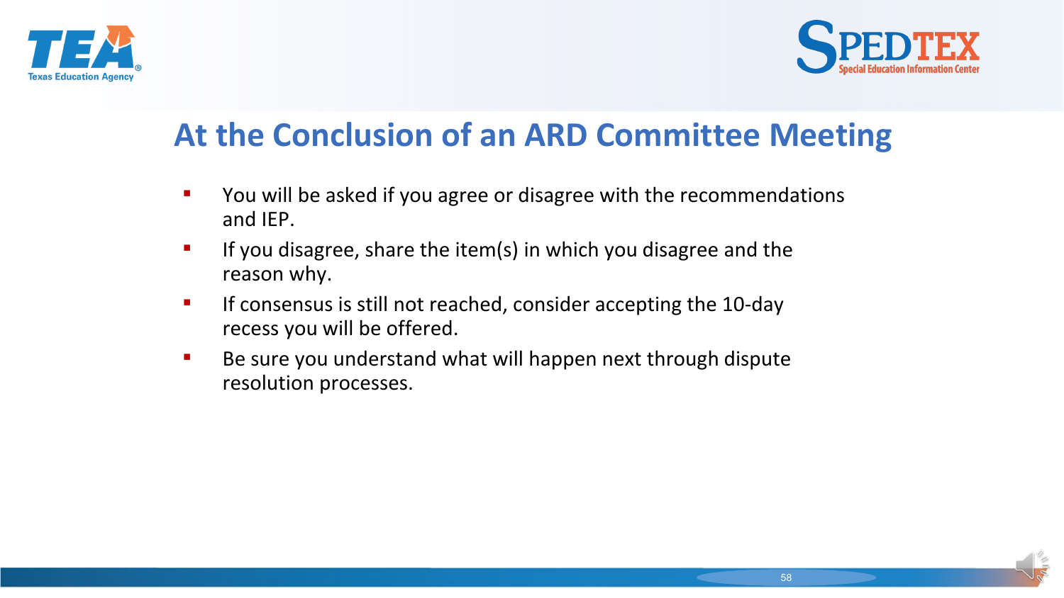# At the Conclusion of an ARD Committee Meeting

- You will be asked if you agree or disagree with the recommendations and IEP.
- If you disagree, share the item(s) in which you disagree and the reason why.
- If consensus is still not reached, consider accepting the 10-day recess you will be offered.
- Be sure you understand what will happen next through dispute resolution processes.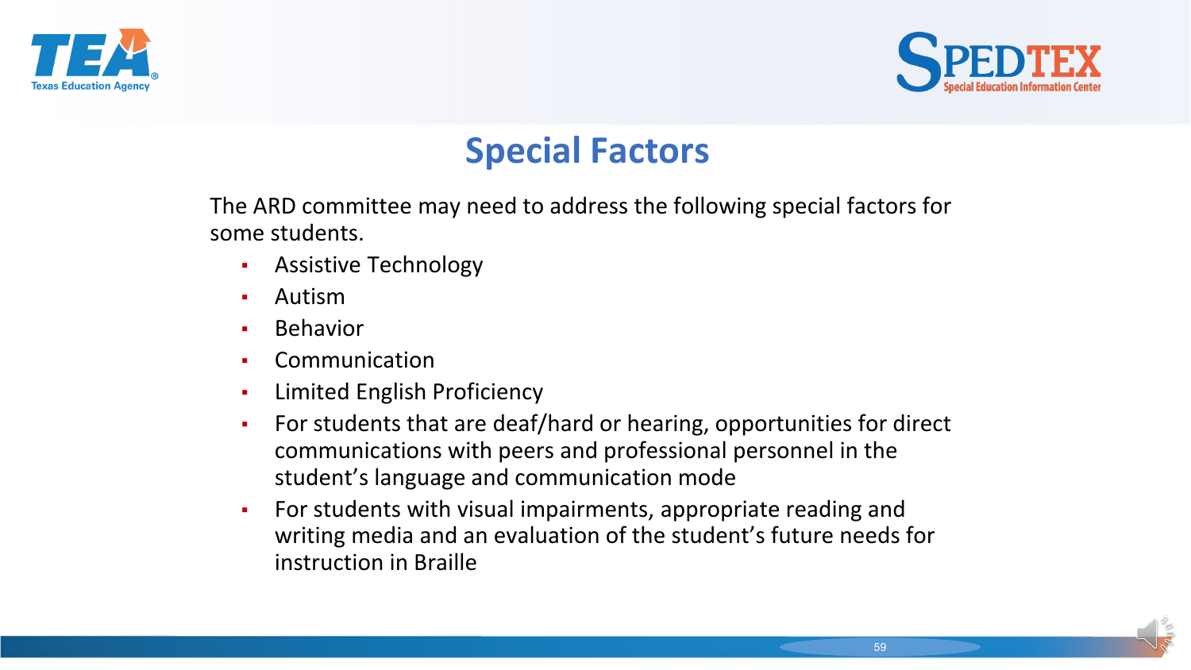# Special Factors

The ARD committee may need to address the following special factors for some students.

- Assistive Technology
- Autism
- Behavior
- Communication
- Limited English Proficiency
- For students that are deaf/hard or hearing, opportunities for direct communications with peers and professional personnel in the student's language and communication mode
- For students with visual impairments, appropriate reading and writing media and an evaluation of the student's future needs for instruction in Braille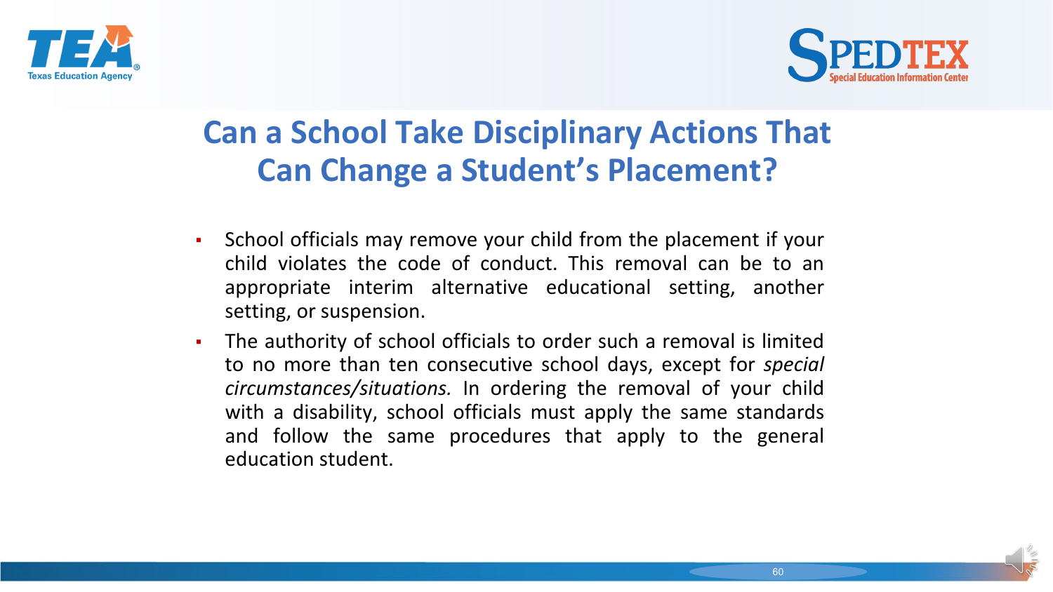# Can a School Take Disciplinary Actions That Can Change a Student's Placement?

- School officials may remove your child from the placement if your child violates the code of conduct. This removal can be to an appropriate interim alternative educational setting, another setting, or suspension.
- The authority of school officials to order such a removal is limited to no more than ten consecutive school days, except for *special circumstances/situations.* In ordering the removal of your child with a disability, school officials must apply the same standards and follow the same procedures that apply to the general education student.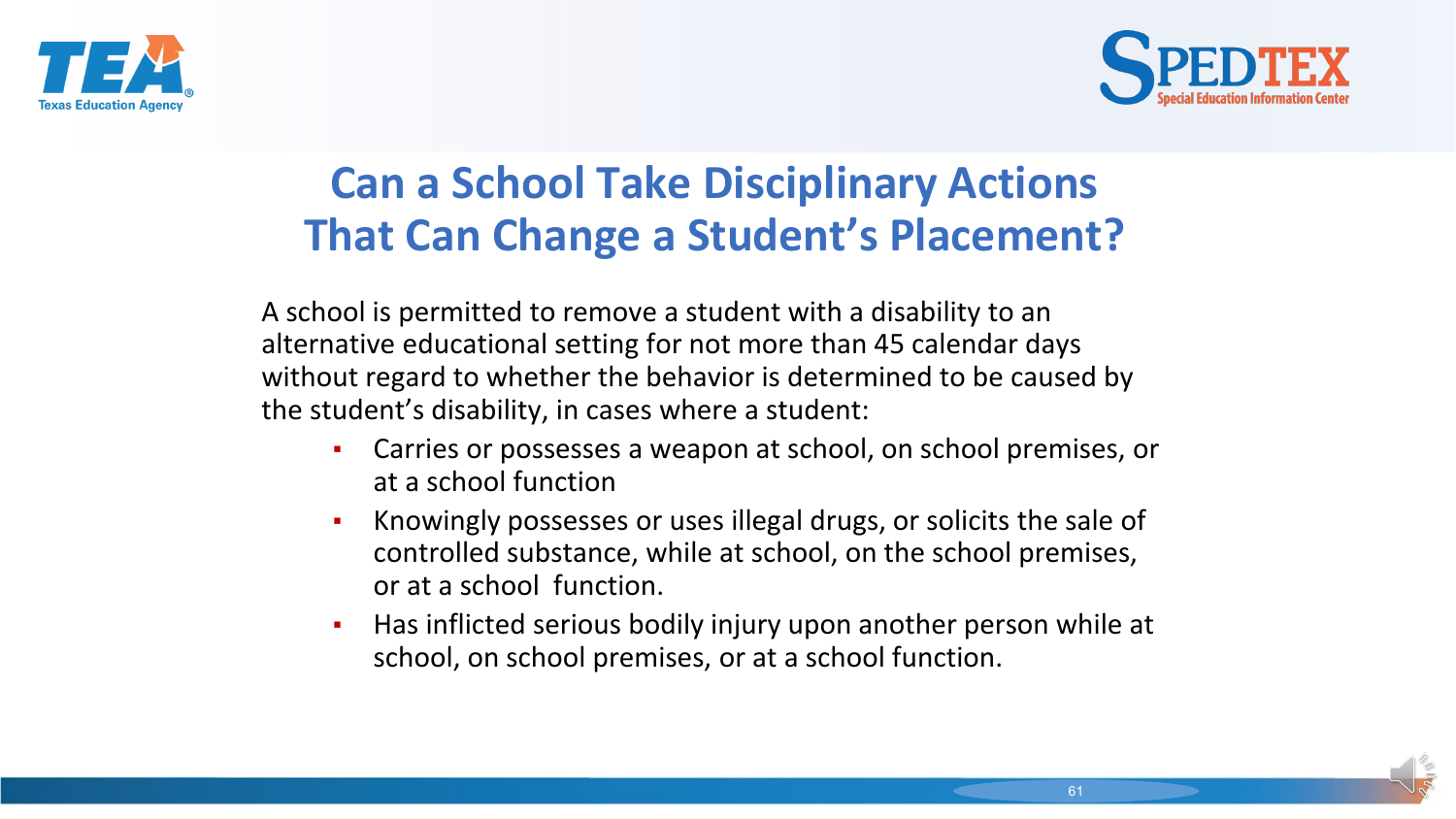# Can a School Take Disciplinary Actions That Can Change a Student's Placement?

A school is permitted to remove a student with a disability to an alternative educational setting for not more than 45 calendar days without regard to whether the behavior is determined to be caused by the student's disability, in cases where a student:

- Carries or possesses a weapon at school, on school premises, or at a school function
- Knowingly possesses or uses illegal drugs, or solicits the sale of controlled substance, while at school, on the school premises, or at a school function.
- Has inflicted serious bodily injury upon another person while at school, on school premises, or at a school function.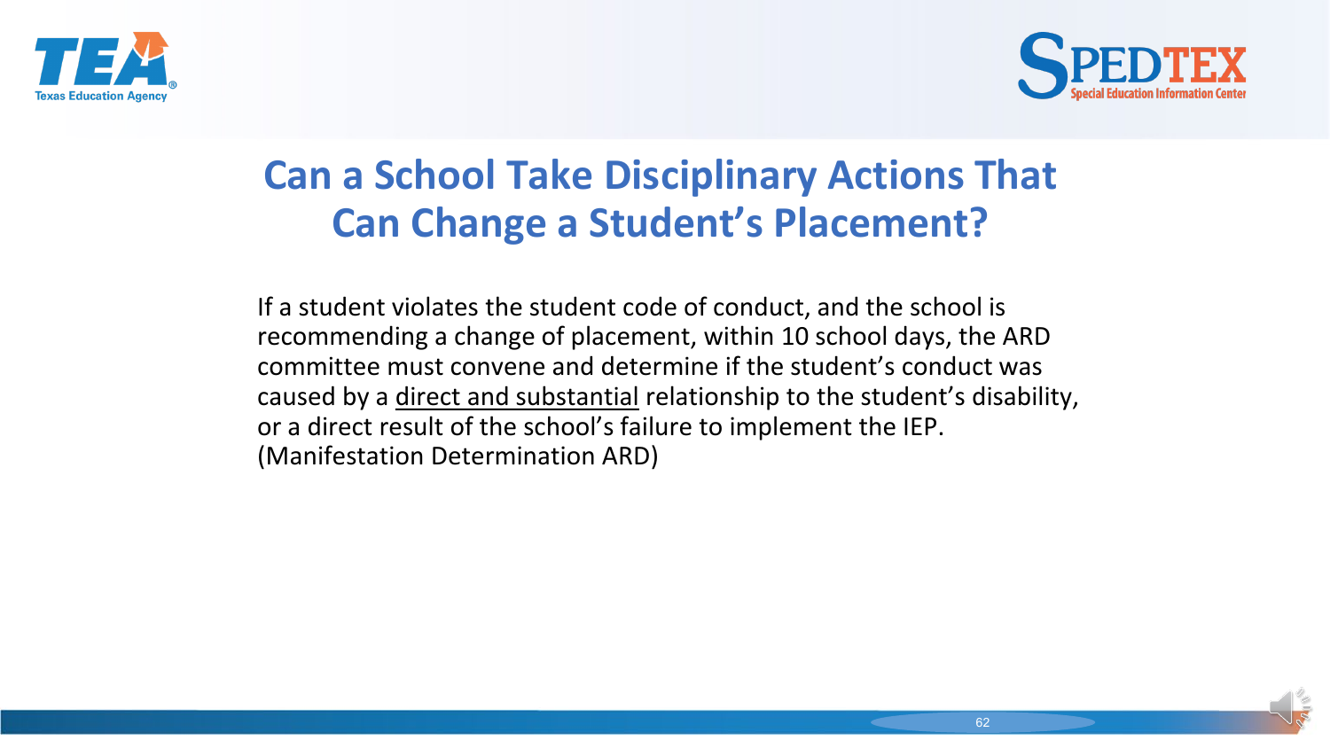# Can a School Take Disciplinary Actions That Can Change a Student's Placement?

If a student violates the student code of conduct, and the school is recommending a change of placement, within 10 school days, the ARD committee must convene and determine if the student's conduct was caused by a <u>direct and substantial</u> relationship to the student's disability, or a direct result of the school's failure to implement the IEP. (Manifestation Determination ARD)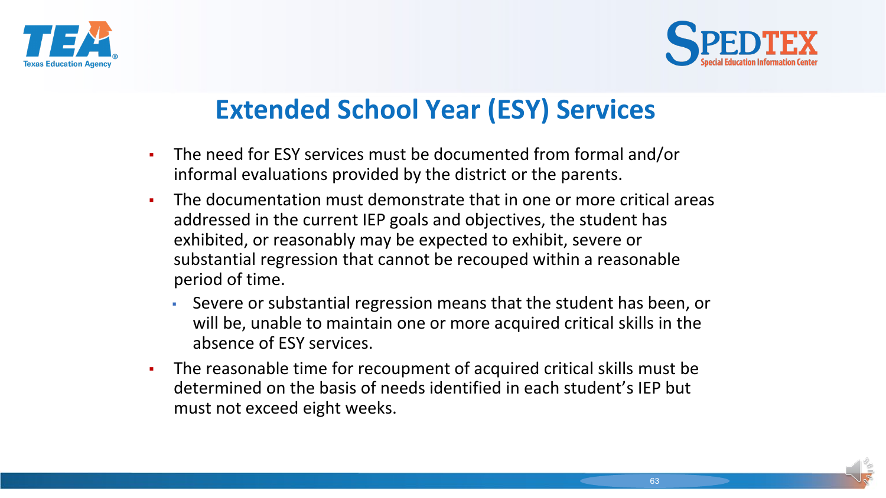# Extended School Year (ESY) Services

- The need for ESY services must be documented from formal and/or informal evaluations provided by the district or the parents.
- The documentation must demonstrate that in one or more critical areas addressed in the current IEP goals and objectives, the student has exhibited, or reasonably may be expected to exhibit, severe or substantial regression that cannot be recouped within a reasonable period of time.
  - Severe or substantial regression means that the student has been, or will be, unable to maintain one or more acquired critical skills in the absence of ESY services.
- The reasonable time for recoupment of acquired critical skills must be determined on the basis of needs identified in each student's IEP but must not exceed eight weeks.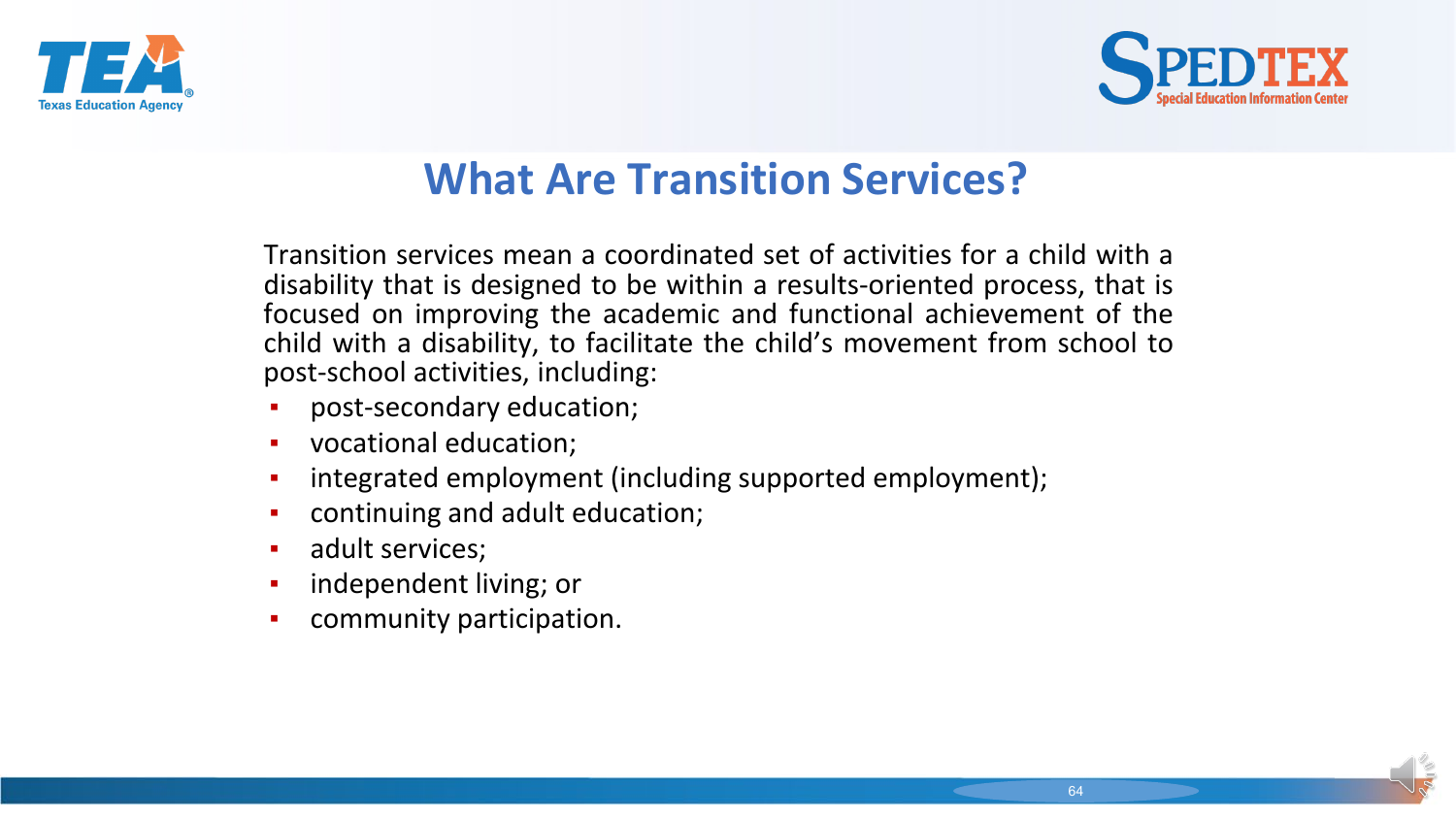# What Are Transition Services?

Transition services mean a coordinated set of activities for a child with a disability that is designed to be within a results-oriented process, that is focused on improving the academic and functional achievement of the child with a disability, to facilitate the child's movement from school to post-school activities, including:

- post-secondary education;
- vocational education;
- integrated employment (including supported employment);
- continuing and adult education;
- adult services;
- independent living; or
- community participation.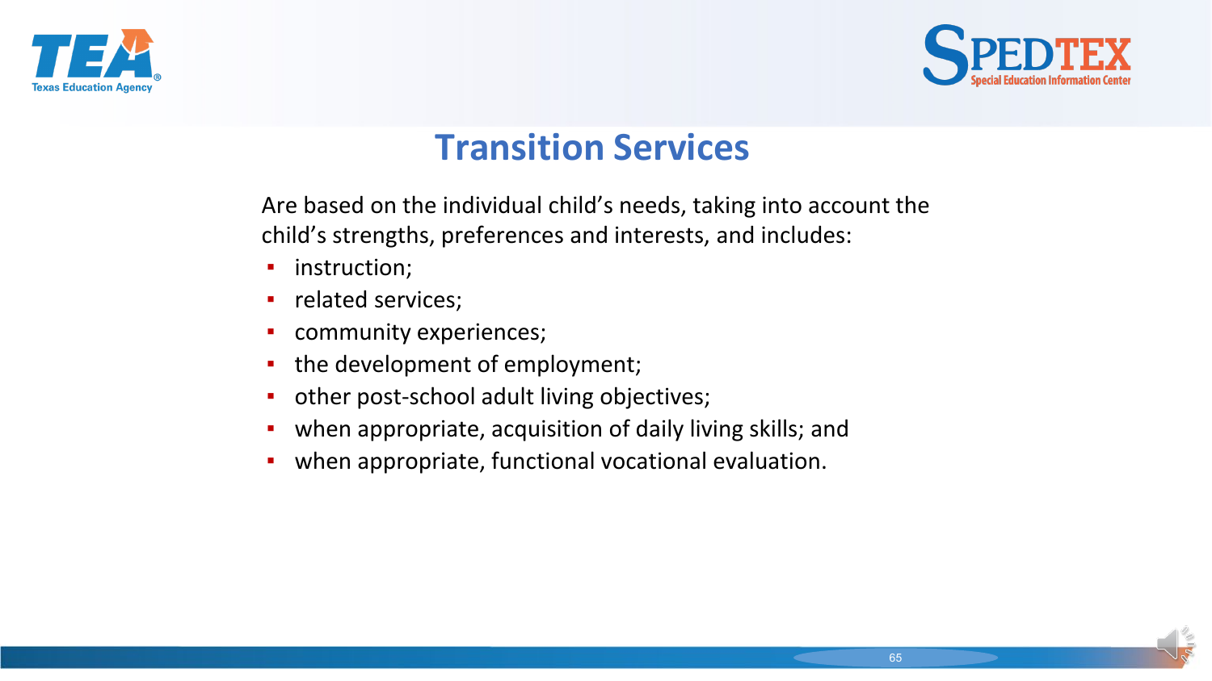## Transition Services

Are based on the individual child's needs, taking into account the child's strengths, preferences and interests, and includes:

- instruction;
- related services;
- community experiences;
- the development of employment;
- other post-school adult living objectives;
- when appropriate, acquisition of daily living skills; and
- when appropriate, functional vocational evaluation.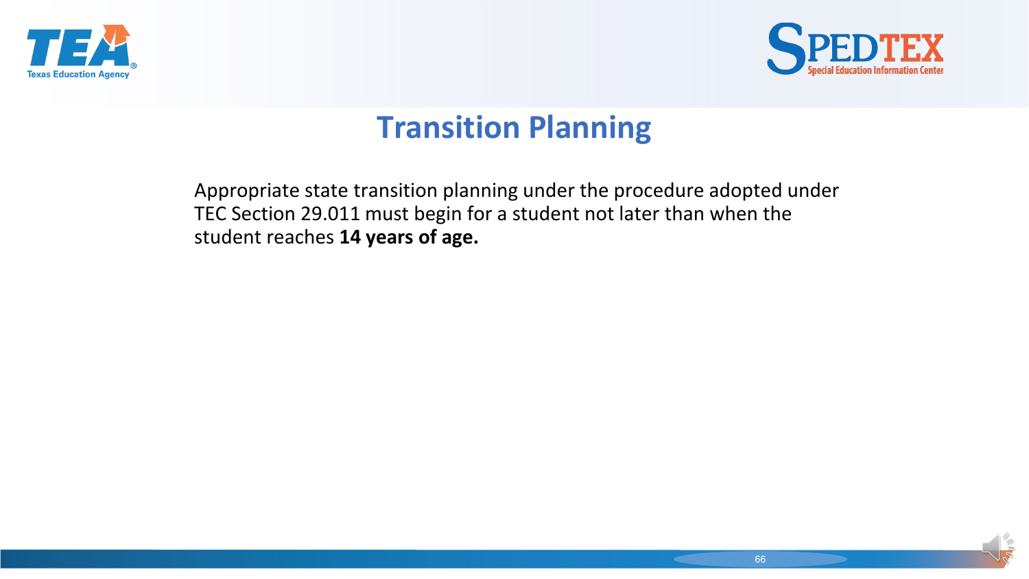# Transition Planning

Appropriate state transition planning under the procedure adopted under TEC Section 29.011 must begin for a student not later than when the student reaches **14 years of age.**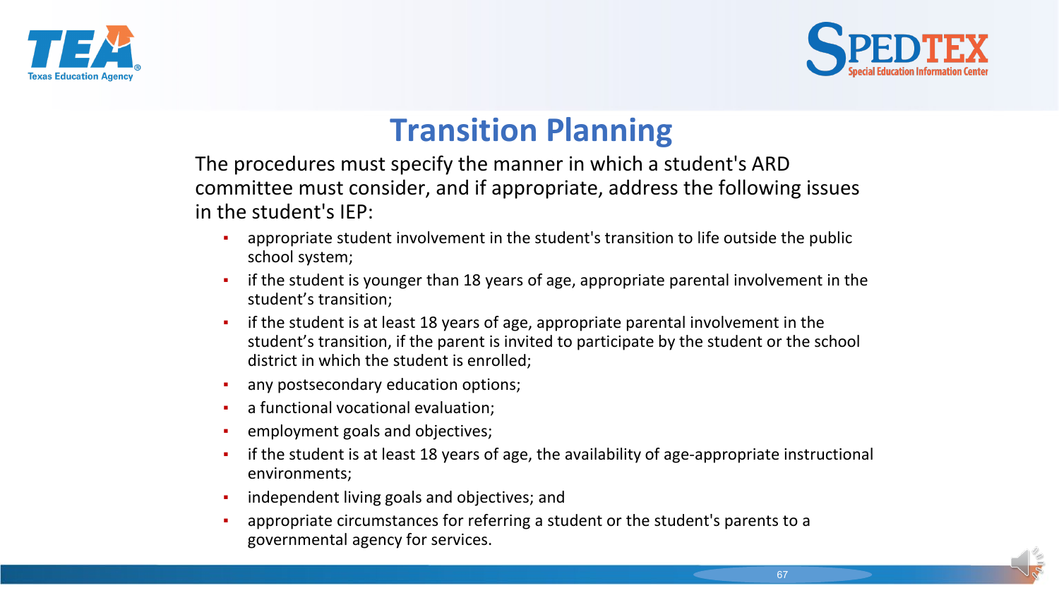# Transition Planning

The procedures must specify the manner in which a student's ARD committee must consider, and if appropriate, address the following issues in the student's IEP:

- appropriate student involvement in the student's transition to life outside the public school system;
- if the student is younger than 18 years of age, appropriate parental involvement in the student's transition;
- if the student is at least 18 years of age, appropriate parental involvement in the student's transition, if the parent is invited to participate by the student or the school district in which the student is enrolled;
- any postsecondary education options;
- a functional vocational evaluation;
- employment goals and objectives;
- if the student is at least 18 years of age, the availability of age-appropriate instructional environments;
- independent living goals and objectives; and
- appropriate circumstances for referring a student or the student's parents to a governmental agency for services.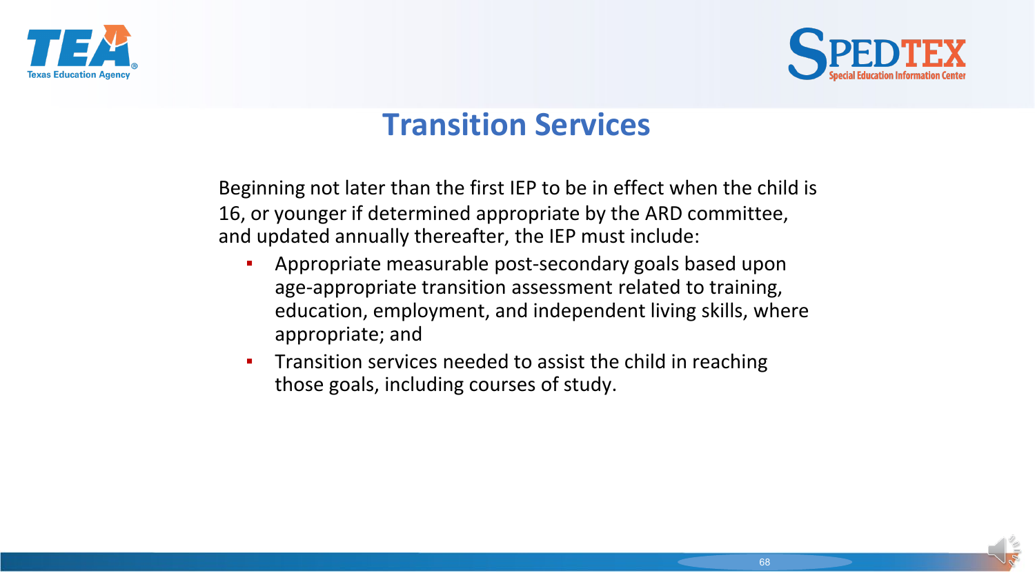# Transition Services

Beginning not later than the first IEP to be in effect when the child is 16, or younger if determined appropriate by the ARD committee, and updated annually thereafter, the IEP must include:

- Appropriate measurable post-secondary goals based upon age-appropriate transition assessment related to training, education, employment, and independent living skills, where appropriate; and
- Transition services needed to assist the child in reaching those goals, including courses of study.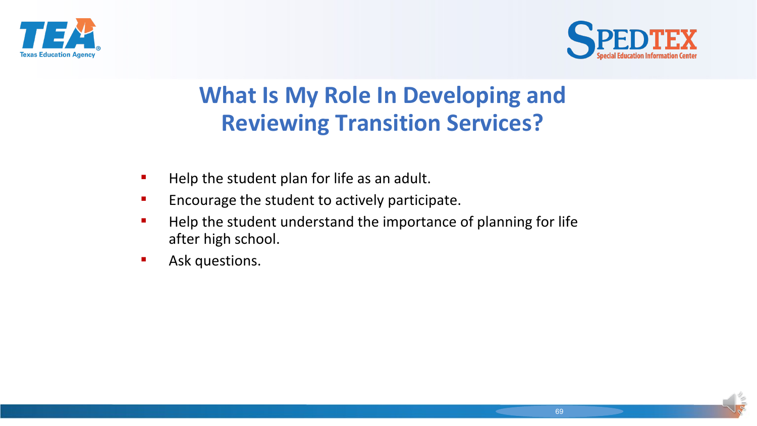# What Is My Role In Developing and Reviewing Transition Services?

- Help the student plan for life as an adult.
- Encourage the student to actively participate.
- Help the student understand the importance of planning for life after high school.
- Ask questions.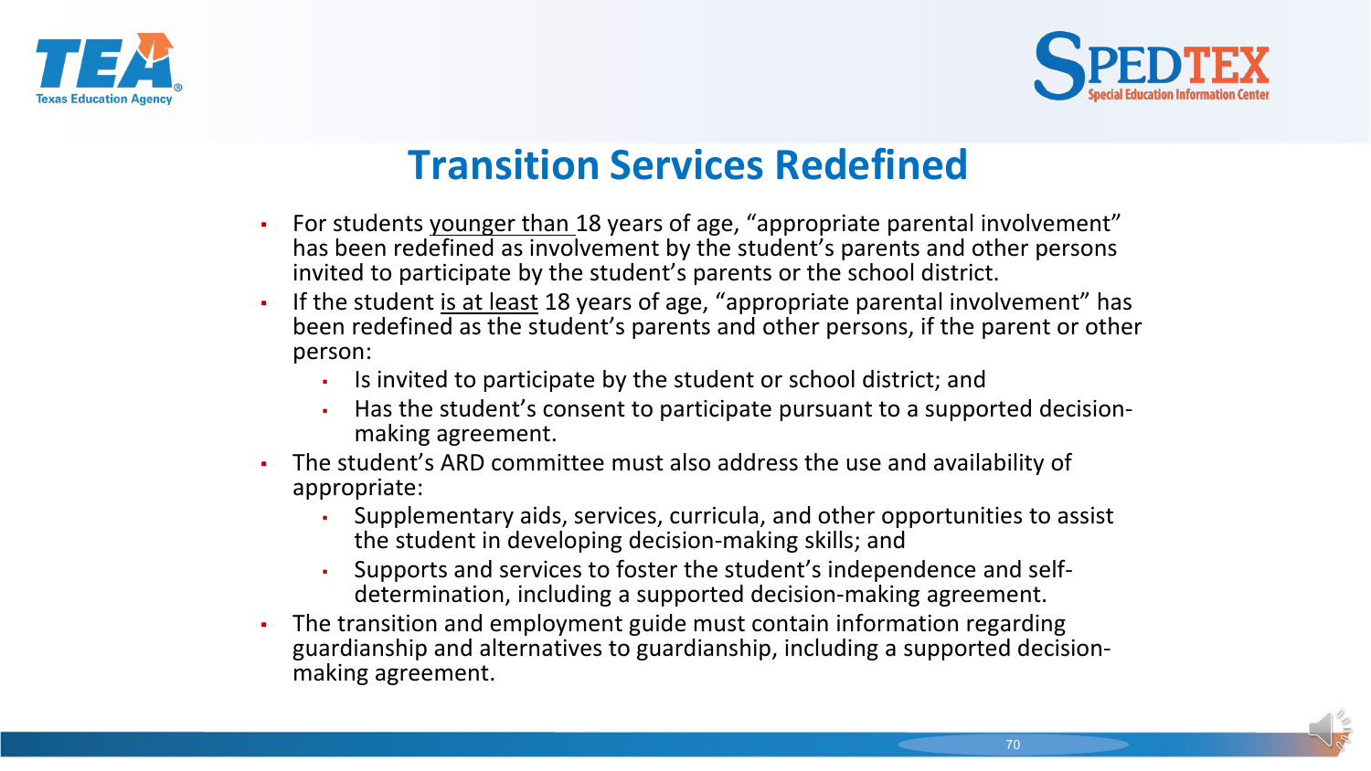# Transition Services Redefined

- For students <u>younger than</u> 18 years of age, "appropriate parental involvement" has been redefined as involvement by the student's parents and other persons invited to participate by the student's parents or the school district.
- If the student <u>is at least</u> 18 years of age, "appropriate parental involvement" has been redefined as the student's parents and other persons, if the parent or other person:
  - Is invited to participate by the student or school district; and
  - Has the student's consent to participate pursuant to a supported decision-making agreement.
- The student's ARD committee must also address the use and availability of appropriate:
  - Supplementary aids, services, curricula, and other opportunities to assist the student in developing decision-making skills; and
  - Supports and services to foster the student's independence and self-determination, including a supported decision-making agreement.
- The transition and employment guide must contain information regarding guardianship and alternatives to guardianship, including a supported decision-making agreement.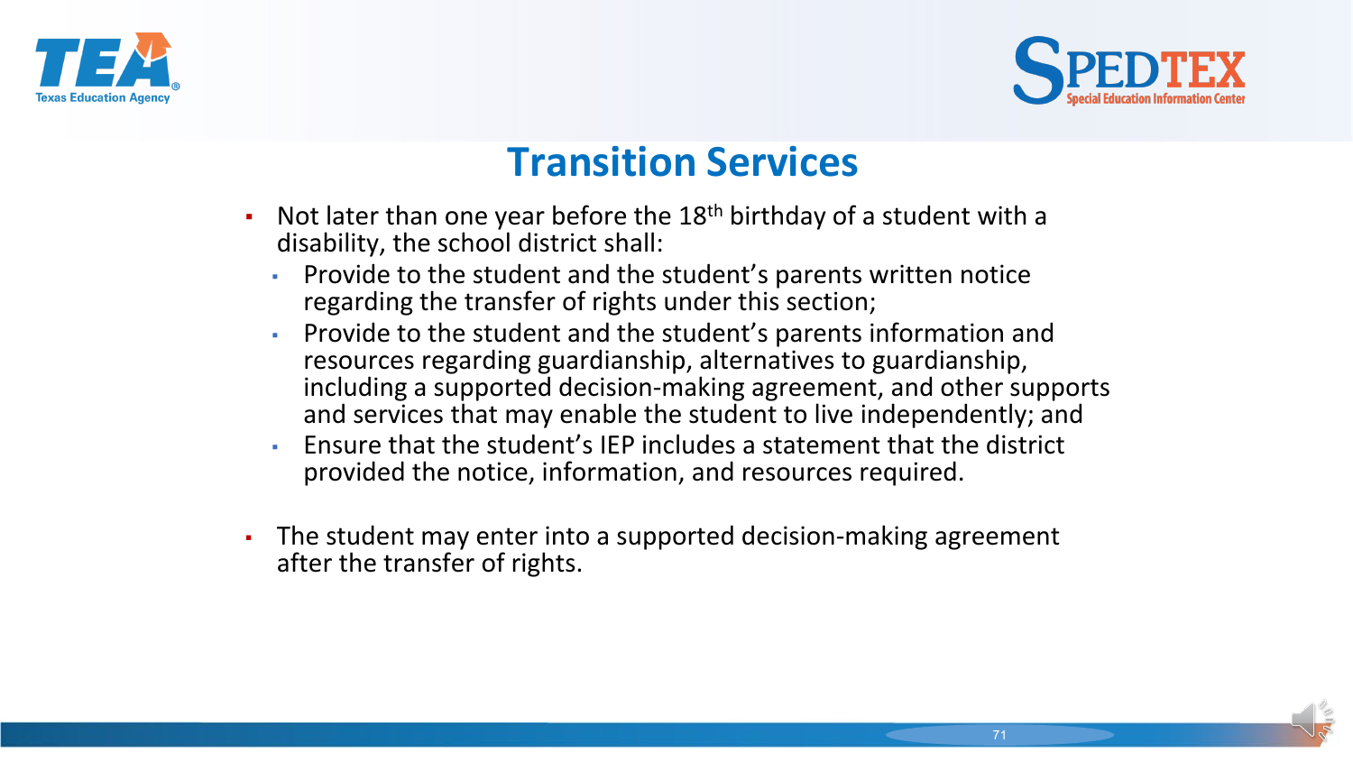# Transition Services

- Not later than one year before the 18th birthday of a student with a disability, the school district shall:
  - Provide to the student and the student's parents written notice regarding the transfer of rights under this section;
  - Provide to the student and the student's parents information and resources regarding guardianship, alternatives to guardianship, including a supported decision-making agreement, and other supports and services that may enable the student to live independently; and
  - Ensure that the student's IEP includes a statement that the district provided the notice, information, and resources required.

- The student may enter into a supported decision-making agreement after the transfer of rights.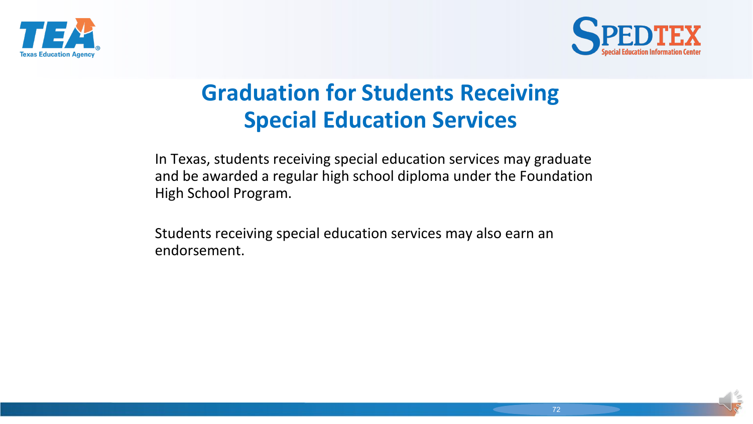# Graduation for Students Receiving Special Education Services

In Texas, students receiving special education services may graduate and be awarded a regular high school diploma under the Foundation High School Program.

Students receiving special education services may also earn an endorsement.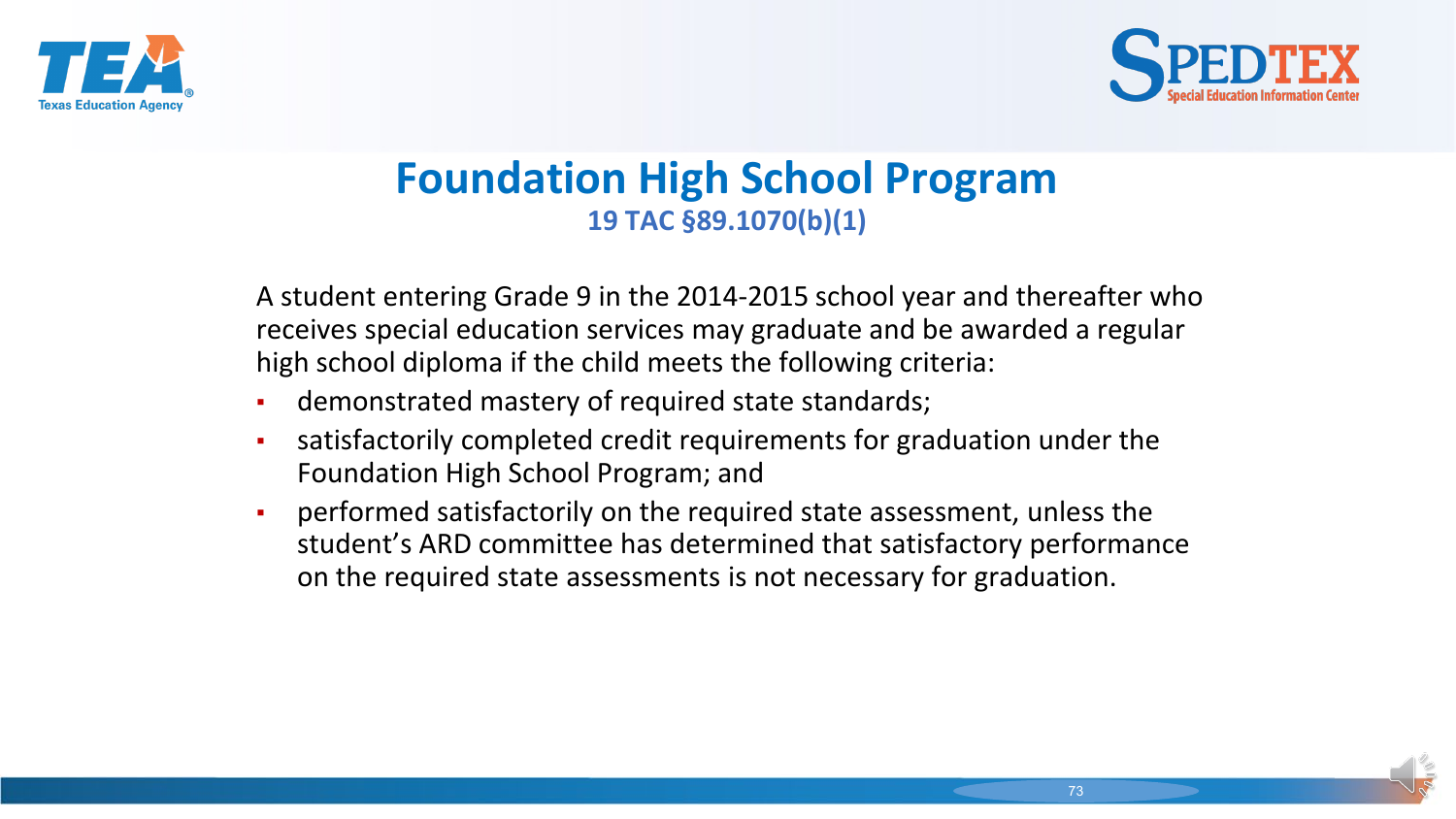# Foundation High School Program

**19 TAC §89.1070(b)(1)**

A student entering Grade 9 in the 2014-2015 school year and thereafter who receives special education services may graduate and be awarded a regular high school diploma if the child meets the following criteria:

- demonstrated mastery of required state standards;
- satisfactorily completed credit requirements for graduation under the Foundation High School Program; and
- performed satisfactorily on the required state assessment, unless the student's ARD committee has determined that satisfactory performance on the required state assessments is not necessary for graduation.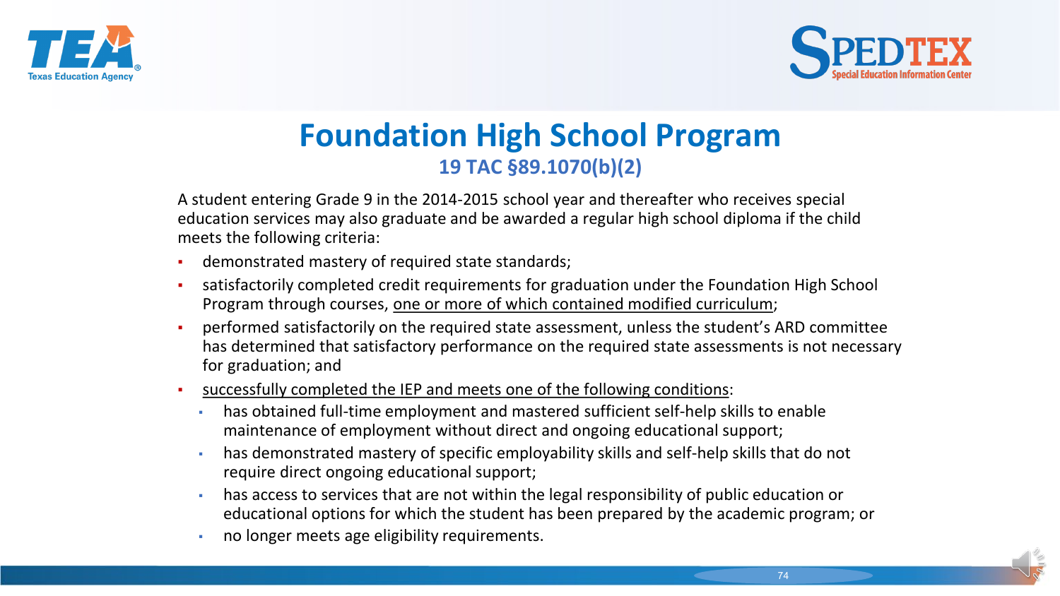# Foundation High School Program

## 19 TAC §89.1070(b)(2)

A student entering Grade 9 in the 2014-2015 school year and thereafter who receives special education services may also graduate and be awarded a regular high school diploma if the child meets the following criteria:

- demonstrated mastery of required state standards;
- satisfactorily completed credit requirements for graduation under the Foundation High School Program through courses, <u>one or more of which contained modified curriculum</u>;
- performed satisfactorily on the required state assessment, unless the student's ARD committee has determined that satisfactory performance on the required state assessments is not necessary for graduation; and
- <u>successfully completed the IEP and meets one of the following conditions</u>:
  - has obtained full-time employment and mastered sufficient self-help skills to enable maintenance of employment without direct and ongoing educational support;
  - has demonstrated mastery of specific employability skills and self-help skills that do not require direct ongoing educational support;
  - has access to services that are not within the legal responsibility of public education or educational options for which the student has been prepared by the academic program; or
  - no longer meets age eligibility requirements.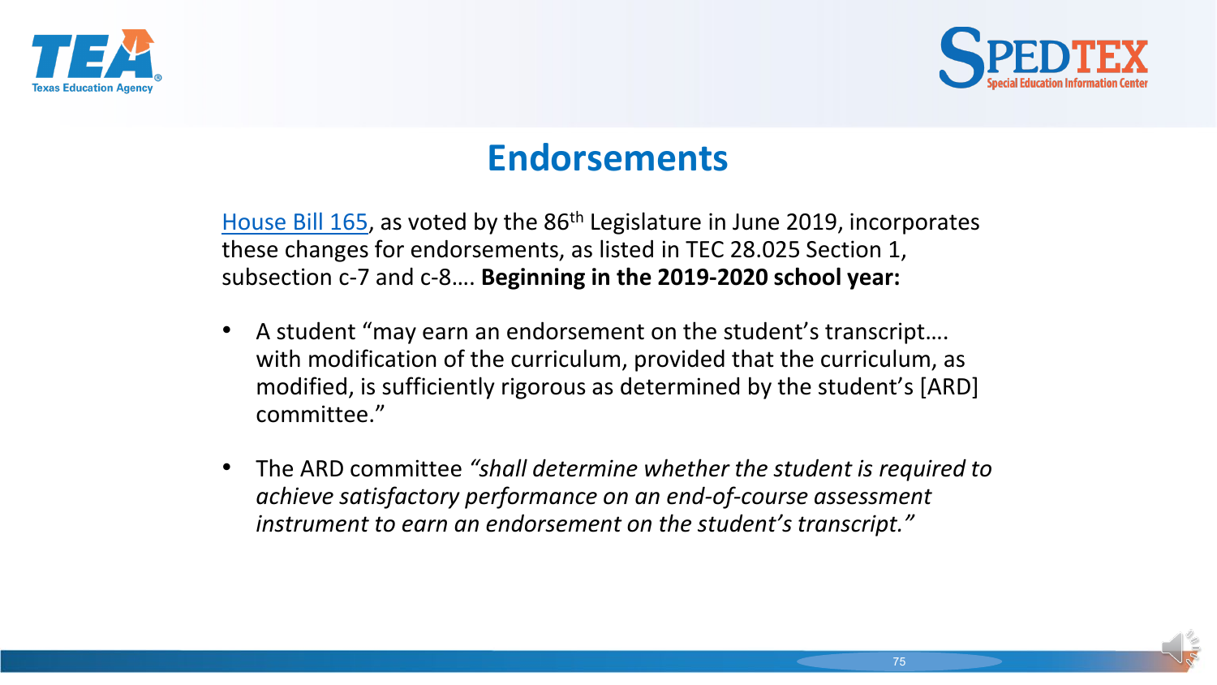# Endorsements

House Bill 165, as voted by the 86th Legislature in June 2019, incorporates these changes for endorsements, as listed in TEC 28.025 Section 1, subsection c-7 and c-8…. **Beginning in the 2019-2020 school year:**

- A student "may earn an endorsement on the student's transcript…. with modification of the curriculum, provided that the curriculum, as modified, is sufficiently rigorous as determined by the student's [ARD] committee."
- The ARD committee *"shall determine whether the student is required to achieve satisfactory performance on an end-of-course assessment instrument to earn an endorsement on the student's transcript."*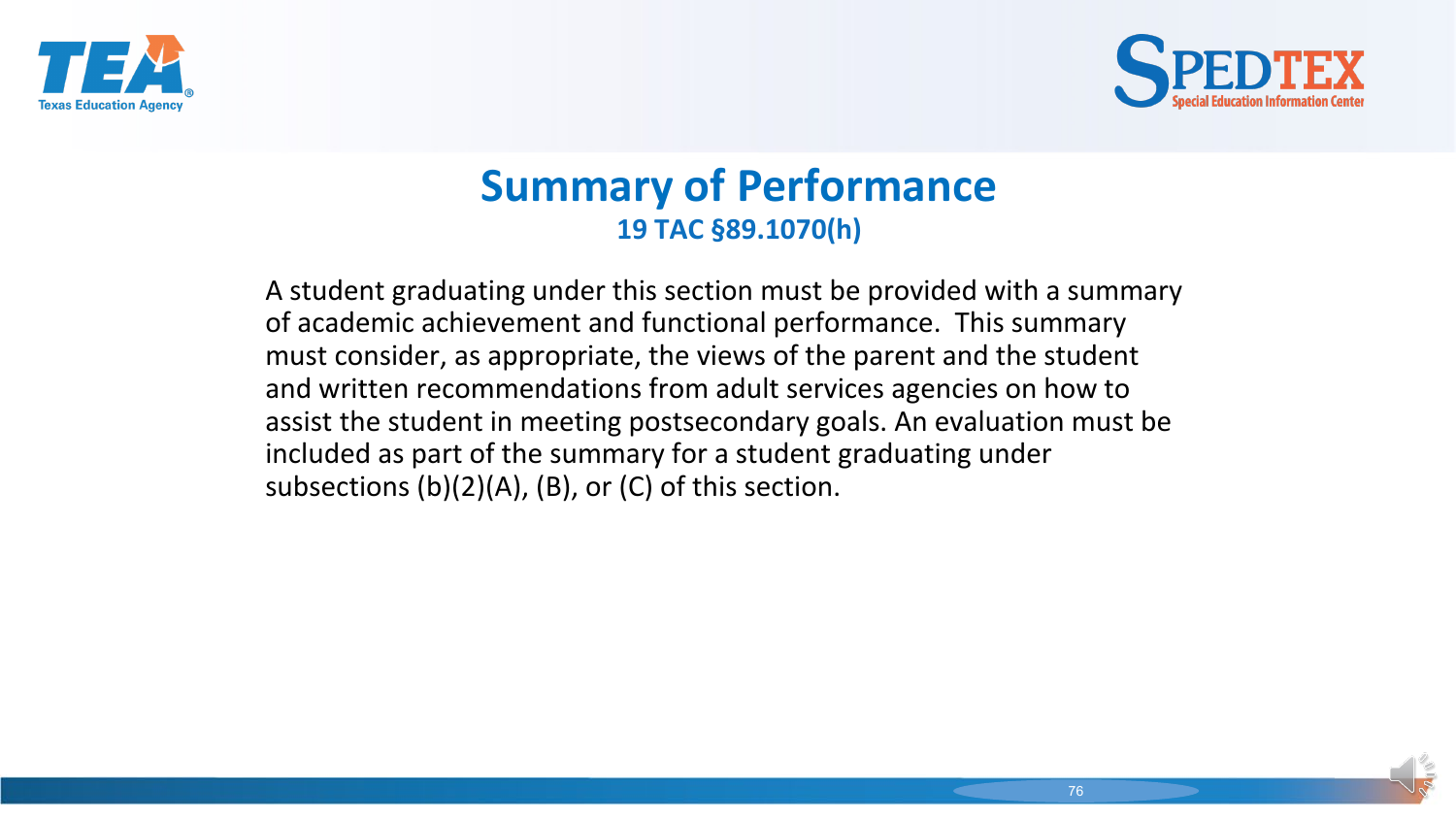# Summary of Performance

**19 TAC §89.1070(h)**

A student graduating under this section must be provided with a summary of academic achievement and functional performance. This summary must consider, as appropriate, the views of the parent and the student and written recommendations from adult services agencies on how to assist the student in meeting postsecondary goals. An evaluation must be included as part of the summary for a student graduating under subsections (b)(2)(A), (B), or (C) of this section.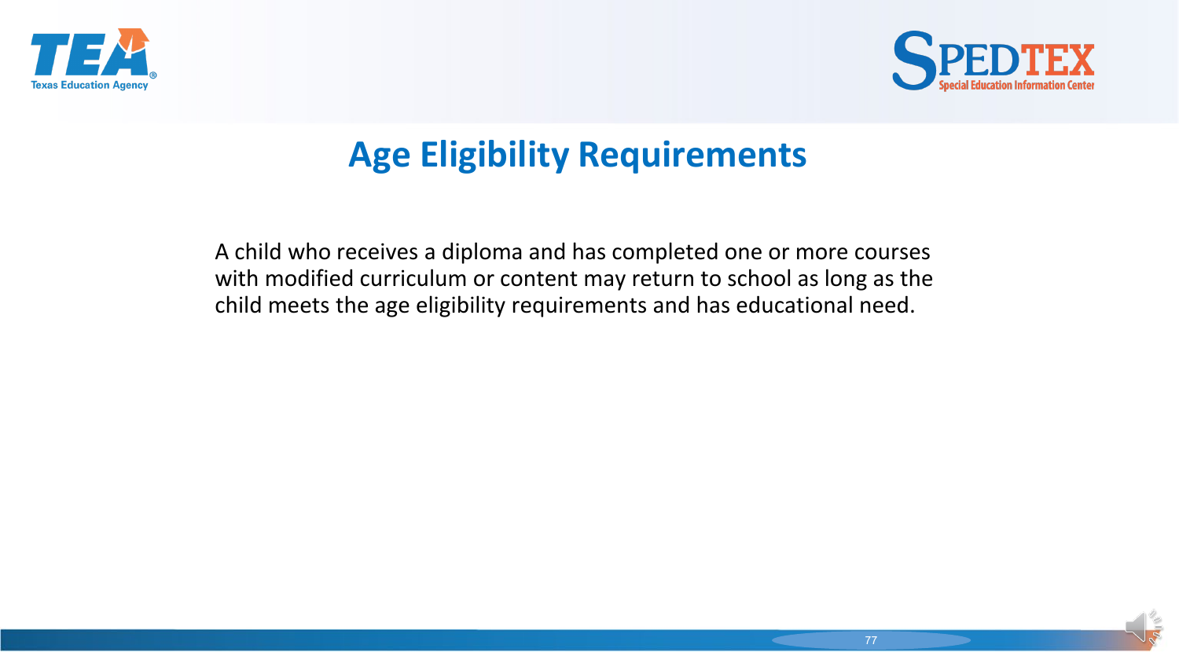# Age Eligibility Requirements

A child who receives a diploma and has completed one or more courses with modified curriculum or content may return to school as long as the child meets the age eligibility requirements and has educational need.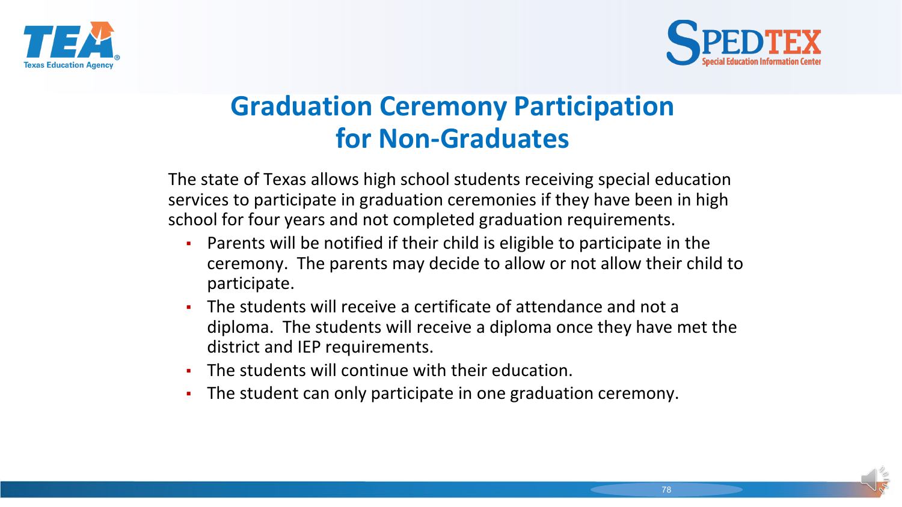# Graduation Ceremony Participation for Non-Graduates

The state of Texas allows high school students receiving special education services to participate in graduation ceremonies if they have been in high school for four years and not completed graduation requirements.

- Parents will be notified if their child is eligible to participate in the ceremony. The parents may decide to allow or not allow their child to participate.
- The students will receive a certificate of attendance and not a diploma. The students will receive a diploma once they have met the district and IEP requirements.
- The students will continue with their education.
- The student can only participate in one graduation ceremony.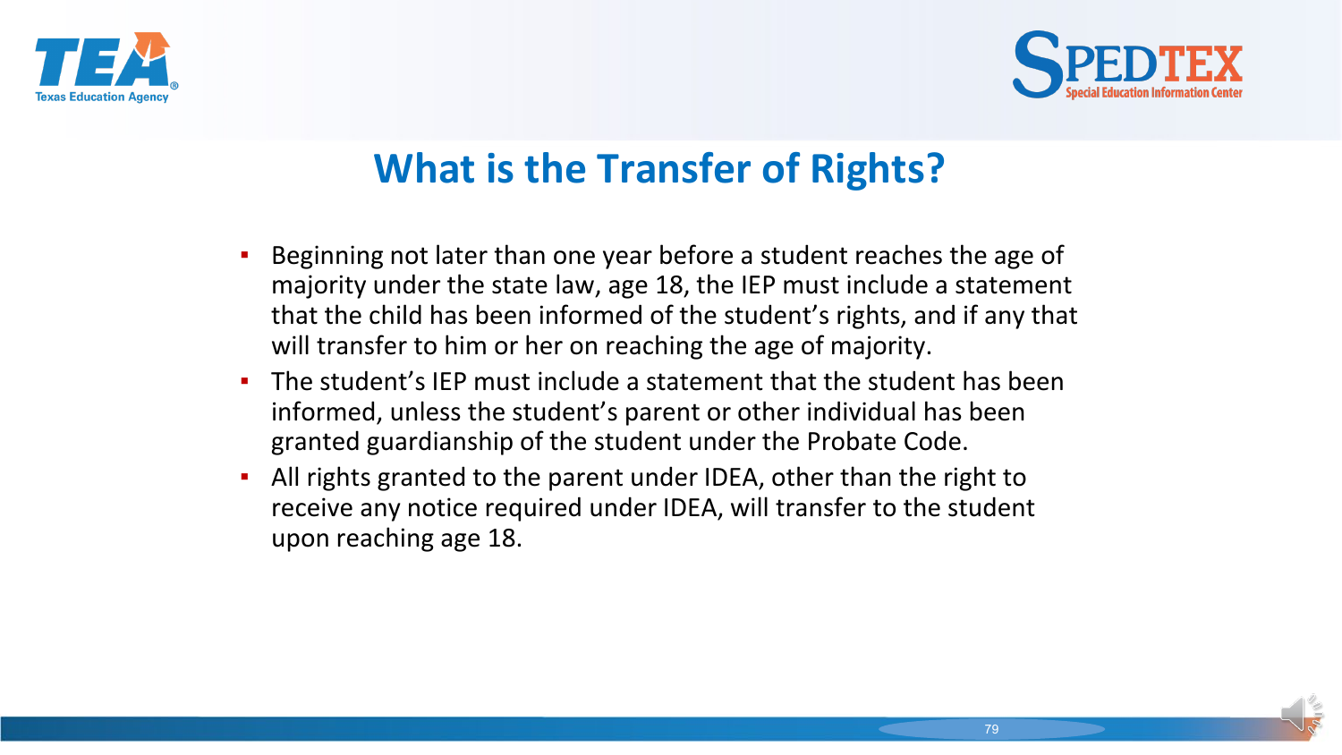# What is the Transfer of Rights?

- Beginning not later than one year before a student reaches the age of majority under the state law, age 18, the IEP must include a statement that the child has been informed of the student's rights, and if any that will transfer to him or her on reaching the age of majority.
- The student's IEP must include a statement that the student has been informed, unless the student's parent or other individual has been granted guardianship of the student under the Probate Code.
- All rights granted to the parent under IDEA, other than the right to receive any notice required under IDEA, will transfer to the student upon reaching age 18.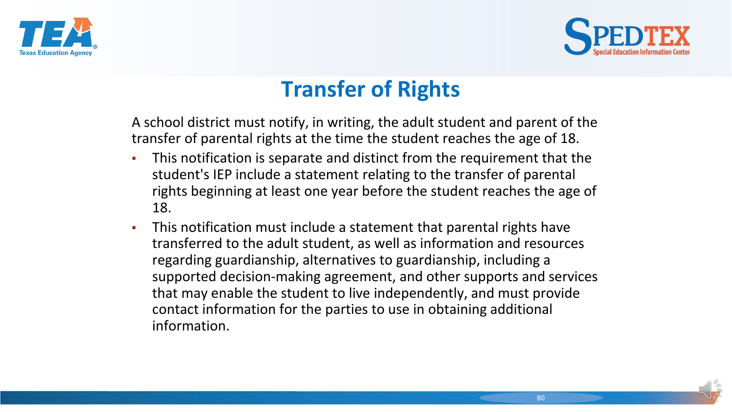# Transfer of Rights

A school district must notify, in writing, the adult student and parent of the transfer of parental rights at the time the student reaches the age of 18.

- This notification is separate and distinct from the requirement that the student's IEP include a statement relating to the transfer of parental rights beginning at least one year before the student reaches the age of 18.
- This notification must include a statement that parental rights have transferred to the adult student, as well as information and resources regarding guardianship, alternatives to guardianship, including a supported decision-making agreement, and other supports and services that may enable the student to live independently, and must provide contact information for the parties to use in obtaining additional information.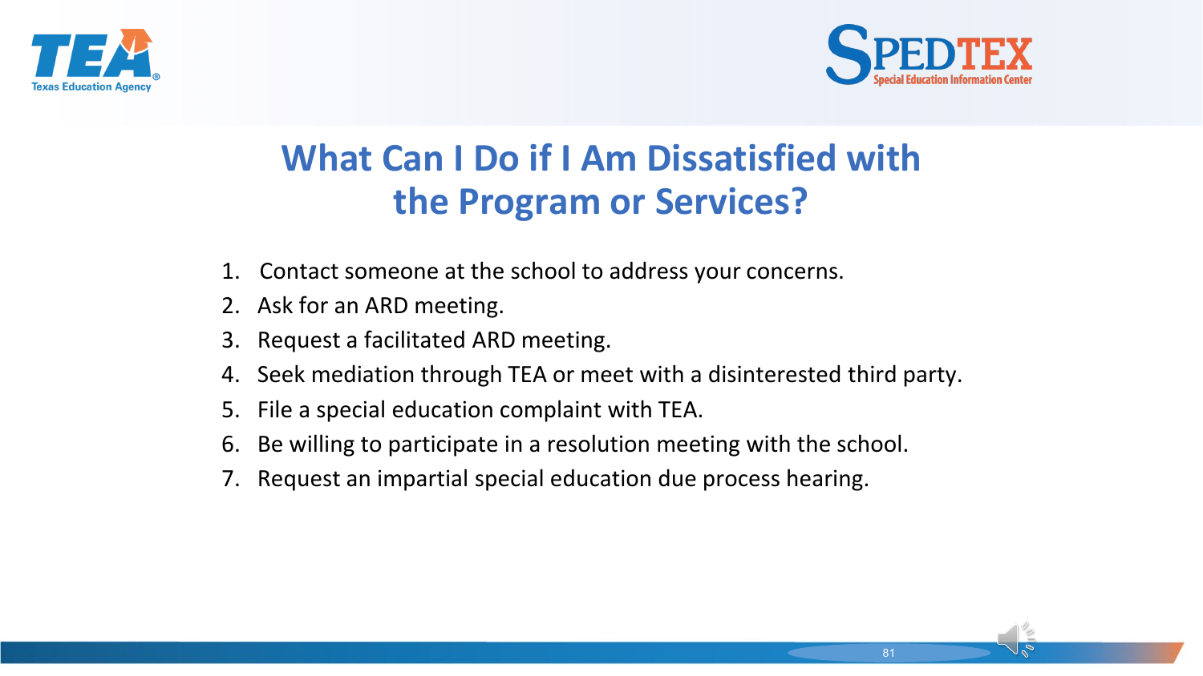# What Can I Do if I Am Dissatisfied with the Program or Services?

1. Contact someone at the school to address your concerns.
2. Ask for an ARD meeting.
3. Request a facilitated ARD meeting.
4. Seek mediation through TEA or meet with a disinterested third party.
5. File a special education complaint with TEA.
6. Be willing to participate in a resolution meeting with the school.
7. Request an impartial special education due process hearing.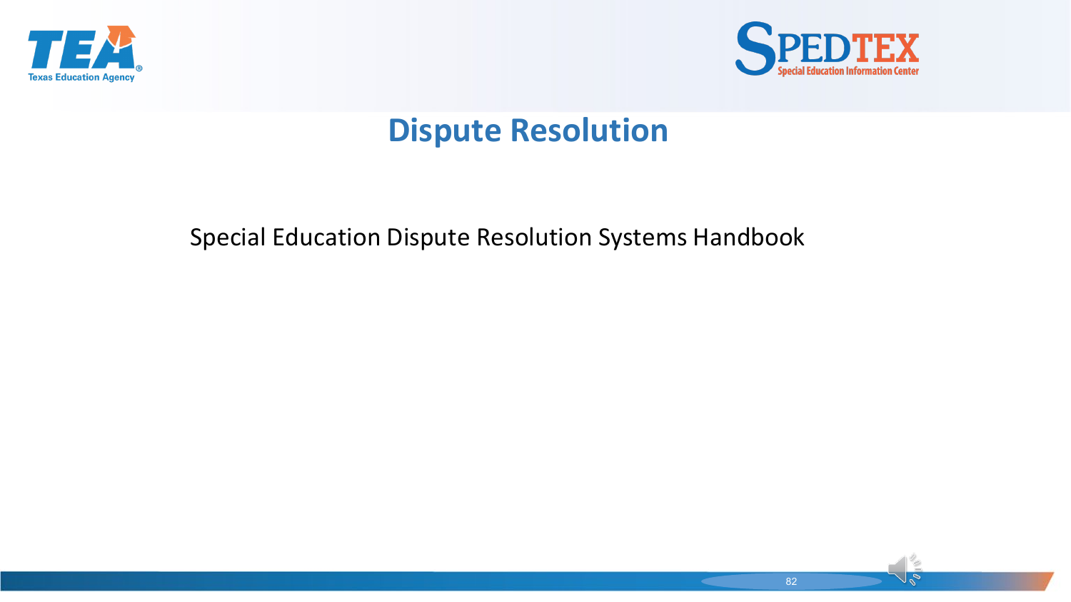# Dispute Resolution

Special Education Dispute Resolution Systems Handbook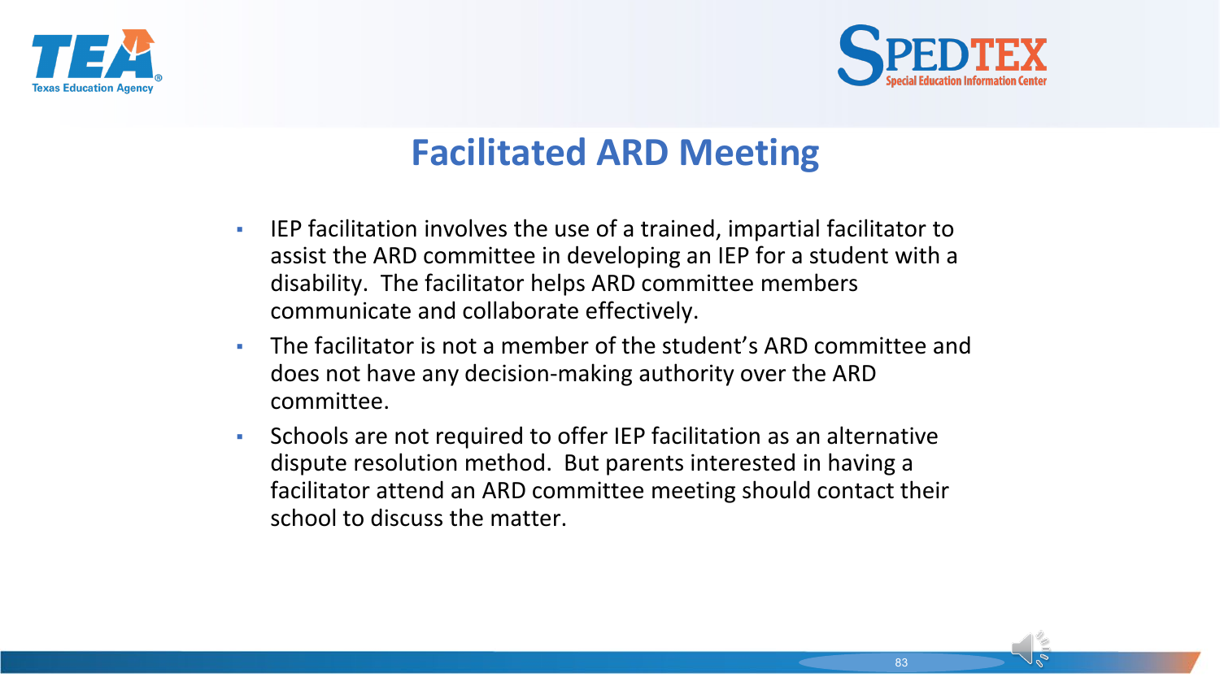# Facilitated ARD Meeting

- IEP facilitation involves the use of a trained, impartial facilitator to assist the ARD committee in developing an IEP for a student with a disability. The facilitator helps ARD committee members communicate and collaborate effectively.
- The facilitator is not a member of the student's ARD committee and does not have any decision-making authority over the ARD committee.
- Schools are not required to offer IEP facilitation as an alternative dispute resolution method. But parents interested in having a facilitator attend an ARD committee meeting should contact their school to discuss the matter.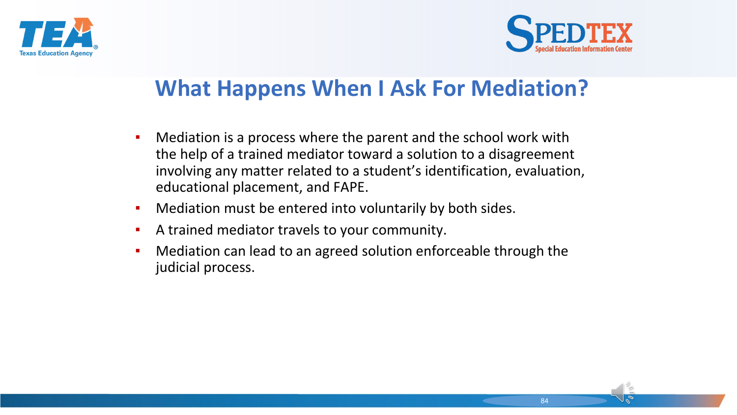# What Happens When I Ask For Mediation?

- Mediation is a process where the parent and the school work with the help of a trained mediator toward a solution to a disagreement involving any matter related to a student's identification, evaluation, educational placement, and FAPE.
- Mediation must be entered into voluntarily by both sides.
- A trained mediator travels to your community.
- Mediation can lead to an agreed solution enforceable through the judicial process.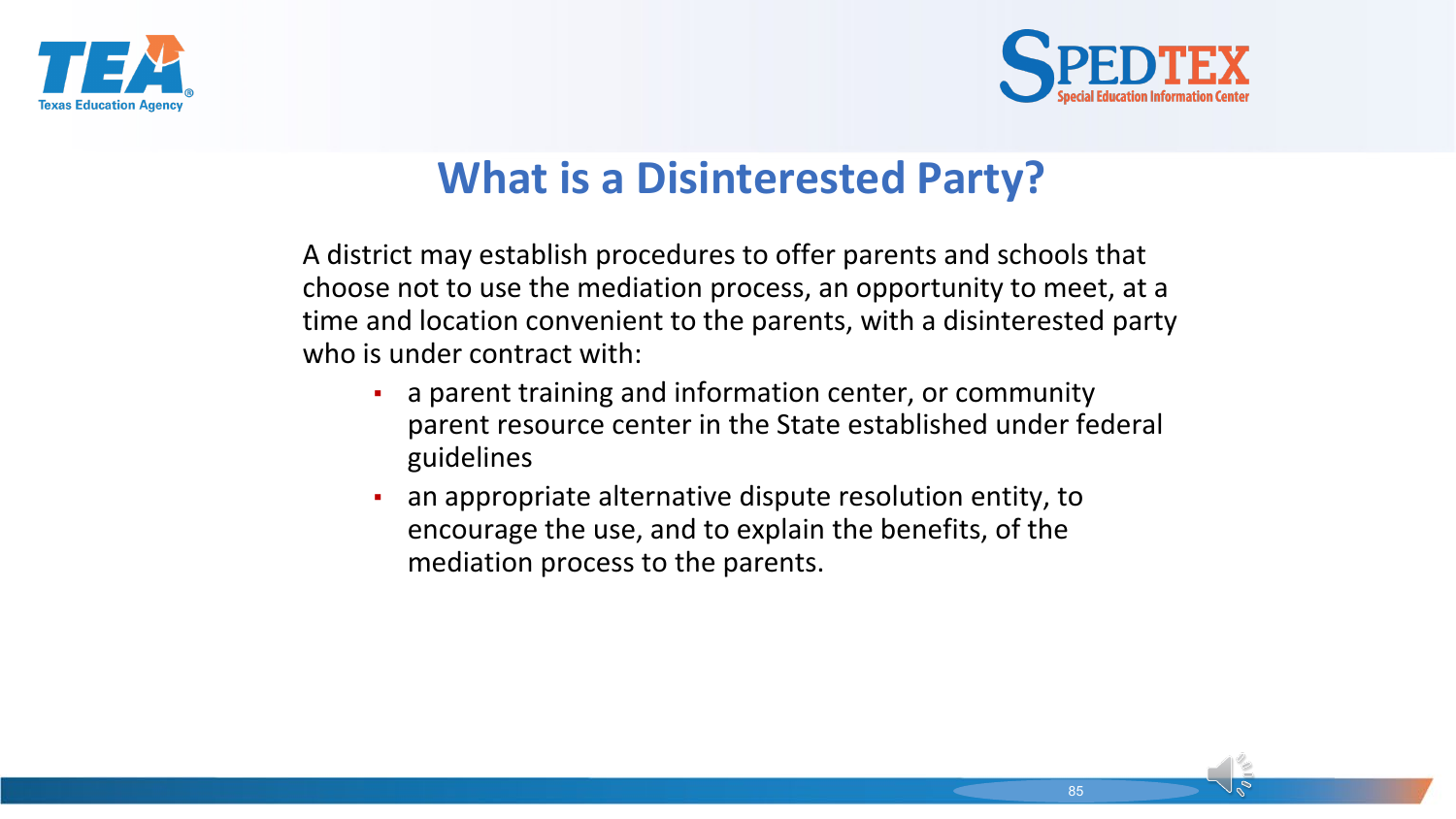# What is a Disinterested Party?

A district may establish procedures to offer parents and schools that choose not to use the mediation process, an opportunity to meet, at a time and location convenient to the parents, with a disinterested party who is under contract with:

- a parent training and information center, or community parent resource center in the State established under federal guidelines
- an appropriate alternative dispute resolution entity, to encourage the use, and to explain the benefits, of the mediation process to the parents.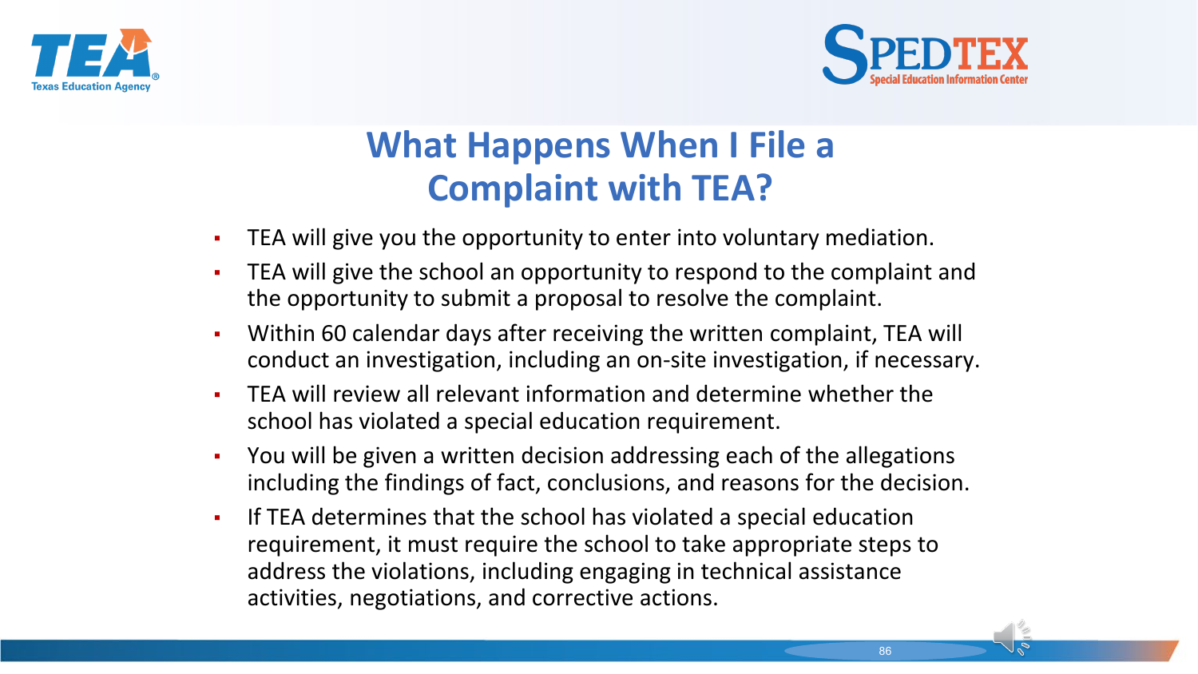# What Happens When I File a Complaint with TEA?

- TEA will give you the opportunity to enter into voluntary mediation.
- TEA will give the school an opportunity to respond to the complaint and the opportunity to submit a proposal to resolve the complaint.
- Within 60 calendar days after receiving the written complaint, TEA will conduct an investigation, including an on-site investigation, if necessary.
- TEA will review all relevant information and determine whether the school has violated a special education requirement.
- You will be given a written decision addressing each of the allegations including the findings of fact, conclusions, and reasons for the decision.
- If TEA determines that the school has violated a special education requirement, it must require the school to take appropriate steps to address the violations, including engaging in technical assistance activities, negotiations, and corrective actions.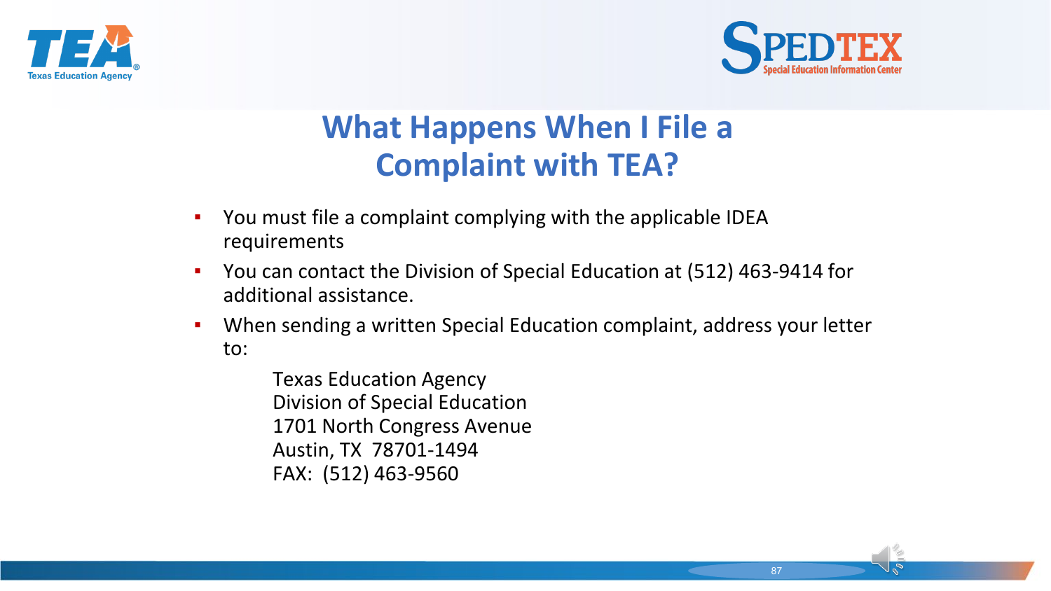# What Happens When I File a Complaint with TEA?

- You must file a complaint complying with the applicable IDEA requirements
- You can contact the Division of Special Education at (512) 463-9414 for additional assistance.
- When sending a written Special Education complaint, address your letter to:

  Texas Education Agency
  Division of Special Education
  1701 North Congress Avenue
  Austin, TX 78701-1494
  FAX: (512) 463-9560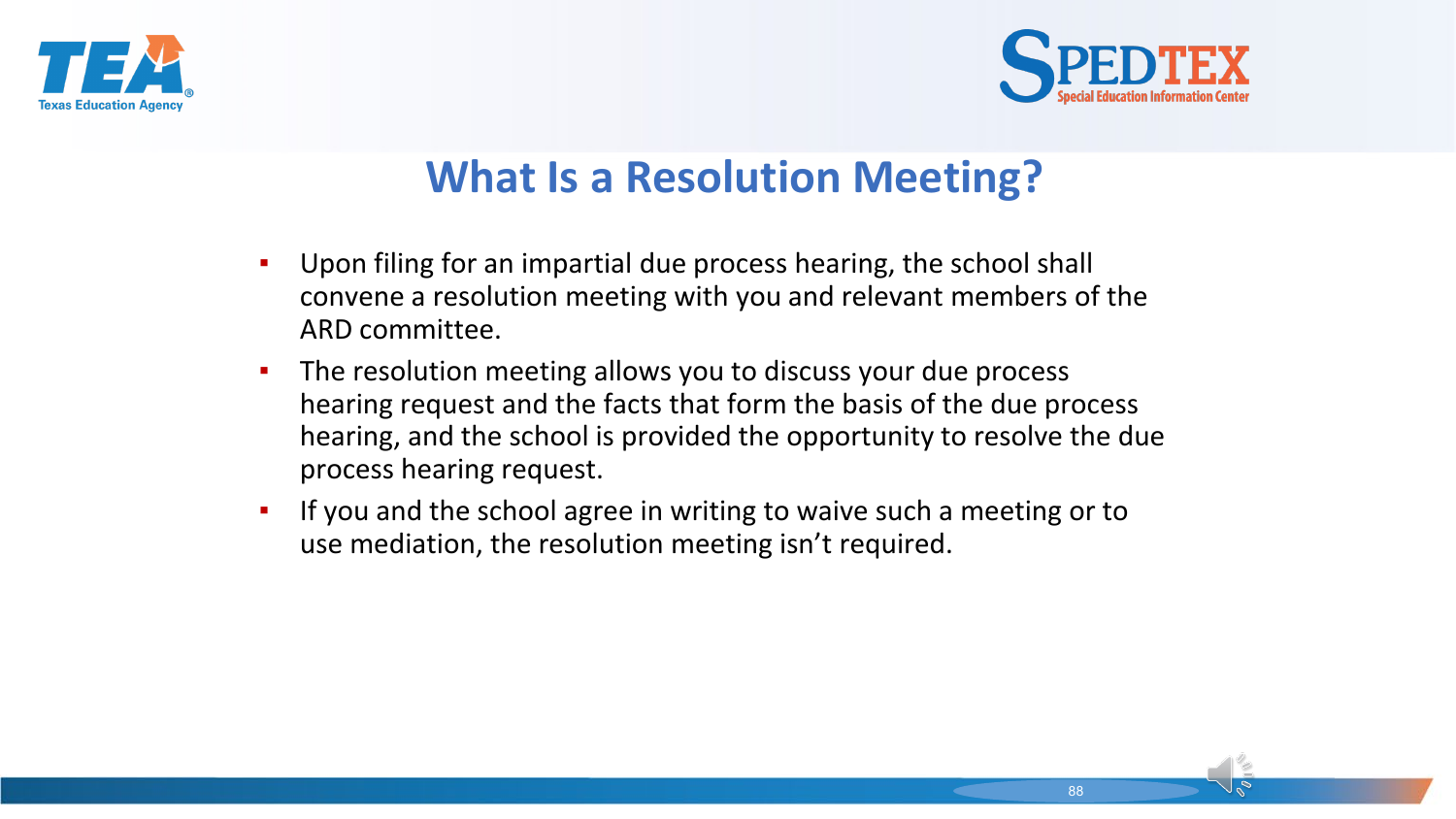# What Is a Resolution Meeting?

- Upon filing for an impartial due process hearing, the school shall convene a resolution meeting with you and relevant members of the ARD committee.
- The resolution meeting allows you to discuss your due process hearing request and the facts that form the basis of the due process hearing, and the school is provided the opportunity to resolve the due process hearing request.
- If you and the school agree in writing to waive such a meeting or to use mediation, the resolution meeting isn't required.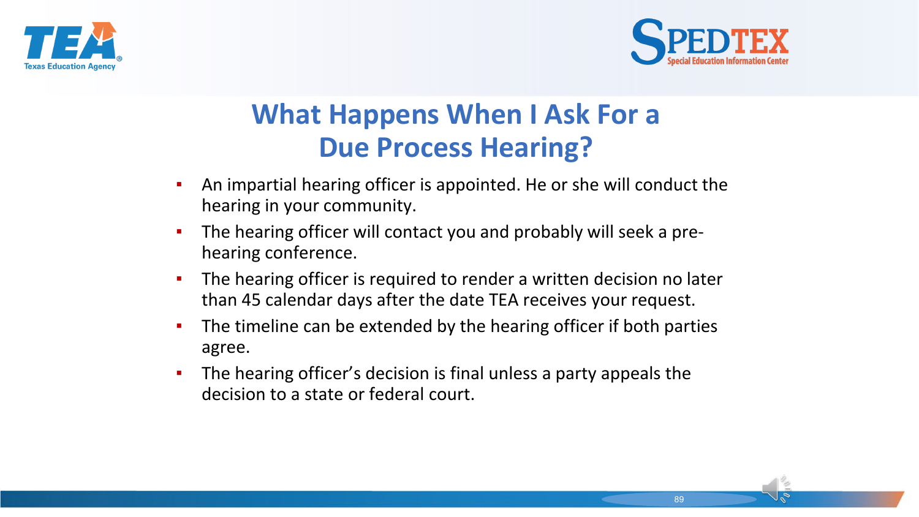# What Happens When I Ask For a Due Process Hearing?

- An impartial hearing officer is appointed. He or she will conduct the hearing in your community.
- The hearing officer will contact you and probably will seek a pre-hearing conference.
- The hearing officer is required to render a written decision no later than 45 calendar days after the date TEA receives your request.
- The timeline can be extended by the hearing officer if both parties agree.
- The hearing officer's decision is final unless a party appeals the decision to a state or federal court.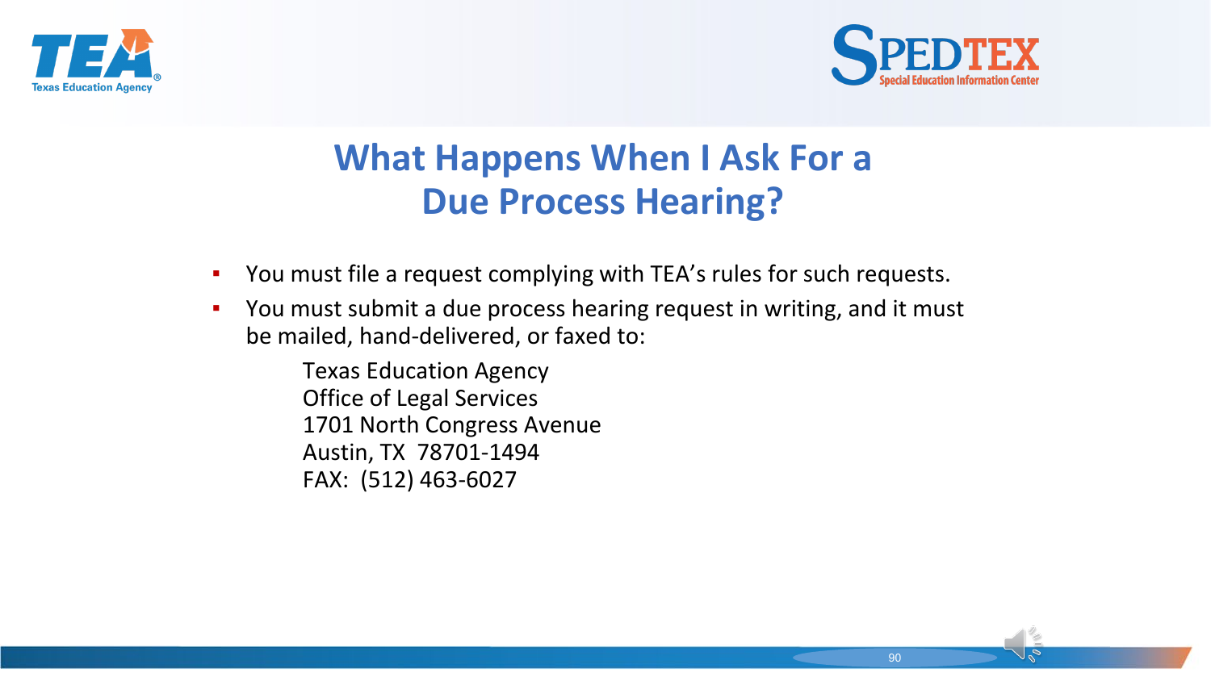# What Happens When I Ask For a Due Process Hearing?

- You must file a request complying with TEA's rules for such requests.
- You must submit a due process hearing request in writing, and it must be mailed, hand-delivered, or faxed to:

  Texas Education Agency
  Office of Legal Services
  1701 North Congress Avenue
  Austin, TX 78701-1494
  FAX: (512) 463-6027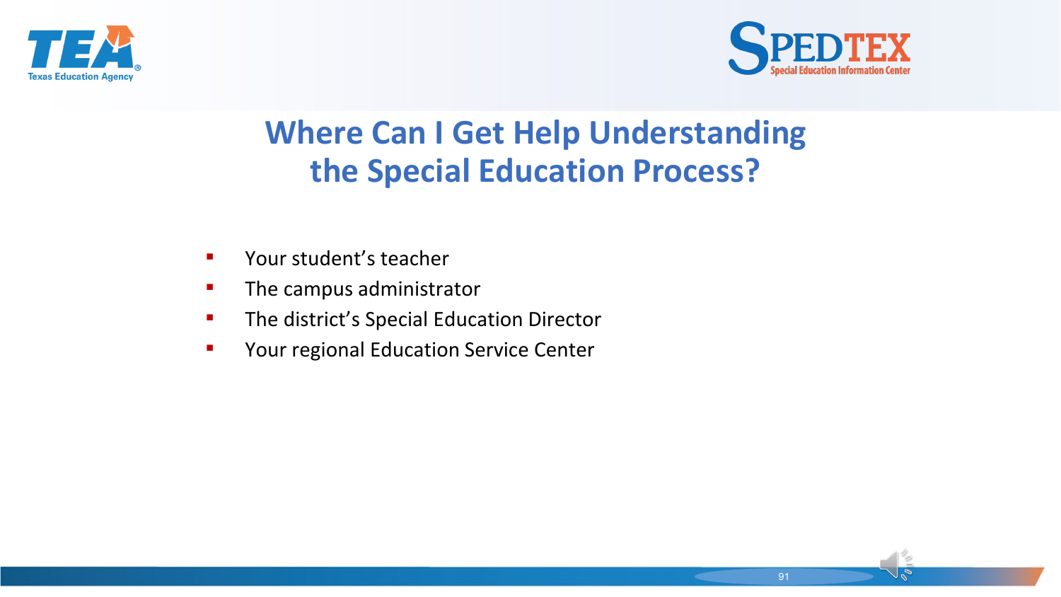# Where Can I Get Help Understanding the Special Education Process?

- Your student's teacher
- The campus administrator
- The district's Special Education Director
- Your regional Education Service Center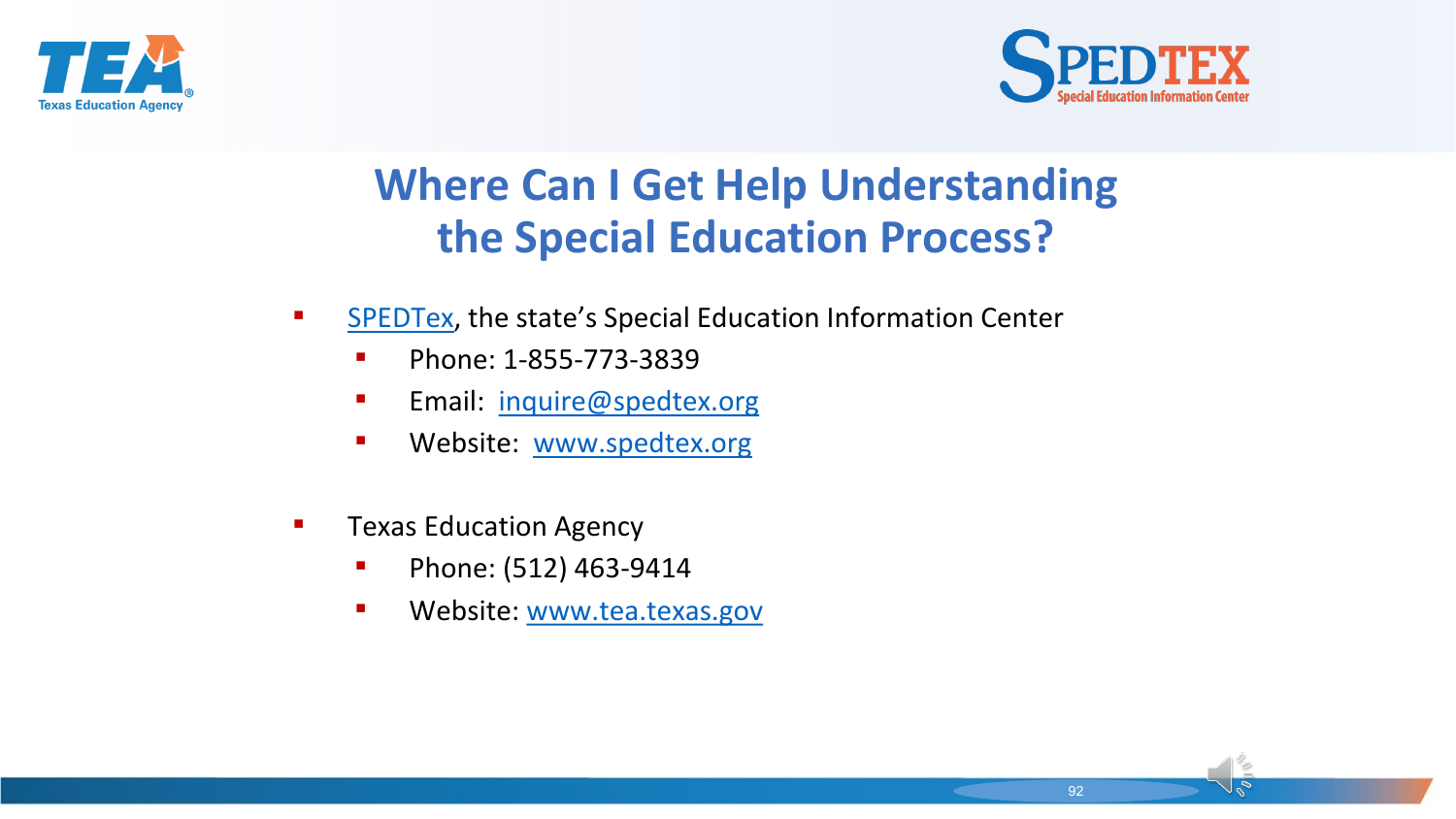# Where Can I Get Help Understanding the Special Education Process?

- SPEDTex, the state's Special Education Information Center
  - Phone: 1-855-773-3839
  - Email: inquire@spedtex.org
  - Website: www.spedtex.org

- Texas Education Agency
  - Phone: (512) 463-9414
  - Website: www.tea.texas.gov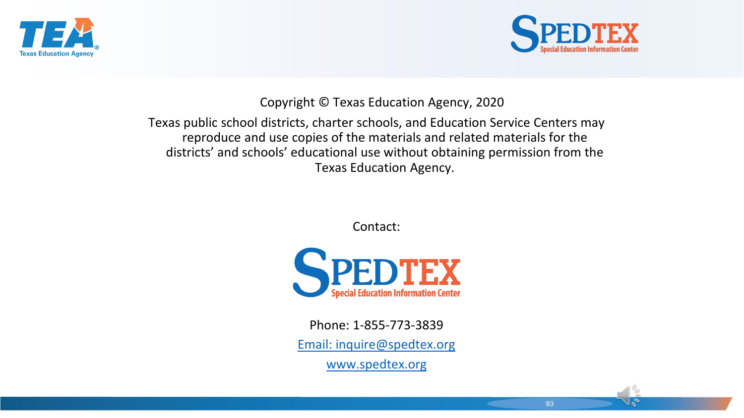Copyright © Texas Education Agency, 2020

Texas public school districts, charter schools, and Education Service Centers may reproduce and use copies of the materials and related materials for the districts' and schools' educational use without obtaining permission from the Texas Education Agency.

Contact:

SPEDTEX Special Education Information Center

Phone: 1-855-773-3839

Email: inquire@spedtex.org

www.spedtex.org